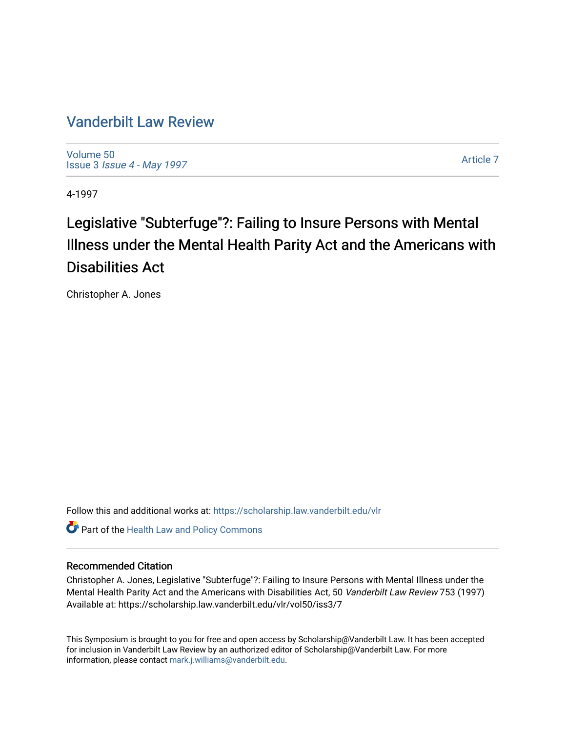# Vanderbilt Law Review

Volume 50
Issue 3 *Issue 4 - May 1997*

Article 7

4-1997

## Legislative "Subterfuge"?: Failing to Insure Persons with Mental Illness under the Mental Health Parity Act and the Americans with Disabilities Act

Christopher A. Jones

Follow this and additional works at: https://scholarship.law.vanderbilt.edu/vlr

Part of the Health Law and Policy Commons

### Recommended Citation

Christopher A. Jones, Legislative "Subterfuge"?: Failing to Insure Persons with Mental Illness under the Mental Health Parity Act and the Americans with Disabilities Act, 50 *Vanderbilt Law Review* 753 (1997)
Available at: https://scholarship.law.vanderbilt.edu/vlr/vol50/iss3/7

This Symposium is brought to you for free and open access by Scholarship@Vanderbilt Law. It has been accepted for inclusion in Vanderbilt Law Review by an authorized editor of Scholarship@Vanderbilt Law. For more information, please contact mark.j.williams@vanderbilt.edu.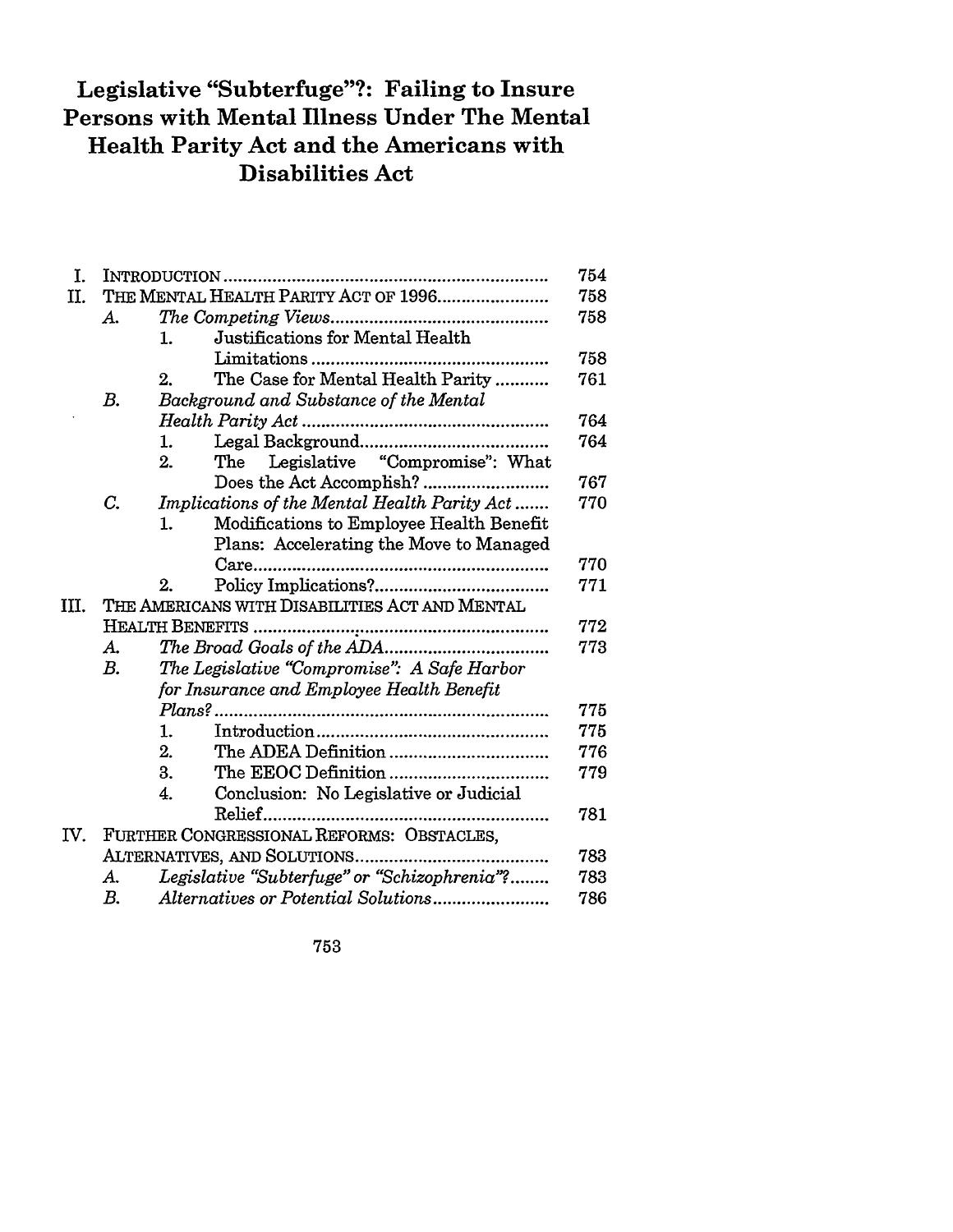# Legislative "Subterfuge"?: Failing to Insure Persons with Mental Illness Under The Mental Health Parity Act and the Americans with Disabilities Act

| | | | | |
|---|---|---|---|---|
| I. | INTRODUCTION | | | 754 |
| II. | THE MENTAL HEALTH PARITY ACT OF 1996 | | | 758 |
| | A. | *The Competing Views* | | 758 |
| | | 1. | Justifications for Mental Health Limitations | 758 |
| | | 2. | The Case for Mental Health Parity | 761 |
| | B. | *Background and Substance of the Mental Health Parity Act* | | 764 |
| | | 1. | Legal Background | 764 |
| | | 2. | The Legislative "Compromise": What Does the Act Accomplish? | 767 |
| | C. | *Implications of the Mental Health Parity Act* | | 770 |
| | | 1. | Modifications to Employee Health Benefit Plans: Accelerating the Move to Managed Care | 770 |
| | | 2. | Policy Implications? | 771 |
| III. | THE AMERICANS WITH DISABILITIES ACT AND MENTAL HEALTH BENEFITS | | | 772 |
| | A. | *The Broad Goals of the ADA* | | 773 |
| | B. | *The Legislative "Compromise": A Safe Harbor for Insurance and Employee Health Benefit Plans?* | | 775 |
| | | 1. | Introduction | 775 |
| | | 2. | The ADEA Definition | 776 |
| | | 3. | The EEOC Definition | 779 |
| | | 4. | Conclusion: No Legislative or Judicial Relief | 781 |
| IV. | FURTHER CONGRESSIONAL REFORMS: OBSTACLES, ALTERNATIVES, AND SOLUTIONS | | | 783 |
| | A. | *Legislative "Subterfuge" or "Schizophrenia"?* | | 783 |
| | B. | *Alternatives or Potential Solutions* | | 786 |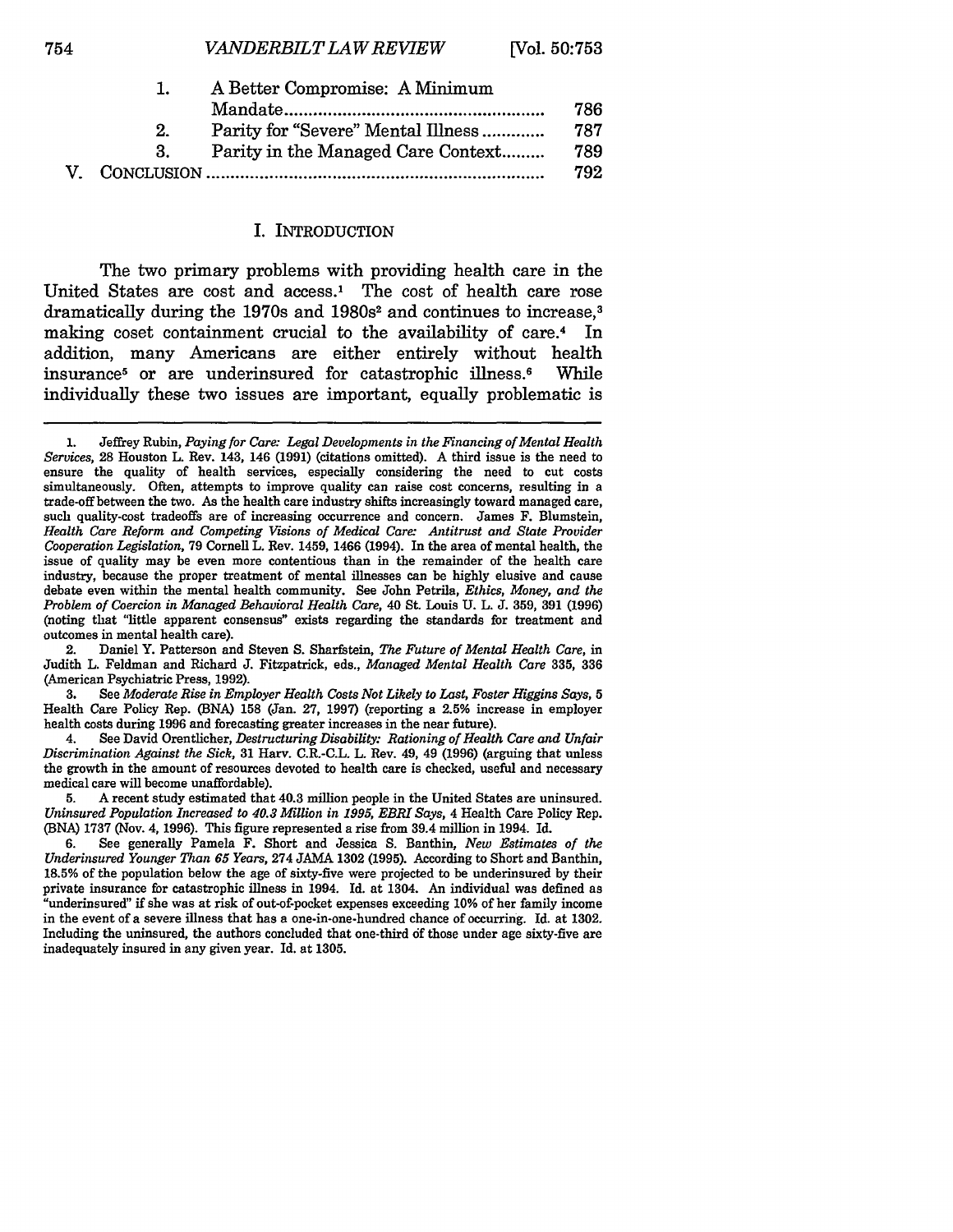| | | |
|---|---|---|
| 1. | A Better Compromise: A Minimum Mandate | 786 |
| 2. | Parity for "Severe" Mental Illness | 787 |
| 3. | Parity in the Managed Care Context | 789 |
| V. | CONCLUSION | 792 |

## I. INTRODUCTION

The two primary problems with providing health care in the United States are cost and access.[1] The cost of health care rose dramatically during the 1970s and 1980s[2] and continues to increase,[3] making coset containment crucial to the availability of care.[4] In addition, many Americans are either entirely without health insurance[5] or are underinsured for catastrophic illness.[6] While individually these two issues are important, equally problematic is

---

1. Jeffrey Rubin, *Paying for Care: Legal Developments in the Financing of Mental Health Services*, 28 Houston L. Rev. 143, 146 (1991) (citations omitted). A third issue is the need to ensure the quality of health services, especially considering the need to cut costs simultaneously. Often, attempts to improve quality can raise cost concerns, resulting in a trade-off between the two. As the health care industry shifts increasingly toward managed care, such quality-cost tradeoffs are of increasing occurrence and concern. James F. Blumstein, *Health Care Reform and Competing Visions of Medical Care: Antitrust and State Provider Cooperation Legislation*, 79 Cornell L. Rev. 1459, 1466 (1994). In the area of mental health, the issue of quality may be even more contentious than in the remainder of the health care industry, because the proper treatment of mental illnesses can be highly elusive and cause debate even within the mental health community. See John Petrila, *Ethics, Money, and the Problem of Coercion in Managed Behavioral Health Care*, 40 St. Louis U. L. J. 359, 391 (1996) (noting that "little apparent consensus" exists regarding the standards for treatment and outcomes in mental health care).

2. Daniel Y. Patterson and Steven S. Sharfstein, *The Future of Mental Health Care*, in Judith L. Feldman and Richard J. Fitzpatrick, eds., *Managed Mental Health Care* 335, 336 (American Psychiatric Press, 1992).

3. See *Moderate Rise in Employer Health Costs Not Likely to Last, Foster Higgins Says*, 5 Health Care Policy Rep. (BNA) 158 (Jan. 27, 1997) (reporting a 2.5% increase in employer health costs during 1996 and forecasting greater increases in the near future).

4. See David Orentlicher, *Destructuring Disability: Rationing of Health Care and Unfair Discrimination Against the Sick*, 31 Harv. C.R.-C.L. L. Rev. 49, 49 (1996) (arguing that unless the growth in the amount of resources devoted to health care is checked, useful and necessary medical care will become unaffordable).

5. A recent study estimated that 40.3 million people in the United States are uninsured. *Uninsured Population Increased to 40.3 Million in 1995, EBRI Says*, 4 Health Care Policy Rep. (BNA) 1737 (Nov. 4, 1996). This figure represented a rise from 39.4 million in 1994. Id.

6. See generally Pamela F. Short and Jessica S. Banthin, *New Estimates of the Underinsured Younger Than 65 Years*, 274 JAMA 1302 (1995). According to Short and Banthin, 18.5% of the population below the age of sixty-five were projected to be underinsured by their private insurance for catastrophic illness in 1994. Id. at 1304. An individual was defined as "underinsured" if she was at risk of out-of-pocket expenses exceeding 10% of her family income in the event of a severe illness that has a one-in-one-hundred chance of occurring. Id. at 1302. Including the uninsured, the authors concluded that one-third of those under age sixty-five are inadequately insured in any given year. Id. at 1305.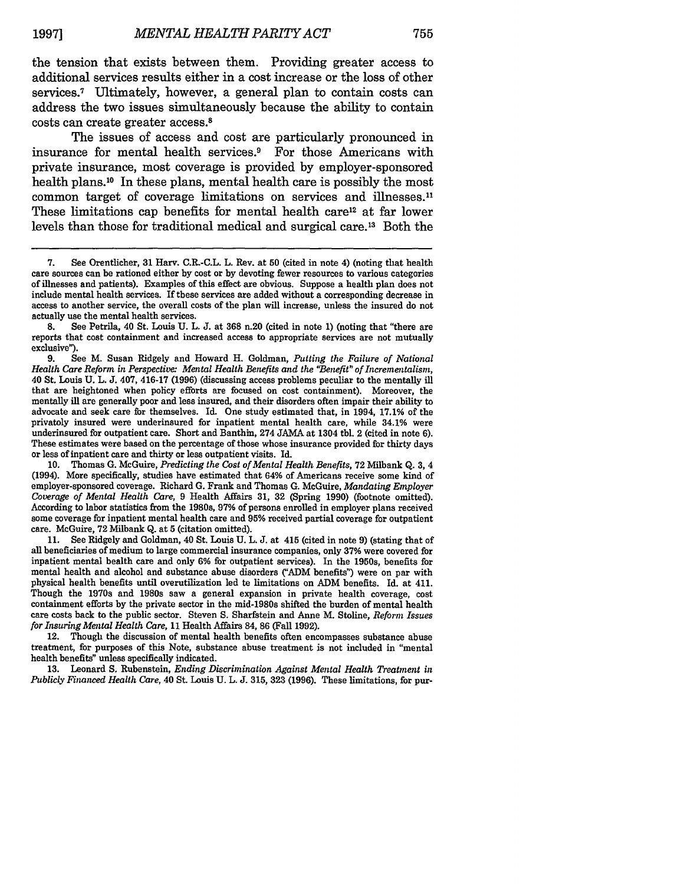the tension that exists between them. Providing greater access to additional services results either in a cost increase or the loss of other services.[7] Ultimately, however, a general plan to contain costs can address the two issues simultaneously because the ability to contain costs can create greater access.[8]

The issues of access and cost are particularly pronounced in insurance for mental health services.[9] For those Americans with private insurance, most coverage is provided by employer-sponsored health plans.[10] In these plans, mental health care is possibly the most common target of coverage limitations on services and illnesses.[11] These limitations cap benefits for mental health care[12] at far lower levels than those for traditional medical and surgical care.[13] Both the

---

7. See Orentlicher, 31 Harv. C.R.-C.L. L. Rev. at 50 (cited in note 4) (noting that health care sources can be rationed either by cost or by devoting fewer resources to various categories of illnesses and patients). Examples of this effect are obvious. Suppose a health plan does not include mental health services. If these services are added without a corresponding decrease in access to another service, the overall costs of the plan will increase, unless the insured do not actually use the mental health services.

8. See Petrila, 40 St. Louis U. L. J. at 368 n.20 (cited in note 1) (noting that "there are reports that cost containment and increased access to appropriate services are not mutually exclusive").

9. See M. Susan Ridgely and Howard H. Goldman, *Putting the Failure of National Health Care Reform in Perspective: Mental Health Benefits and the "Benefit" of Incrementalism*, 40 St. Louis U. L. J. 407, 416-17 (1996) (discussing access problems peculiar to the mentally ill that are heightened when policy efforts are focused on cost containment). Moreover, the mentally ill are generally poor and less insured, and their disorders often impair their ability to advocate and seek care for themselves. Id. One study estimated that, in 1994, 17.1% of the privatoly insured were underinsured for inpatient mental health care, while 34.1% were underinsured for outpatient care. Short and Banthin, 274 JAMA at 1304 tbl. 2 (cited in note 6). These estimates were based on the percentage of those whose insurance provided for thirty days or less of inpatient care and thirty or less outpatient visits. Id.

10. Thomas G. McGuire, *Predicting the Cost of Mental Health Benefits*, 72 Milbank Q. 3, 4 (1994). More specifically, studies have estimated that 64% of Americans receive some kind of employer-sponsored coverage. Richard G. Frank and Thomas G. McGuire, *Mandating Employer Coverage of Mental Health Care*, 9 Health Affairs 31, 32 (Spring 1990) (footnote omitted). According to labor statistics from the 1980s, 97% of persons enrolled in employer plans received some coverage for inpatient mental health care and 95% received partial coverage for outpatient care. McGuire, 72 Milbank Q. at 5 (citation omitted).

11. See Ridgely and Goldman, 40 St. Louis U. L. J. at 415 (cited in note 9) (stating that of all beneficiaries of medium to large commercial insurance companies, only 37% were covered for inpatient mental health care and only 6% for outpatient services). In the 1950s, benefits for mental health and alcohol and substance abuse disorders ("ADM benefits") were on par with physical health benefits until overutilization led to limitations on ADM benefits. Id. at 411. Though the 1970s and 1980s saw a general expansion in private health coverage, cost containment efforts by the private sector in the mid-1980s shifted the burden of mental health care costs back to the public sector. Steven S. Sharfstein and Anne M. Stoline, *Reform Issues for Insuring Mental Health Care*, 11 Health Affairs 84, 86 (Fall 1992).

12. Though the discussion of mental health benefits often encompasses substance abuse treatment, for purposes of this Note, substance abuse treatment is not included in "mental health benefits" unless specifically indicated.

13. Leonard S. Rubenstein, *Ending Discrimination Against Mental Health Treatment in Publicly Financed Health Care*, 40 St. Louis U. L. J. 315, 323 (1996). These limitations, for pur-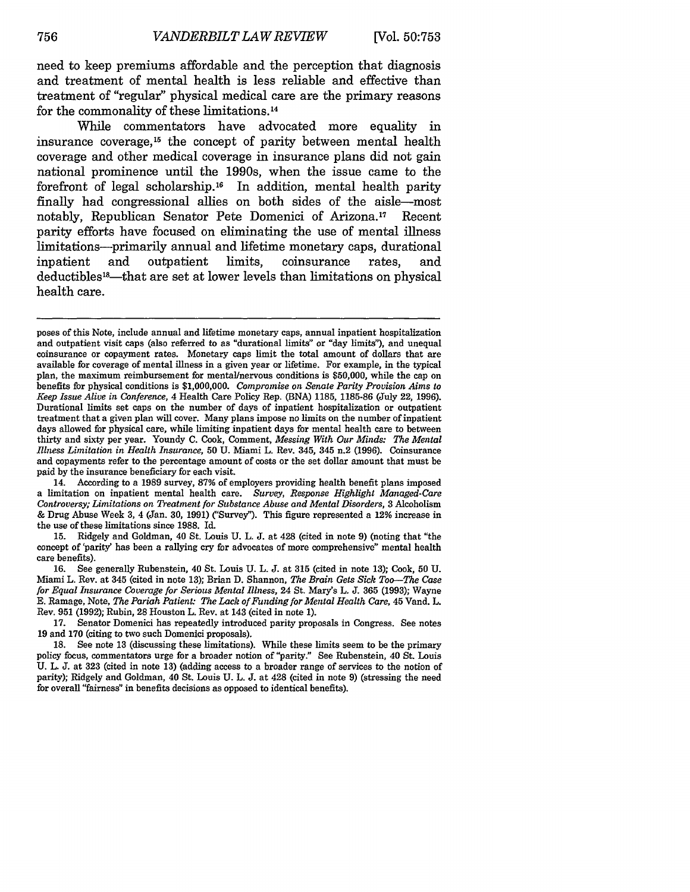need to keep premiums affordable and the perception that diagnosis and treatment of mental health is less reliable and effective than treatment of "regular" physical medical care are the primary reasons for the commonality of these limitations.[14]

While commentators have advocated more equality in insurance coverage,[15] the concept of parity between mental health coverage and other medical coverage in insurance plans did not gain national prominence until the 1990s, when the issue came to the forefront of legal scholarship.[16] In addition, mental health parity finally had congressional allies on both sides of the aisle—most notably, Republican Senator Pete Domenici of Arizona.[17] Recent parity efforts have focused on eliminating the use of mental illness limitations—primarily annual and lifetime monetary caps, durational inpatient and outpatient limits, coinsurance rates, and deductibles[18]—that are set at lower levels than limitations on physical health care.

---

poses of this Note, include annual and lifetime monetary caps, annual inpatient hospitalization and outpatient visit caps (also referred to as "durational limits" or "day limits"), and unequal coinsurance or copayment rates. Monetary caps limit the total amount of dollars that are available for coverage of mental illness in a given year or lifetime. For example, in the typical plan, the maximum reimbursement for mental/nervous conditions is $50,000, while the cap on benefits for physical conditions is $1,000,000. *Compromise on Senate Parity Provision Aims to Keep Issue Alive in Conference*, 4 Health Care Policy Rep. (BNA) 1185, 1185-86 (July 22, 1996). Durational limits set caps on the number of days of inpatient hospitalization or outpatient treatment that a given plan will cover. Many plans impose no limits on the number of inpatient days allowed for physical care, while limiting inpatient days for mental health care to between thirty and sixty per year. Youndy C. Cook, Comment, *Messing With Our Minds: The Mental Illness Limitation in Health Insurance*, 50 U. Miami L. Rev. 345, 345 n.2 (1996). Coinsurance and copayments refer to the percentage amount of costs or the set dollar amount that must be paid by the insurance beneficiary for each visit.

14. According to a 1989 survey, 87% of employers providing health benefit plans imposed a limitation on inpatient mental health care. *Survey, Response Highlight Managed-Care Controversy; Limitations on Treatment for Substance Abuse and Mental Disorders*, 3 Alcoholism & Drug Abuse Week 3, 4 (Jan. 30, 1991) ("Survey"). This figure represented a 12% increase in the use of these limitations since 1988. Id.

15. Ridgely and Goldman, 40 St. Louis U. L. J. at 428 (cited in note 9) (noting that "the concept of 'parity' has been a rallying cry for advocates of more comprehensive" mental health care benefits).

16. See generally Rubenstein, 40 St. Louis U. L. J. at 315 (cited in note 13); Cook, 50 U. Miami L. Rev. at 345 (cited in note 13); Brian D. Shannon, *The Brain Gets Sick Too—The Case for Equal Insurance Coverage for Serious Mental Illness*, 24 St. Mary's L. J. 365 (1993); Wayne E. Ramage, Note, *The Pariah Patient: The Lack of Funding for Mental Health Care*, 45 Vand. L. Rev. 951 (1992); Rubin, 28 Houston L. Rev. at 143 (cited in note 1).

17. Senator Domenici has repeatedly introduced parity proposals in Congress. See notes 19 and 170 (citing to two such Domenici proposals).

18. See note 13 (discussing these limitations). While these limits seem to be the primary policy focus, commentators urge for a broader notion of "parity." See Rubenstein, 40 St. Louis U. L. J. at 323 (cited in note 13) (adding access to a broader range of services to the notion of parity); Ridgely and Goldman, 40 St. Louis U. L. J. at 428 (cited in note 9) (stressing the need for overall "fairness" in benefits decisions as opposed to identical benefits).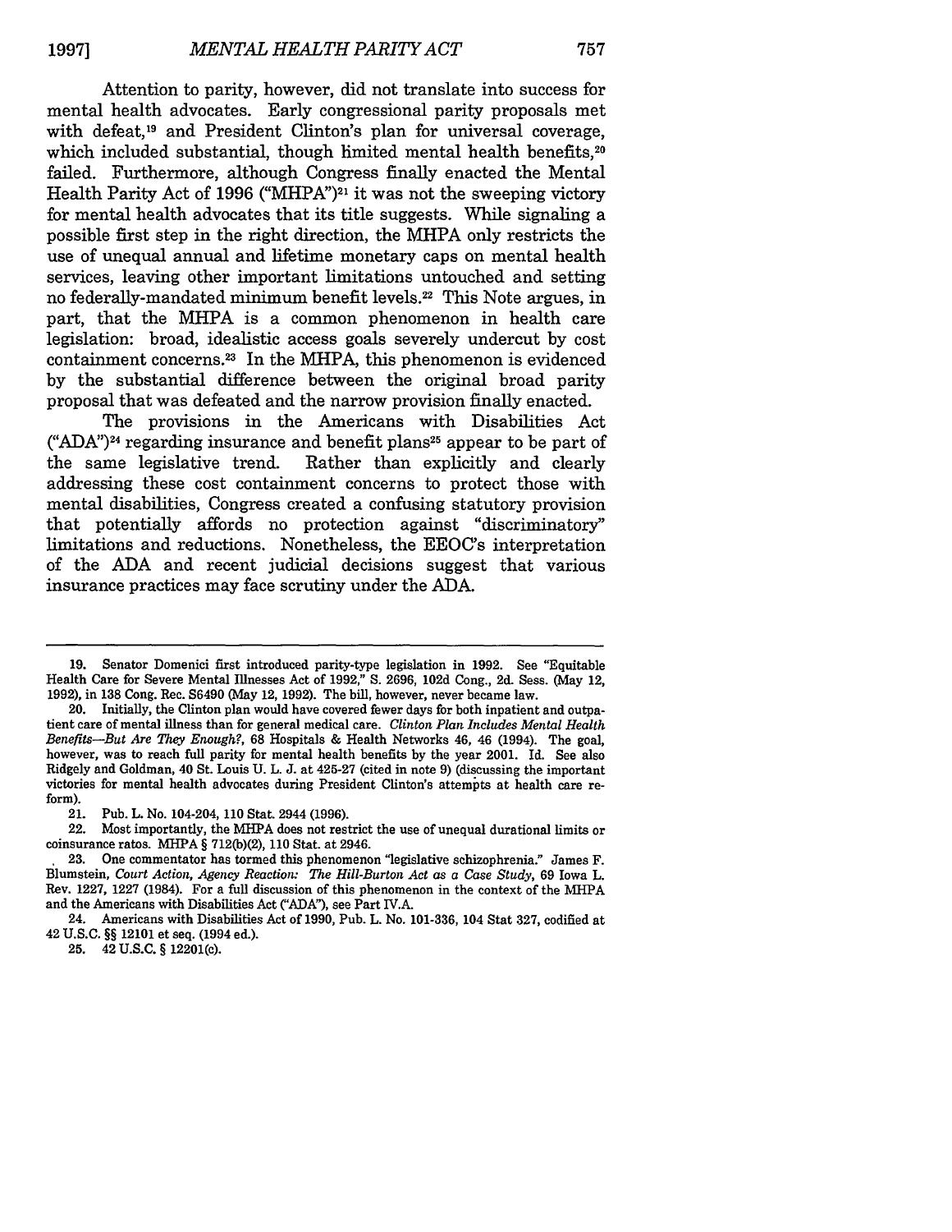Attention to parity, however, did not translate into success for mental health advocates. Early congressional parity proposals met with defeat,[19] and President Clinton's plan for universal coverage, which included substantial, though limited mental health benefits,[20] failed. Furthermore, although Congress finally enacted the Mental Health Parity Act of 1996 ("MHPA")[21] it was not the sweeping victory for mental health advocates that its title suggests. While signaling a possible first step in the right direction, the MHPA only restricts the use of unequal annual and lifetime monetary caps on mental health services, leaving other important limitations untouched and setting no federally-mandated minimum benefit levels.[22] This Note argues, in part, that the MHPA is a common phenomenon in health care legislation: broad, idealistic access goals severely undercut by cost containment concerns.[23] In the MHPA, this phenomenon is evidenced by the substantial difference between the original broad parity proposal that was defeated and the narrow provision finally enacted.

The provisions in the Americans with Disabilities Act ("ADA")[24] regarding insurance and benefit plans[25] appear to be part of the same legislative trend. Rather than explicitly and clearly addressing these cost containment concerns to protect those with mental disabilities, Congress created a confusing statutory provision that potentially affords no protection against "discriminatory" limitations and reductions. Nonetheless, the EEOC's interpretation of the ADA and recent judicial decisions suggest that various insurance practices may face scrutiny under the ADA.

---

19. Senator Domenici first introduced parity-type legislation in 1992. See "Equitable Health Care for Severe Mental Illnesses Act of 1992," S. 2696, 102d Cong., 2d. Sess. (May 12, 1992), in 138 Cong. Rec. S6490 (May 12, 1992). The bill, however, never became law.

20. Initially, the Clinton plan would have covered fewer days for both inpatient and outpatient care of mental illness than for general medical care. *Clinton Plan Includes Mental Health Benefits—But Are They Enough?*, 68 Hospitals & Health Networks 46, 46 (1994). The goal, however, was to reach full parity for mental health benefits by the year 2001. Id. See also Ridgely and Goldman, 40 St. Louis U. L. J. at 425-27 (cited in note 9) (discussing the important victories for mental health advocates during President Clinton's attempts at health care reform).

21. Pub. L. No. 104-204, 110 Stat. 2944 (1996).

22. Most importantly, the MHPA does not restrict the use of unequal durational limits or coinsurance ratos. MHPA § 712(b)(2), 110 Stat. at 2946.

23. One commentator has termed this phenomenon "legislative schizophrenia." James F. Blumstein, *Court Action, Agency Reaction: The Hill-Burton Act as a Case Study*, 69 Iowa L. Rev. 1227, 1227 (1984). For a full discussion of this phenomenon in the context of the MHPA and the Americans with Disabilities Act ("ADA"), see Part IV.A.

24. Americans with Disabilities Act of 1990, Pub. L. No. 101-336, 104 Stat 327, codified at 42 U.S.C. §§ 12101 et seq. (1994 ed.).

25. 42 U.S.C. § 12201(c).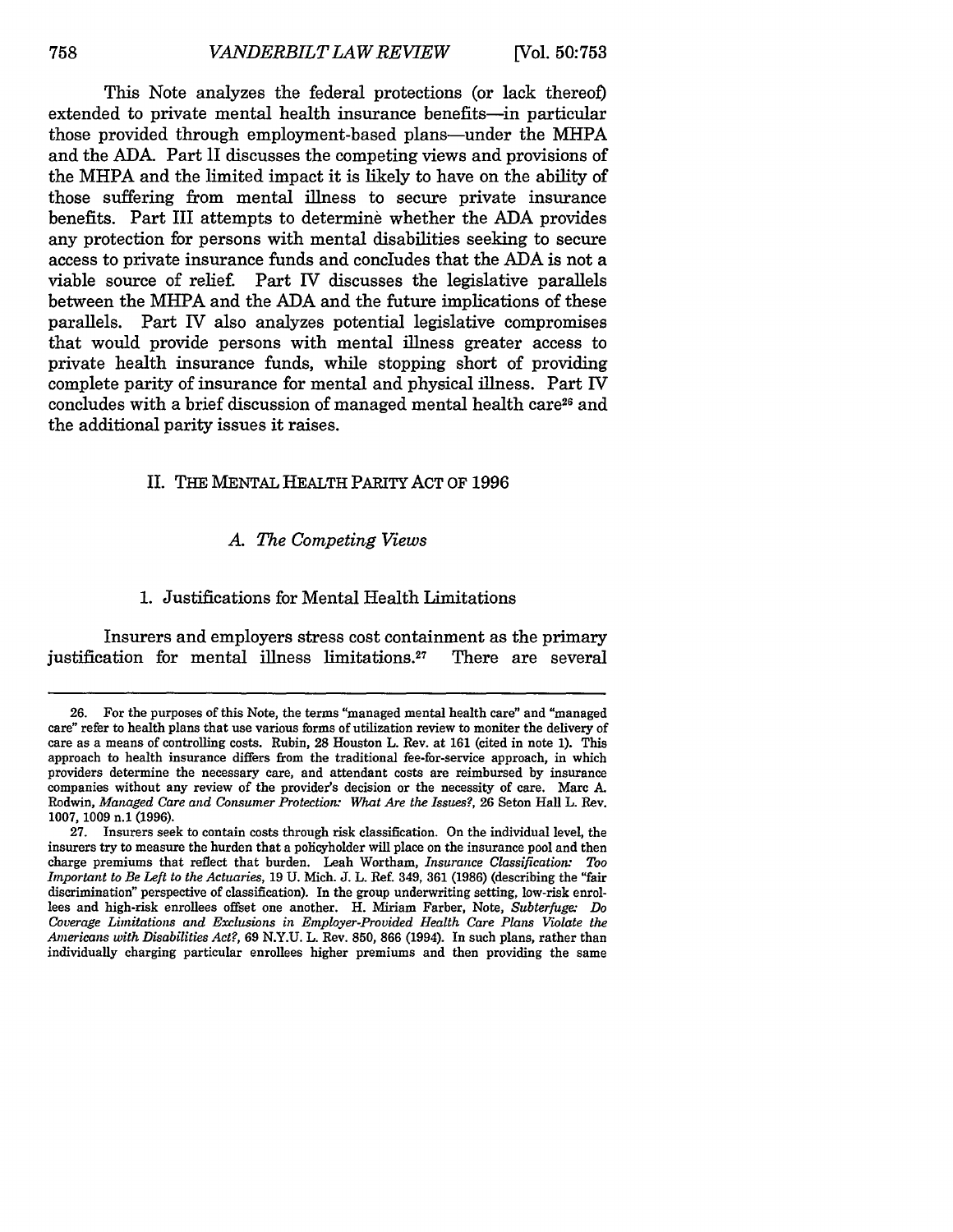This Note analyzes the federal protections (or lack thereof) extended to private mental health insurance benefits—in particular those provided through employment-based plans—under the MHPA and the ADA. Part II discusses the competing views and provisions of the MHPA and the limited impact it is likely to have on the ability of those suffering from mental illness to secure private insurance benefits. Part III attempts to determine whether the ADA provides any protection for persons with mental disabilities seeking to secure access to private insurance funds and concludes that the ADA is not a viable source of relief. Part IV discusses the legislative parallels between the MHPA and the ADA and the future implications of these parallels. Part IV also analyzes potential legislative compromises that would provide persons with mental illness greater access to private health insurance funds, while stopping short of providing complete parity of insurance for mental and physical illness. Part IV concludes with a brief discussion of managed mental health care[26] and the additional parity issues it raises.

## II. THE MENTAL HEALTH PARITY ACT OF 1996

### *A. The Competing Views*

#### 1. Justifications for Mental Health Limitations

Insurers and employers stress cost containment as the primary justification for mental illness limitations.[27] There are several

---

26. For the purposes of this Note, the terms "managed mental health care" and "managed care" refer to health plans that use various forms of utilization review to moniter the delivery of care as a means of controlling costs. Rubin, 28 Houston L. Rev. at 161 (cited in note 1). This approach to health insurance differs from the traditional fee-for-service approach, in which providers determine the necessary care, and attendant costs are reimbursed by insurance companies without any review of the provider's decision or the necessity of care. Marc A. Rodwin, *Managed Care and Consumer Protection: What Are the Issues?*, 26 Seton Hall L. Rev. 1007, 1009 n.1 (1996).

27. Insurers seek to contain costs through risk classification. On the individual level, the insurers try to measure the burden that a policyholder will place on the insurance pool and then charge premiums that reflect that burden. Leah Wortham, *Insurance Classification: Too Important to Be Left to the Actuaries*, 19 U. Mich. J. L. Ref. 349, 361 (1986) (describing the "fair discrimination" perspective of classification). In the group underwriting setting, low-risk enrollees and high-risk enrollees offset one another. H. Miriam Farber, Note, *Subterfuge: Do Coverage Limitations and Exclusions in Employer-Provided Health Care Plans Violate the Americans with Disabilities Act?*, 69 N.Y.U. L. Rev. 850, 866 (1994). In such plans, rather than individually charging particular enrollees higher premiums and then providing the same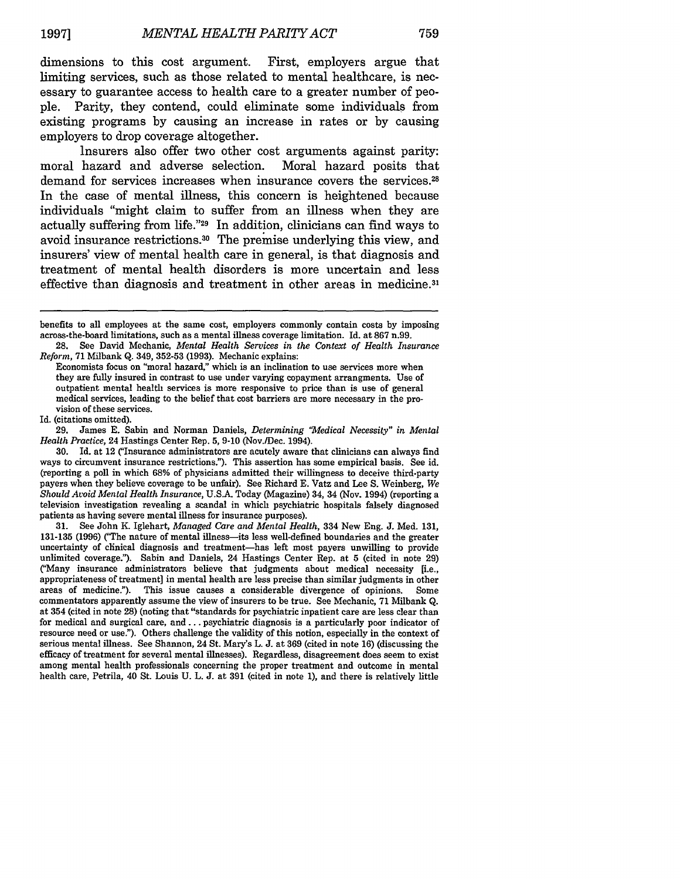dimensions to this cost argument. First, employers argue that limiting services, such as those related to mental healthcare, is necessary to guarantee access to health care to a greater number of people. Parity, they contend, could eliminate some individuals from existing programs by causing an increase in rates or by causing employers to drop coverage altogether.

Insurers also offer two other cost arguments against parity: moral hazard and adverse selection. Moral hazard posits that demand for services increases when insurance covers the services.[28] In the case of mental illness, this concern is heightened because individuals "might claim to suffer from an illness when they are actually suffering from life."[29] In addition, clinicians can find ways to avoid insurance restrictions.[30] The premise underlying this view, and insurers' view of mental health care in general, is that diagnosis and treatment of mental health disorders is more uncertain and less effective than diagnosis and treatment in other areas in medicine.[31]

---

benefits to all employees at the same cost, employers commonly contain costs by imposing across-the-board limitations, such as a mental illness coverage limitation. Id. at 867 n.99.

28. See David Mechanic, *Mental Health Services in the Context of Health Insurance Reform*, 71 Milbank Q. 349, 352-53 (1993). Mechanic explains:

> Economists focus on "moral hazard," which is an inclination to use services more when they are fully insured in contrast to use under varying copayment arrangments. Use of outpatient mental health services is more responsive to price than is use of general medical services, leading to the belief that cost barriers are more necessary in the provision of these services.

Id. (citations omitted).

29. James E. Sabin and Norman Daniels, *Determining "Medical Necessity" in Mental Health Practice*, 24 Hastings Center Rep. 5, 9-10 (Nov./Dec. 1994).

30. Id. at 12 ("Insurance administrators are acutely aware that clinicians can always find ways to circumvent insurance restrictions."). This assertion has some empirical basis. See id. (reporting a poll in which 68% of physicians admitted their willingness to deceive third-party payers when they believe coverage to be unfair). See Richard E. Vatz and Lee S. Weinberg, *We Should Avoid Mental Health Insurance*, U.S.A. Today (Magazine) 34, 34 (Nov. 1994) (reporting a television investigation revealing a scandal in which psychiatric hospitals falsely diagnosed patients as having severe mental illness for insurance purposes).

31. See John K. Iglehart, *Managed Care and Mental Health*, 334 New Eng. J. Med. 131, 131-135 (1996) ("The nature of mental illness—its less well-defined boundaries and the greater uncertainty of clinical diagnosis and treatment—has left most payers unwilling to provide unlimited coverage."). Sabin and Daniels, 24 Hastings Center Rep. at 5 (cited in note 29) ("Many insurance administrators believe that judgments about medical necessity [i.e., appropriateness of treatment] in mental health are less precise than similar judgments in other areas of medicine."). This issue causes a considerable divergence of opinions. Some commentators apparently assume the view of insurers to be true. See Mechanic, 71 Milbank Q. at 354 (cited in note 28) (noting that "standards for psychiatric inpatient care are less clear than for medical and surgical care, and ... psychiatric diagnosis is a particularly poor indicator of resource need or use."). Others challenge the validity of this notion, especially in the context of serious mental illness. See Shannon, 24 St. Mary's L. J. at 369 (cited in note 16) (discussing the efficacy of treatment for several mental illnesses). Regardless, disagreement does seem to exist among mental health professionals concerning the proper treatment and outcome in mental health care, Petrila, 40 St. Louis U. L. J. at 391 (cited in note 1), and there is relatively little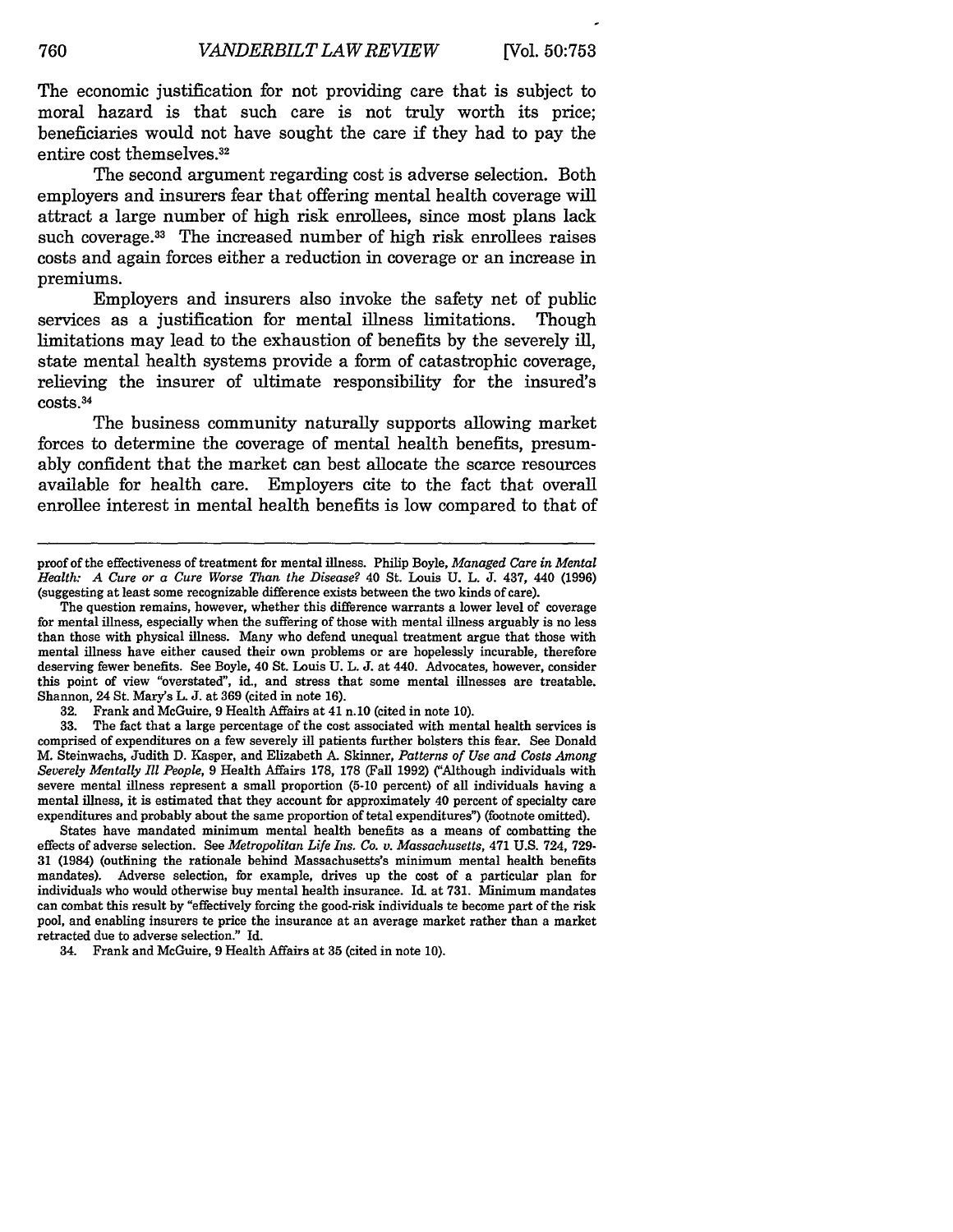The economic justification for not providing care that is subject to moral hazard is that such care is not truly worth its price; beneficiaries would not have sought the care if they had to pay the entire cost themselves.[32]

The second argument regarding cost is adverse selection. Both employers and insurers fear that offering mental health coverage will attract a large number of high risk enrollees, since most plans lack such coverage.[33] The increased number of high risk enrollees raises costs and again forces either a reduction in coverage or an increase in premiums.

Employers and insurers also invoke the safety net of public services as a justification for mental illness limitations. Though limitations may lead to the exhaustion of benefits by the severely ill, state mental health systems provide a form of catastrophic coverage, relieving the insurer of ultimate responsibility for the insured's costs.[34]

The business community naturally supports allowing market forces to determine the coverage of mental health benefits, presumably confident that the market can best allocate the scarce resources available for health care. Employers cite to the fact that overall enrollee interest in mental health benefits is low compared to that of

---

proof of the effectiveness of treatment for mental illness. Philip Boyle, *Managed Care in Mental Health: A Cure or a Cure Worse Than the Disease?* 40 St. Louis U. L. J. 437, 440 (1996) (suggesting at least some recognizable difference exists between the two kinds of care).

The question remains, however, whether this difference warrants a lower level of coverage for mental illness, especially when the suffering of those with mental illness arguably is no less than those with physical illness. Many who defend unequal treatment argue that those with mental illness have either caused their own problems or are hopelessly incurable, therefore deserving fewer benefits. See Boyle, 40 St. Louis U. L. J. at 440. Advocates, however, consider this point of view "overstated", id., and stress that some mental illnesses are treatable. Shannon, 24 St. Mary's L. J. at 369 (cited in note 16).

32. Frank and McGuire, 9 Health Affairs at 41 n.10 (cited in note 10).

33. The fact that a large percentage of the cost associated with mental health services is comprised of expenditures on a few severely ill patients further bolsters this fear. See Donald M. Steinwachs, Judith D. Kasper, and Elizabeth A. Skinner, *Patterns of Use and Costs Among Severely Mentally Ill People*, 9 Health Affairs 178, 178 (Fall 1992) ("Although individuals with severe mental illness represent a small proportion (5-10 percent) of all individuals having a mental illness, it is estimated that they account for approximately 40 percent of specialty care expenditures and probably about the same proportion of tetal expenditures") (footnote omitted).

States have mandated minimum mental health benefits as a means of combatting the effects of adverse selection. See *Metropolitan Life Ins. Co. v. Massachusetts*, 471 U.S. 724, 729-31 (1984) (outlining the rationale behind Massachusetts's minimum mental health benefits mandates). Adverse selection, for example, drives up the cost of a particular plan for individuals who would otherwise buy mental health insurance. Id. at 731. Minimum mandates can combat this result by "effectively forcing the good-risk individuals te become part of the risk pool, and enabling insurers te price the insurance at an average market rather than a market retracted due to adverse selection." Id.

34. Frank and McGuire, 9 Health Affairs at 35 (cited in note 10).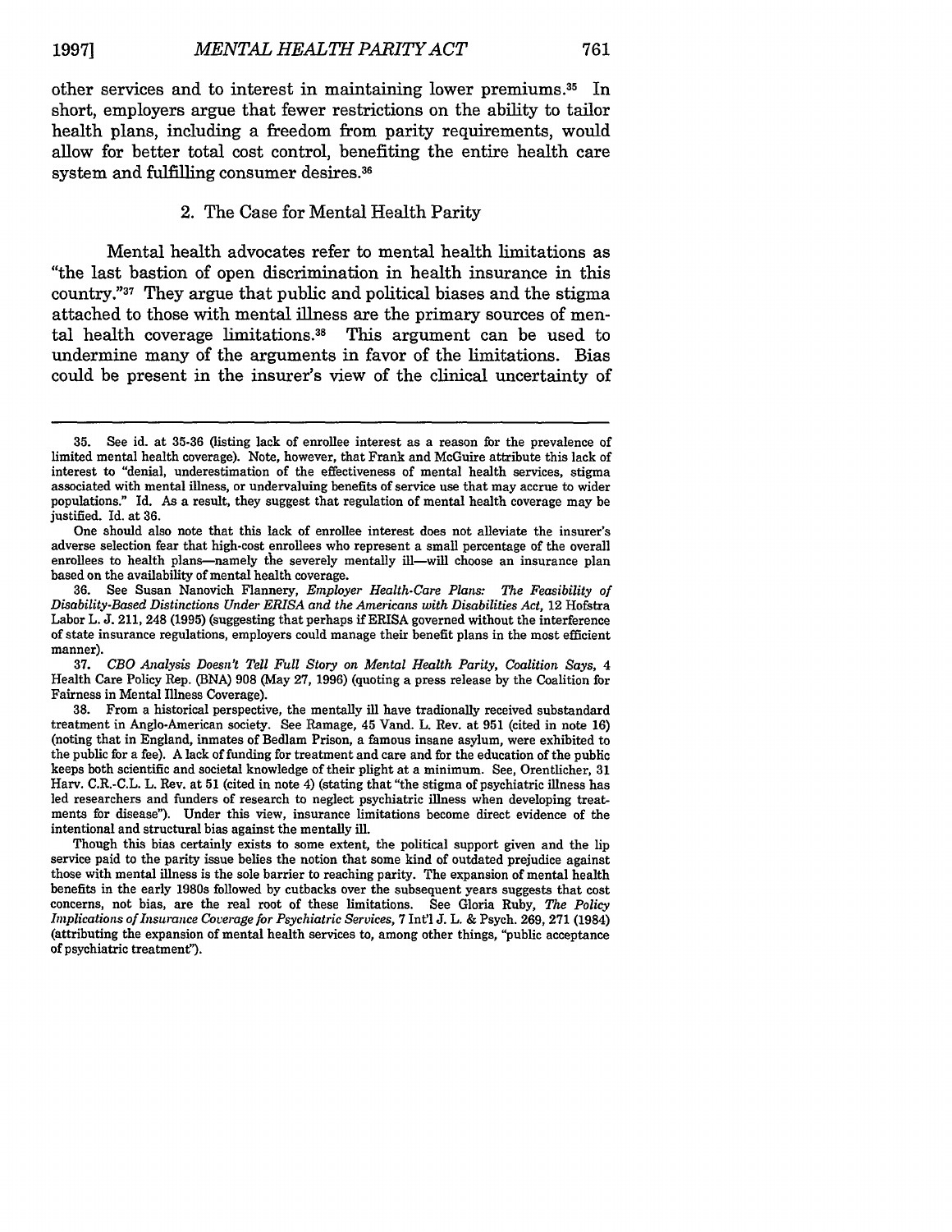other services and to interest in maintaining lower premiums.[35] In short, employers argue that fewer restrictions on the ability to tailor health plans, including a freedom from parity requirements, would allow for better total cost control, benefiting the entire health care system and fulfilling consumer desires.[36]

### 2. The Case for Mental Health Parity

Mental health advocates refer to mental health limitations as "the last bastion of open discrimination in health insurance in this country."[37] They argue that public and political biases and the stigma attached to those with mental illness are the primary sources of mental health coverage limitations.[38] This argument can be used to undermine many of the arguments in favor of the limitations. Bias could be present in the insurer's view of the clinical uncertainty of

---

35. See id. at 35-36 (listing lack of enrollee interest as a reason for the prevalence of limited mental health coverage). Note, however, that Frank and McGuire attribute this lack of interest to "denial, underestimation of the effectiveness of mental health services, stigma associated with mental illness, or undervaluing benefits of service use that may accrue to wider populations." Id. As a result, they suggest that regulation of mental health coverage may be justified. Id. at 36.

One should also note that this lack of enrollee interest does not alleviate the insurer's adverse selection fear that high-cost enrollees who represent a small percentage of the overall enrollees to health plans—namely the severely mentally ill—will choose an insurance plan based on the availability of mental health coverage.

36. See Susan Nanovich Flannery, *Employer Health-Care Plans: The Feasibility of Disability-Based Distinctions Under ERISA and the Americans with Disabilities Act*, 12 Hofstra Labor L. J. 211, 248 (1995) (suggesting that perhaps if ERISA governed without the interference of state insurance regulations, employers could manage their benefit plans in the most efficient manner).

37. *CBO Analysis Doesn't Tell Full Story on Mental Health Parity, Coalition Says*, 4 Health Care Policy Rep. (BNA) 908 (May 27, 1996) (quoting a press release by the Coalition for Fairness in Mental Illness Coverage).

38. From a historical perspective, the mentally ill have tradionally received substandard treatment in Anglo-American society. See Ramage, 45 Vand. L. Rev. at 951 (cited in note 16) (noting that in England, inmates of Bedlam Prison, a famous insane asylum, were exhibited to the public for a fee). A lack of funding for treatment and care and for the education of the public keeps both scientific and societal knowledge of their plight at a minimum. See, Orentlicher, 31 Harv. C.R.-C.L. L. Rev. at 51 (cited in note 4) (stating that "the stigma of psychiatric illness has led researchers and funders of research to neglect psychiatric illness when developing treatments for disease"). Under this view, insurance limitations become direct evidence of the intentional and structural bias against the mentally ill.

Though this bias certainly exists to some extent, the political support given and the lip service paid to the parity issue belies the notion that some kind of outdated prejudice against those with mental illness is the sole barrier to reaching parity. The expansion of mental health benefits in the early 1980s followed by cutbacks over the subsequent years suggests that cost concerns, not bias, are the real root of these limitations. See Gloria Ruby, *The Policy Implications of Insurance Coverage for Psychiatric Services*, 7 Int'l J. L. & Psych. 269, 271 (1984) (attributing the expansion of mental health services to, among other things, "public acceptance of psychiatric treatment").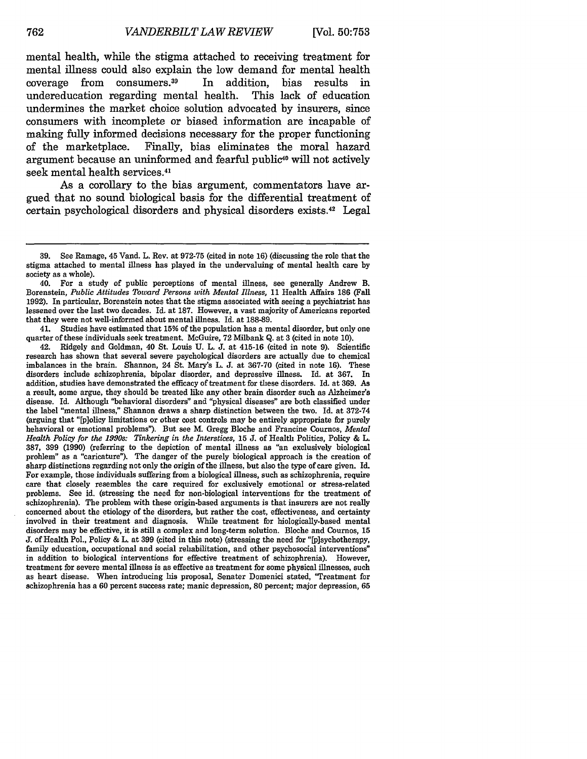mental health, while the stigma attached to receiving treatment for mental illness could also explain the low demand for mental health coverage from consumers.[39] In addition, bias results in undereducation regarding mental health. This lack of education undermines the market choice solution advocated by insurers, since consumers with incomplete or biased information are incapable of making fully informed decisions necessary for the proper functioning of the marketplace. Finally, bias eliminates the moral hazard argument because an uninformed and fearful public[40] will not actively seek mental health services.[41]

As a corollary to the bias argument, commentators have argued that no sound biological basis for the differential treatment of certain psychological disorders and physical disorders exists.[42] Legal

---

39. See Ramage, 45 Vand. L. Rev. at 972-75 (cited in note 16) (discussing the role that the stigma attached to mental illness has played in the undervaluing of mental health care by society as a whole).

40. For a study of public perceptions of mental illness, see generally Andrew B. Borenstein, *Public Attitudes Toward Persons with Mental Illness*, 11 Health Affairs 186 (Fall 1992). In particular, Borenstein notes that the stigma associated with seeing a psychiatrist has lessened over the last two decades. Id. at 187. However, a vast majority of Americans reported that they were not well-informed about mental illness. Id. at 188-89.

41. Studies have estimated that 15% of the population has a mental disorder, but only one quarter of these individuals seek treatment. McGuire, 72 Milbank Q. at 3 (cited in note 10).

42. Ridgely and Goldman, 40 St. Louis U. L. J. at 415-16 (cited in note 9). Scientific research has shown that several severe psychological disorders are actually due to chemical imbalances in the brain. Shannon, 24 St. Mary's L. J. at 367-70 (cited in note 16). These disorders include schizophrenia, bipolar disorder, and depressive illness. Id. at 367. In addition, studies have demonstrated the efficacy of treatment for these disorders. Id. at 369. As a result, some argue, they should be treated like any other brain disorder such as Alzheimer's disease. Id. Although "behavioral disorders" and "physical diseases" are both classified under the label "mental illness," Shannon draws a sharp distinction between the two. Id. at 372-74 (arguing that "[p]olicy limitations or other cost controls may be entirely appropriate for purely behavioral or emotional problems"). But see M. Gregg Bloche and Francine Cournos, *Mental Health Policy for the 1990s: Tinkering in the Interstices*, 15 J. of Health Politics, Policy & L. 387, 399 (1990) (referring to the depiction of mental illness as "an exclusively biological problem" as a "caricature"). The danger of the purely biological approach is the creation of sharp distinctions regarding not only the origin of the illness, but also the type of care given. Id. For example, those individuals suffering from a biological illness, such as schizophrenia, require care that closely resembles the care required for exclusively emotional or stress-related problems. See id. (stressing the need for non-biological interventions for the treatment of schizophrenia). The problem with these origin-based arguments is that insurers are not really concerned about the etiology of the disorders, but rather the cost, effectiveness, and certainty involved in their treatment and diagnosis. While treatment for biologically-based mental disorders may be effective, it is still a complex and long-term solution. Bloche and Cournos, 15 J. of Health Pol., Policy & L. at 399 (cited in this note) (stressing the need for "[p]sychotherapy, family education, occupational and social rehabilitation, and other psychosocial interventions" in addition to biological interventions for effective treatment of schizophrenia). However, treatment for severe mental illness is as effective as treatment for some physical illnesses, such as heart disease. When introducing his proposal, Senater Domenici stated, "Treatment for schizophrenia has a 60 percent success rate; manic depression, 80 percent; major depression, 65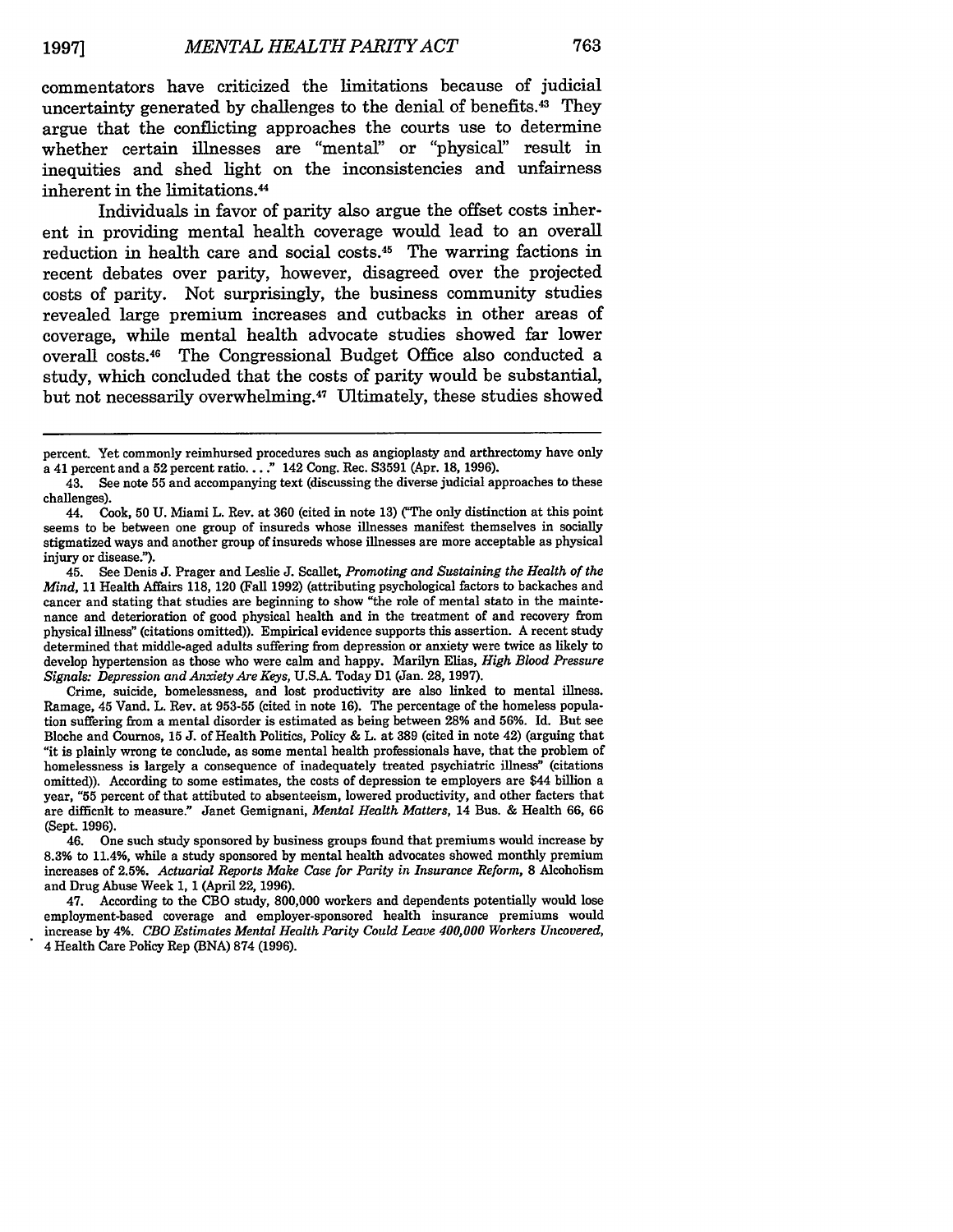commentators have criticized the limitations because of judicial uncertainty generated by challenges to the denial of benefits.[43] They argue that the conflicting approaches the courts use to determine whether certain illnesses are "mental" or "physical" result in inequities and shed light on the inconsistencies and unfairness inherent in the limitations.[44]

Individuals in favor of parity also argue the offset costs inherent in providing mental health coverage would lead to an overall reduction in health care and social costs.[45] The warring factions in recent debates over parity, however, disagreed over the projected costs of parity. Not surprisingly, the business community studies revealed large premium increases and cutbacks in other areas of coverage, while mental health advocate studies showed far lower overall costs.[46] The Congressional Budget Office also conducted a study, which concluded that the costs of parity would be substantial, but not necessarily overwhelming.[47] Ultimately, these studies showed

---

percent. Yet commonly reimbursed procedures such as angioplasty and arthrectomy have only a 41 percent and a 52 percent ratio. . . ." 142 Cong. Rec. S3591 (Apr. 18, 1996).

43. See note 55 and accompanying text (discussing the diverse judicial approaches to these challenges).

44. Cook, 50 U. Miami L. Rev. at 360 (cited in note 13) ("The only distinction at this point seems to be between one group of insureds whose illnesses manifest themselves in socially stigmatized ways and another group of insureds whose illnesses are more acceptable as physical injury or disease.").

45. See Denis J. Prager and Leslie J. Scallet, *Promoting and Sustaining the Health of the Mind*, 11 Health Affairs 118, 120 (Fall 1992) (attributing psychological factors to backaches and cancer and stating that studies are beginning to show "the role of mental stato in the maintenance and deterioration of good physical health and in the treatment of and recovery from physical illness" (citations omitted)). Empirical evidence supports this assertion. A recent study determined that middle-aged adults suffering from depression or anxiety were twice as likely to develop hypertension as those who were calm and happy. Marilyn Elias, *High Blood Pressure Signals: Depression and Anxiety Are Keys*, U.S.A. Today D1 (Jan. 28, 1997).

Crime, suicide, bomelessness, and lost productivity are also linked to mental illness. Ramage, 45 Vand. L. Rev. at 953-55 (cited in note 16). The percentage of the homeless population suffering from a mental disorder is estimated as being between 28% and 56%. Id. But see Bloche and Cournos, 15 J. of Health Politics, Policy & L. at 389 (cited in note 42) (arguing that "it is plainly wrong te conclude, as some mental health professionals have, that the problem of homelessness is largely a consequence of inadequately treated psychiatric illness" (citations omitted)). According to some estimates, the costs of depression te employers are $44 billion a year, "55 percent of that attibuted to absenteeism, lowered productivity, and other facters that are difficnlt to measure." Janet Gemignani, *Mental Health Matters*, 14 Bus. & Health 66, 66 (Sept. 1996).

46. One such study sponsored by business groups found that premiums would increase by 8.3% to 11.4%, while a study sponsored by mental health advocates showed monthly premium increases of 2.5%. *Actuarial Reports Make Case for Parity in Insurance Reform*, 8 Alcoholism and Drug Abuse Week 1, 1 (April 22, 1996).

47. According to the CBO study, 800,000 workers and dependents potentially would lose employment-based coverage and employer-sponsored health insurance premiums would increase by 4%. *CBO Estimates Mental Health Parity Could Leave 400,000 Workers Uncovered*, 4 Health Care Policy Rep (BNA) 874 (1996).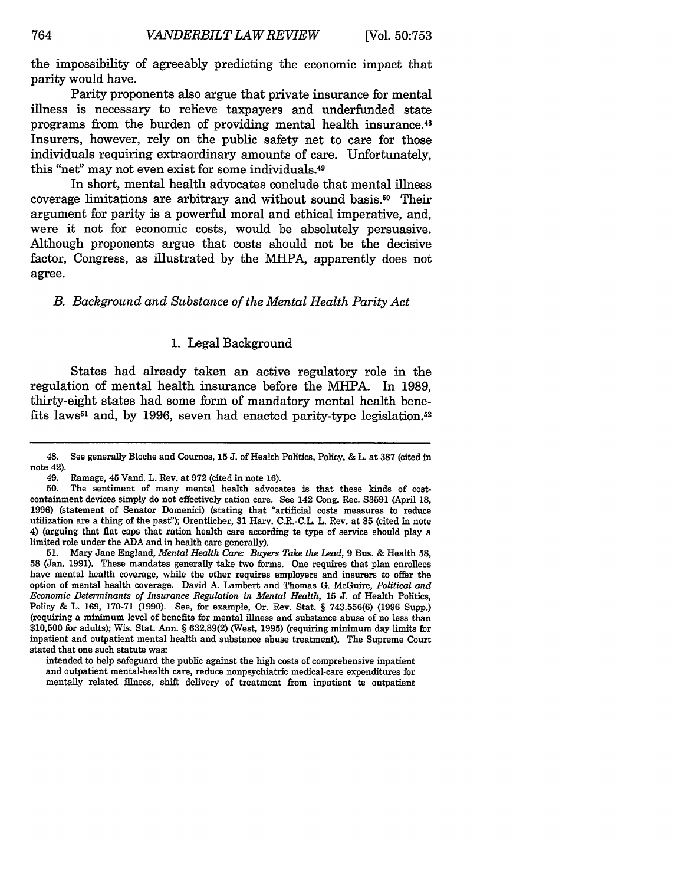the impossibility of agreeably predicting the economic impact that parity would have.

Parity proponents also argue that private insurance for mental illness is necessary to relieve taxpayers and underfunded state programs from the burden of providing mental health insurance.[48] Insurers, however, rely on the public safety net to care for those individuals requiring extraordinary amounts of care. Unfortunately, this "net" may not even exist for some individuals.[49]

In short, mental health advocates conclude that mental illness coverage limitations are arbitrary and without sound basis.[50] Their argument for parity is a powerful moral and ethical imperative, and, were it not for economic costs, would be absolutely persuasive. Although proponents argue that costs should not be the decisive factor, Congress, as illustrated by the MHPA, apparently does not agree.

### *B. Background and Substance of the Mental Health Parity Act*

#### 1. Legal Background

States had already taken an active regulatory role in the regulation of mental health insurance before the MHPA. In 1989, thirty-eight states had some form of mandatory mental health benefits laws[51] and, by 1996, seven had enacted parity-type legislation.[52]

---

48. See generally Bloche and Cournos, 15 J. of Health Politics, Policy, & L. at 387 (cited in note 42).

49. Ramage, 45 Vand. L. Rev. at 972 (cited in note 16).

50. The sentiment of many mental health advocates is that these kinds of cost-containment devices simply do not effectively ration care. See 142 Cong. Rec. S3591 (April 18, 1996) (statement of Senator Domenici) (stating that "artificial costs measures to reduce utilization are a thing of the past"); Orentlicher, 31 Harv. C.R.-C.L. L. Rev. at 85 (cited in note 4) (arguing that flat caps that ration health care according to type of service should play a limited role under the ADA and in health care generally).

51. Mary Jane England, *Mental Health Care: Buyers Take the Lead*, 9 Bus. & Health 58, 58 (Jan. 1991). These mandates generally take two forms. One requires that plan enrollees have mental health coverage, while the other requires employers and insurers to offer the option of mental health coverage. David A. Lambert and Thomas G. McGuire, *Political and Economic Determinants of Insurance Regulation in Mental Health*, 15 J. of Health Politics, Policy & L. 169, 170-71 (1990). See, for example, Or. Rev. Stat. § 743.556(6) (1996 Supp.) (requiring a minimum level of benefits for mental illness and substance abuse of no less than $10,500 for adults); Wis. Stat. Ann. § 632.89(2) (West, 1995) (requiring minimum day limits for inpatient and outpatient mental health and substance abuse treatment). The Supreme Court stated that one such statute was:

> intended to help safeguard the public against the high costs of comprehensive inpatient and outpatient mental-health care, reduce nonpsychiatric medical-care expenditures for mentally related illness, shift delivery of treatment from inpatient to outpatient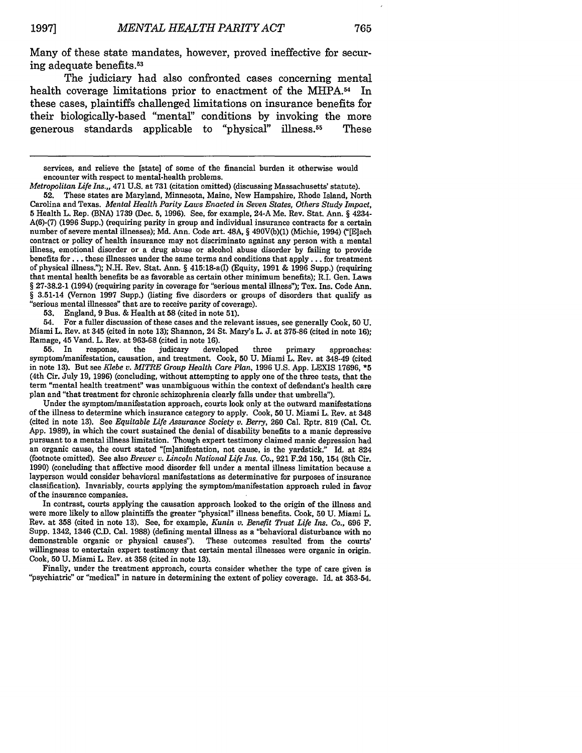Many of these state mandates, however, proved ineffective for securing adequate benefits.[53]

The judiciary had also confronted cases concerning mental health coverage limitations prior to enactment of the MHPA.[54] In these cases, plaintiffs challenged limitations on insurance benefits for their biologically-based "mental" conditions by invoking the more generous standards applicable to "physical" illness.[55] These

---

services, and relieve the [state] of some of the financial burden it otherwise would encounter with respect to mental-health problems.

*Metropolitan Life Ins.*, 471 U.S. at 731 (citation omitted) (discussing Massachusetts' statute).

52. These states are Maryland, Minnesota, Maine, New Hampshire, Rhode Island, North Carolina and Texas. *Mental Health Parity Laws Enacted in Seven States, Others Study Impact*, 5 Health L. Rep. (BNA) 1739 (Dec. 5, 1996). See, for example, 24-A Me. Rev. Stat. Ann. § 4234-A(6)-(7) (1996 Supp.) (requiring parity in group and individual insurance contracts for a certain number of severe mental illnesses); Md. Ann. Code art. 48A, § 490V(b)(1) (Michie, 1994) ("[E]ach contract or policy of health insurance may not discriminate against any person with a mental illness, emotional disorder or a drug abuse or alcohol abuse disorder by failing to provide benefits for . . . these illnesses under the same terms and conditions that apply . . . for treatment of physical illness."); N.H. Rev. Stat. Ann. § 415:18-a(I) (Equity, 1991 & 1996 Supp.) (requiring that mental health benefits be as favorable as certain other minimum benefits); R.I. Gen. Laws § 27-38.2-1 (1994) (requiring parity in coverage for "serious mental illness"); Tex. Ins. Code Ann. § 3.51-14 (Vernon 1997 Supp.) (listing five disorders or groups of disorders that qualify as "serious mental illnesses" that are to receive parity of coverage).

53. England, 9 Bus. & Health at 58 (cited in note 51).

54. For a fuller discussion of these cases and the relevant issues, see generally Cook, 50 U. Miami L. Rev. at 345 (cited in note 13); Shannon, 24 St. Mary's L. J. at 375-86 (cited in note 16); Ramage, 45 Vand. L. Rev. at 963-68 (cited in note 16).

55. In response, the judicary developed three primary approaches: symptom/manifestation, causation, and treatment. Cook, 50 U. Miami L. Rev. at 348-49 (cited in note 13). But see *Klebe v. MITRE Group Health Care Plan*, 1996 U.S. App. LEXIS 17696, *5 (4th Cir. July 19, 1996) (concluding, without attempting to apply one of the three tests, that the term "mental health treatment" was unambiguous within the context of defendant's health care plan and "that treatment for chronic schizophrenia clearly falls under that umbrella").

Under the symptom/manifestation approach, courts look only at the outward manifestations of the illness to determine which insurance category to apply. Cook, 50 U. Miami L. Rev. at 348 (cited in note 13). See *Equitable Life Assurance Society v. Berry*, 260 Cal. Rptr. 819 (Cal. Ct. App. 1989), in which the court sustained the denial of disability benefits to a manic depressive pursuant to a mental illness limitation. Though expert testimony claimed manic depression had an organic cause, the court stated "[m]anifestation, not cause, is the yardstick." Id. at 824 (footnote omitted). See also *Brewer v. Lincoln National Life Ins. Co.*, 921 F.2d 150, 154 (8th Cir. 1990) (concluding that affective mood disorder fell under a mental illness limitation because a layperson would consider behavioral manifestations as determinative for purposes of insurance classification). Invariably, courts applying the symptom/manifestation approach ruled in favor of the insurance companies.

In contrast, courts applying the causation approach looked to the origin of the illness and were more likely to allow plaintiffs the greater "physical" illness benefits. Cook, 50 U. Miami L. Rev. at 358 (cited in note 13). See, for example, *Kunin v. Benefit Trust Life Ins. Co.*, 696 F. Supp. 1342, 1346 (C.D. Cal. 1988) (defining mental illness as a "behavioral disturbance with no demonstrable organic or physical causes"). These outcomes resulted from the courts' willingness to entertain expert testimony that certain mental illnesses were organic in origin. Cook, 50 U. Miami L. Rev. at 358 (cited in note 13).

Finally, under the treatment approach, courts consider whether the type of care given is "psychiatric" or "medical" in nature in determining the extent of policy coverage. Id. at 353-54.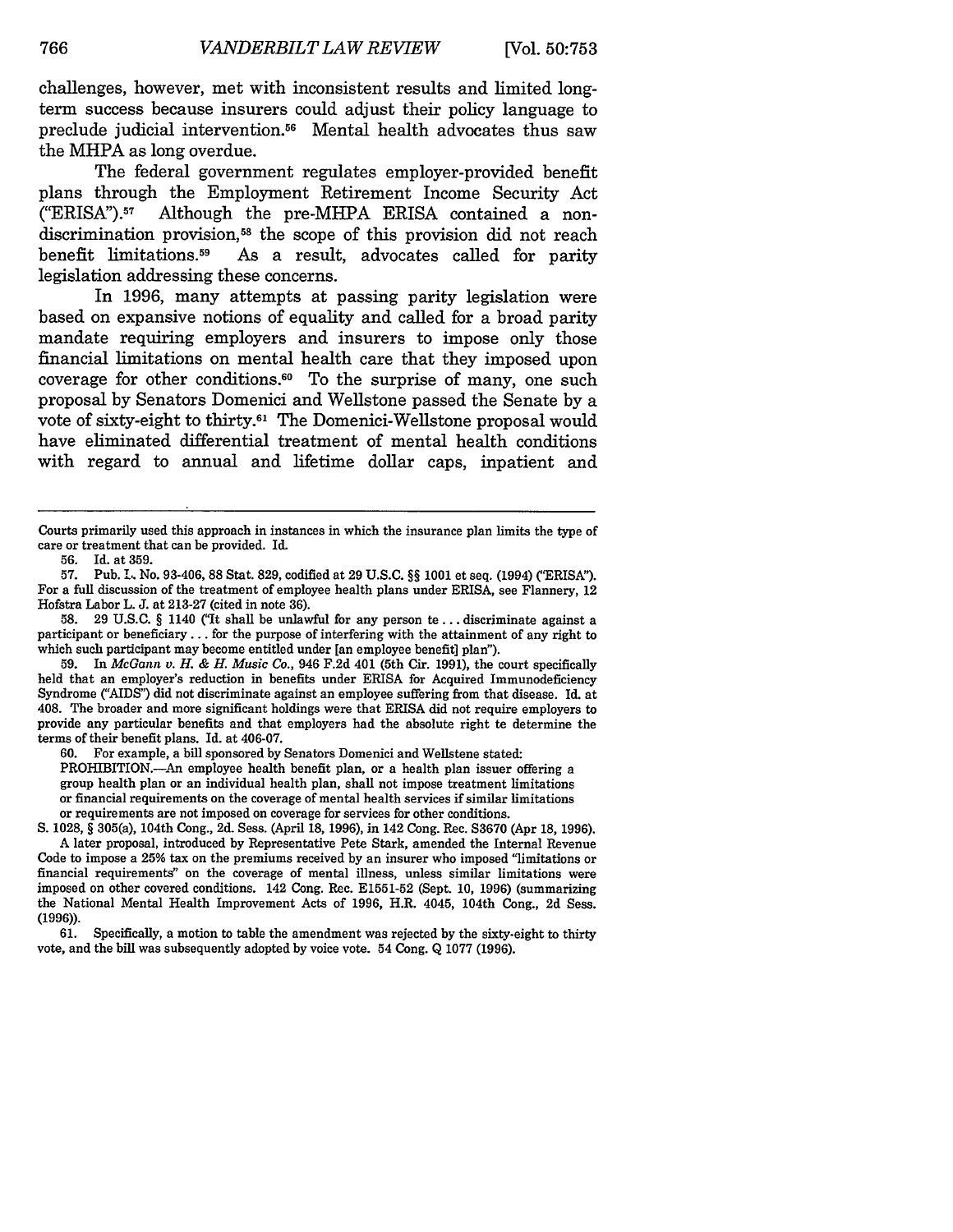challenges, however, met with inconsistent results and limited long-term success because insurers could adjust their policy language to preclude judicial intervention.[56] Mental health advocates thus saw the MHPA as long overdue.

The federal government regulates employer-provided benefit plans through the Employment Retirement Income Security Act ("ERISA").[57] Although the pre-MHPA ERISA contained a non-discrimination provision,[58] the scope of this provision did not reach benefit limitations.[59] As a result, advocates called for parity legislation addressing these concerns.

In 1996, many attempts at passing parity legislation were based on expansive notions of equality and called for a broad parity mandate requiring employers and insurers to impose only those financial limitations on mental health care that they imposed upon coverage for other conditions.[60] To the surprise of many, one such proposal by Senators Domenici and Wellstone passed the Senate by a vote of sixty-eight to thirty.[61] The Domenici-Wellstone proposal would have eliminated differential treatment of mental health conditions with regard to annual and lifetime dollar caps, inpatient and

---

Courts primarily used this approach in instances in which the insurance plan limits the type of care or treatment that can be provided. Id.

56. Id. at 359.

57. Pub. L. No. 93-406, 88 Stat. 829, codified at 29 U.S.C. §§ 1001 et seq. (1994) ("ERISA"). For a full discussion of the treatment of employee health plans under ERISA, see Flannery, 12 Hofstra Labor L. J. at 213-27 (cited in note 36).

58. 29 U.S.C. § 1140 ("It shall be unlawful for any person te . . . discriminate against a participant or beneficiary . . . for the purpose of interfering with the attainment of any right to which such participant may become entitled under [an employee benefit] plan").

59. In *McGann v. H. & H. Music Co.*, 946 F.2d 401 (5th Cir. 1991), the court specifically held that an employer's reduction in benefits under ERISA for Acquired Immunodeficiency Syndrome ("AIDS") did not discriminate against an employee suffering from that disease. Id. at 408. The broader and more significant holdings were that ERISA did not require employers to provide any particular benefits and that employers had the absolute right te determine the terms of their benefit plans. Id. at 406-07.

60. For example, a bill sponsored by Senators Domenici and Wellstene stated:

PROHIBITION.—An employee health benefit plan, or a health plan issuer offering a group health plan or an individual health plan, shall not impose treatment limitations or financial requirements on the coverage of mental health services if similar limitations or requirements are not imposed on coverage for services for other conditions.

S. 1028, § 305(a), 104th Cong., 2d. Sess. (April 18, 1996), in 142 Cong. Rec. S3670 (Apr 18, 1996).

A later proposal, introduced by Representative Pete Stark, amended the Internal Revenue Code to impose a 25% tax on the premiums received by an insurer who imposed "limitations or financial requirements" on the coverage of mental illness, unless similar limitations were imposed on other covered conditions. 142 Cong. Rec. E1551-52 (Sept. 10, 1996) (summarizing the National Mental Health Improvement Acts of 1996, H.R. 4045, 104th Cong., 2d Sess. (1996)).

61. Specifically, a motion to table the amendment was rejected by the sixty-eight to thirty vote, and the bill was subsequently adopted by voice vote. 54 Cong. Q 1077 (1996).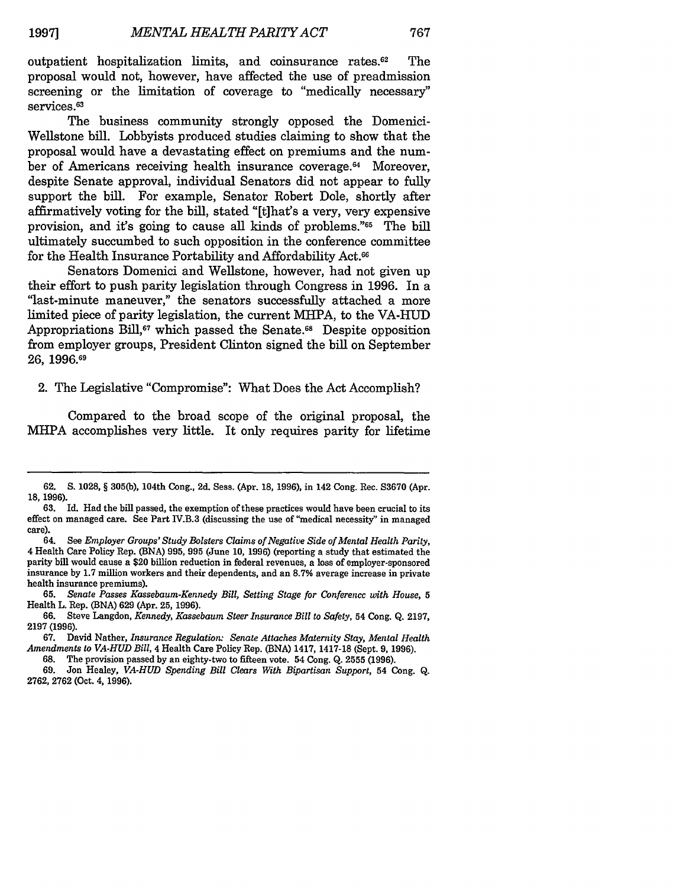outpatient hospitalization limits, and coinsurance rates.[62] The proposal would not, however, have affected the use of preadmission screening or the limitation of coverage to "medically necessary" services.[63]

The business community strongly opposed the Domenici-Wellstone bill. Lobbyists produced studies claiming to show that the proposal would have a devastating effect on premiums and the number of Americans receiving health insurance coverage.[64] Moreover, despite Senate approval, individual Senators did not appear to fully support the bill. For example, Senator Robert Dole, shortly after affirmatively voting for the bill, stated "[t]hat's a very, very expensive provision, and it's going to cause all kinds of problems."[65] The bill ultimately succumbed to such opposition in the conference committee for the Health Insurance Portability and Affordability Act.[66]

Senators Domenici and Wellstone, however, had not given up their effort to push parity legislation through Congress in 1996. In a "last-minute maneuver," the senators successfully attached a more limited piece of parity legislation, the current MHPA, to the VA-HUD Appropriations Bill,[67] which passed the Senate.[68] Despite opposition from employer groups, President Clinton signed the bill on September 26, 1996.[69]

### 2. The Legislative "Compromise": What Does the Act Accomplish?

Compared to the broad scope of the original proposal, the MHPA accomplishes very little. It only requires parity for lifetime

---

62. S. 1028, § 305(b), 104th Cong., 2d. Sess. (Apr. 18, 1996), in 142 Cong. Rec. S3670 (Apr. 18, 1996).

63. Id. Had the bill passed, the exemption of these practices would have been crucial to its effect on managed care. See Part IV.B.3 (discussing the use of "medical necessity" in managed care).

64. See *Employer Groups' Study Bolsters Claims of Negative Side of Mental Health Parity*, 4 Health Care Policy Rep. (BNA) 995, 995 (June 10, 1996) (reporting a study that estimated the parity bill would cause a $20 billion reduction in federal revenues, a loss of employer-sponsored insurance by 1.7 million workers and their dependents, and an 8.7% average increase in private health insurance premiums).

65. *Senate Passes Kassebaum-Kennedy Bill, Setting Stage for Conference with House*, 5 Health L. Rep. (BNA) 629 (Apr. 25, 1996).

66. Steve Langdon, *Kennedy, Kassebaum Steer Insurance Bill to Safety*, 54 Cong. Q. 2197, 2197 (1996).

67. David Nather, *Insurance Regulation: Senate Attaches Maternity Stay, Mental Health Amendments to VA-HUD Bill*, 4 Health Care Policy Rep. (BNA) 1417, 1417-18 (Sept. 9, 1996).

68. The provision passed by an eighty-two to fifteen vote. 54 Cong. Q. 2555 (1996).

69. Jon Healey, *VA-HUD Spending Bill Clears With Bipartisan Support*, 54 Cong. Q. 2762, 2762 (Oct. 4, 1996).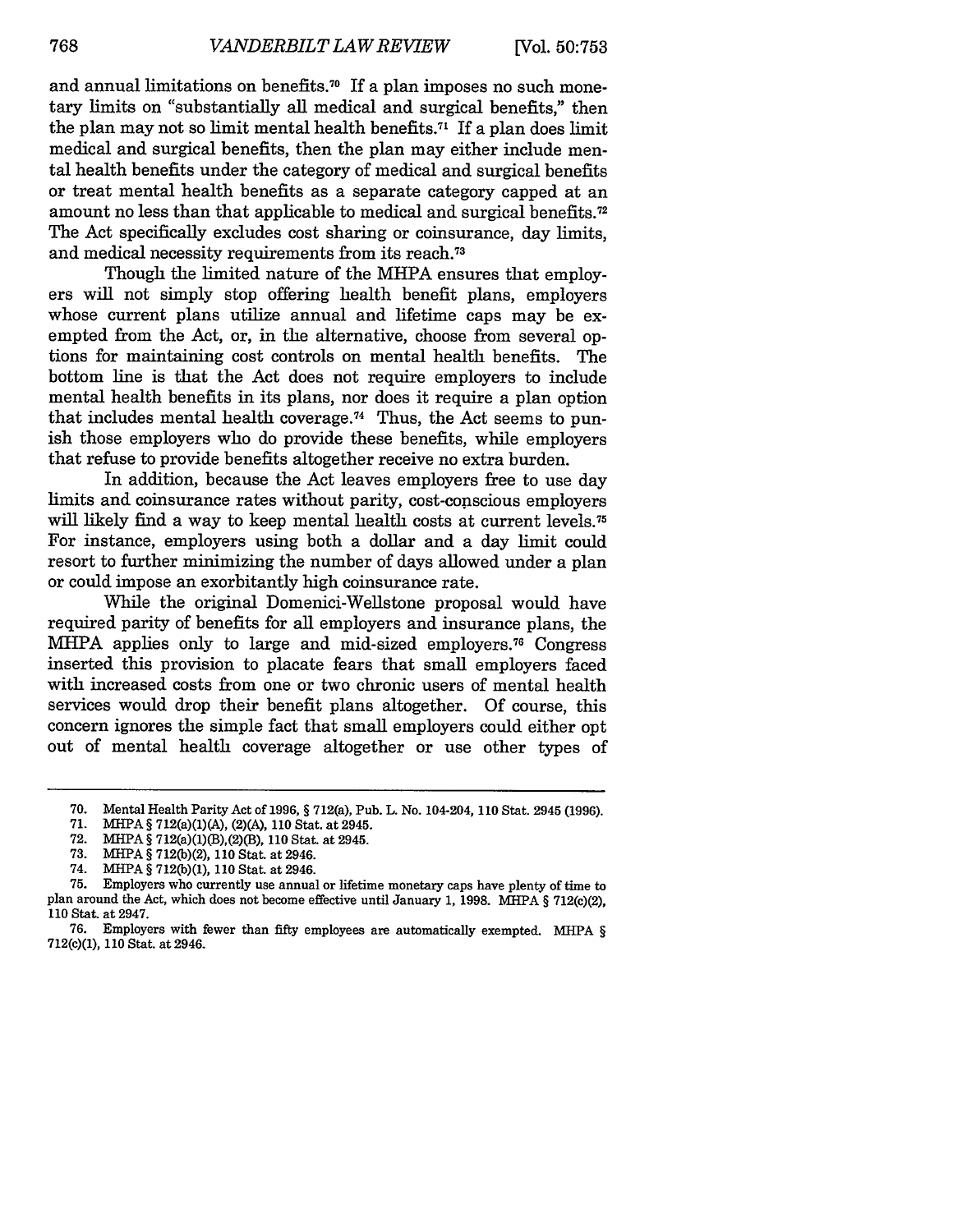and annual limitations on benefits.[70] If a plan imposes no such monetary limits on "substantially all medical and surgical benefits," then the plan may not so limit mental health benefits.[71] If a plan does limit medical and surgical benefits, then the plan may either include mental health benefits under the category of medical and surgical benefits or treat mental health benefits as a separate category capped at an amount no less than that applicable to medical and surgical benefits.[72] The Act specifically excludes cost sharing or coinsurance, day limits, and medical necessity requirements from its reach.[73]

Though the limited nature of the MHPA ensures that employers will not simply stop offering health benefit plans, employers whose current plans utilize annual and lifetime caps may be exempted from the Act, or, in the alternative, choose from several options for maintaining cost controls on mental health benefits. The bottom line is that the Act does not require employers to include mental health benefits in its plans, nor does it require a plan option that includes mental health coverage.[74] Thus, the Act seems to punish those employers who do provide these benefits, while employers that refuse to provide benefits altogether receive no extra burden.

In addition, because the Act leaves employers free to use day limits and coinsurance rates without parity, cost-conscious employers will likely find a way to keep mental health costs at current levels.[75] For instance, employers using both a dollar and a day limit could resort to further minimizing the number of days allowed under a plan or could impose an exorbitantly high coinsurance rate.

While the original Domenici-Wellstone proposal would have required parity of benefits for all employers and insurance plans, the MHPA applies only to large and mid-sized employers.[76] Congress inserted this provision to placate fears that small employers faced with increased costs from one or two chronic users of mental health services would drop their benefit plans altogether. Of course, this concern ignores the simple fact that small employers could either opt out of mental health coverage altogether or use other types of

---

70. Mental Health Parity Act of 1996, § 712(a), Pub. L. No. 104-204, 110 Stat. 2945 (1996).

71. MHPA § 712(a)(1)(A), (2)(A), 110 Stat. at 2945.

72. MHPA § 712(a)(1)(B),(2)(B), 110 Stat. at 2945.

73. MHPA § 712(b)(2), 110 Stat. at 2946.

74. MHPA § 712(b)(1), 110 Stat. at 2946.

75. Employers who currently use annual or lifetime monetary caps have plenty of time to plan around the Act, which does not become effective until January 1, 1998. MHPA § 712(c)(2), 110 Stat. at 2947.

76. Employers with fewer than fifty employees are automatically exempted. MHPA § 712(c)(1), 110 Stat. at 2946.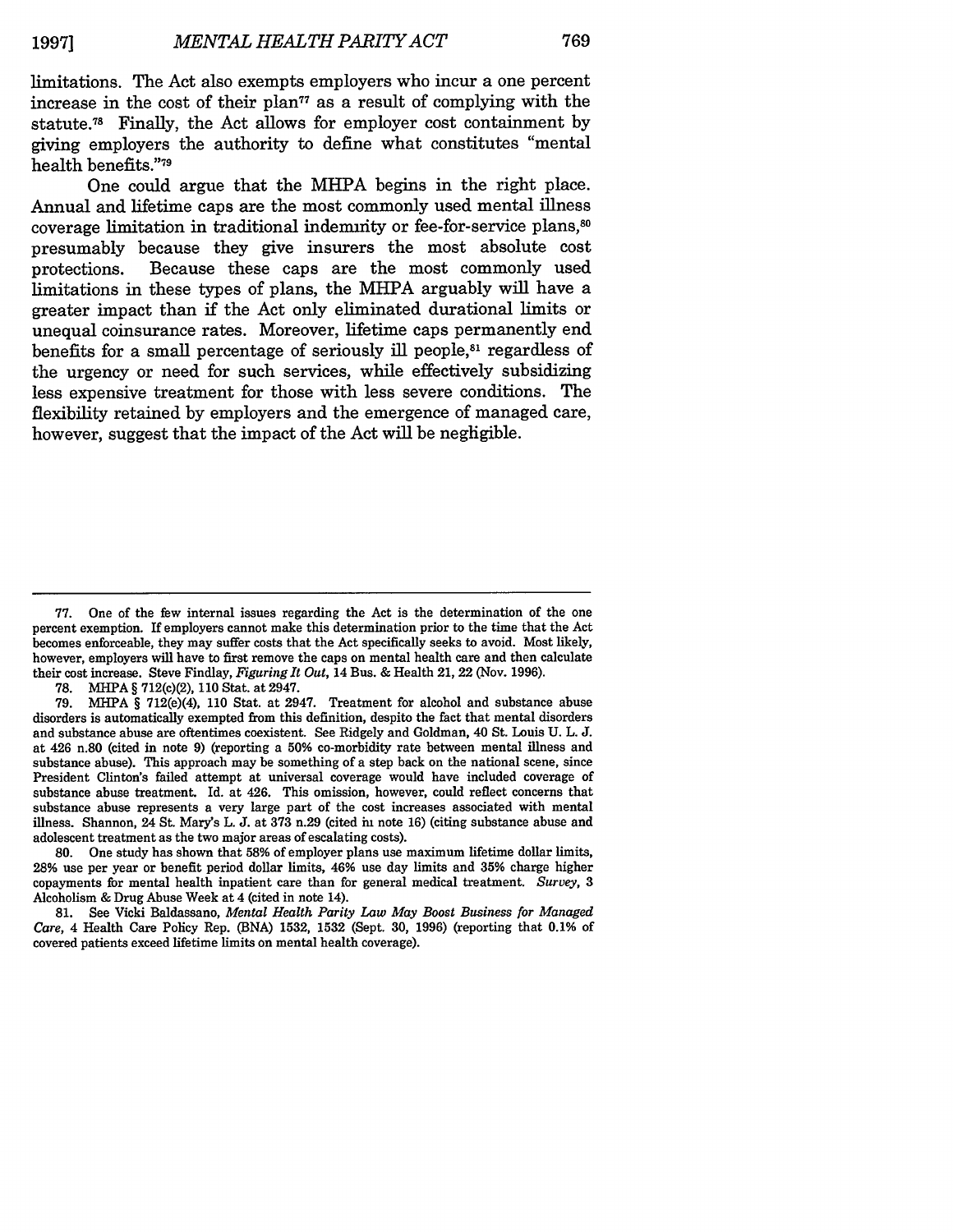limitations. The Act also exempts employers who incur a one percent increase in the cost of their plan[77] as a result of complying with the statute.[78] Finally, the Act allows for employer cost containment by giving employers the authority to define what constitutes "mental health benefits."[79]

One could argue that the MHPA begins in the right place. Annual and lifetime caps are the most commonly used mental illness coverage limitation in traditional indemnity or fee-for-service plans,[80] presumably because they give insurers the most absolute cost protections. Because these caps are the most commonly used limitations in these types of plans, the MHPA arguably will have a greater impact than if the Act only eliminated durational limits or unequal coinsurance rates. Moreover, lifetime caps permanently end benefits for a small percentage of seriously ill people,[81] regardless of the urgency or need for such services, while effectively subsidizing less expensive treatment for those with less severe conditions. The flexibility retained by employers and the emergence of managed care, however, suggest that the impact of the Act will be negligible.

---

77. One of the few internal issues regarding the Act is the determination of the one percent exemption. If employers cannot make this determination prior to the time that the Act becomes enforceable, they may suffer costs that the Act specifically seeks to avoid. Most likely, however, employers will have to first remove the caps on mental health care and then calculate their cost increase. Steve Findlay, *Figuring It Out*, 14 Bus. & Health 21, 22 (Nov. 1996).

78. MHPA § 712(c)(2), 110 Stat. at 2947.

79. MHPA § 712(e)(4), 110 Stat. at 2947. Treatment for alcohol and substance abuse disorders is automatically exempted from this definition, despito the fact that mental disorders and substance abuse are oftentimes coexistent. See Ridgely and Goldman, 40 St. Louis U. L. J. at 426 n.80 (cited in note 9) (reporting a 50% co-morbidity rate between mental illness and substance abuse). This approach may be something of a step back on the national scene, since President Clinton's failed attempt at universal coverage would have included coverage of substance abuse treatment. Id. at 426. This omission, however, could reflect concerns that substance abuse represents a very large part of the cost increases associated with mental illness. Shannon, 24 St. Mary's L. J. at 373 n.29 (cited in note 16) (citing substance abuse and adolescent treatment as the two major areas of escalating costs).

80. One study has shown that 58% of employer plans use maximum lifetime dollar limits, 28% use per year or benefit period dollar limits, 46% use day limits and 35% charge higher copayments for mental health inpatient care than for general medical treatment. *Survey*, 3 Alcoholism & Drug Abuse Week at 4 (cited in note 14).

81. See Vicki Baldassano, *Mental Health Parity Law May Boost Business for Managed Care*, 4 Health Care Policy Rep. (BNA) 1532, 1532 (Sept. 30, 1996) (reporting that 0.1% of covered patients exceed lifetime limits on mental health coverage).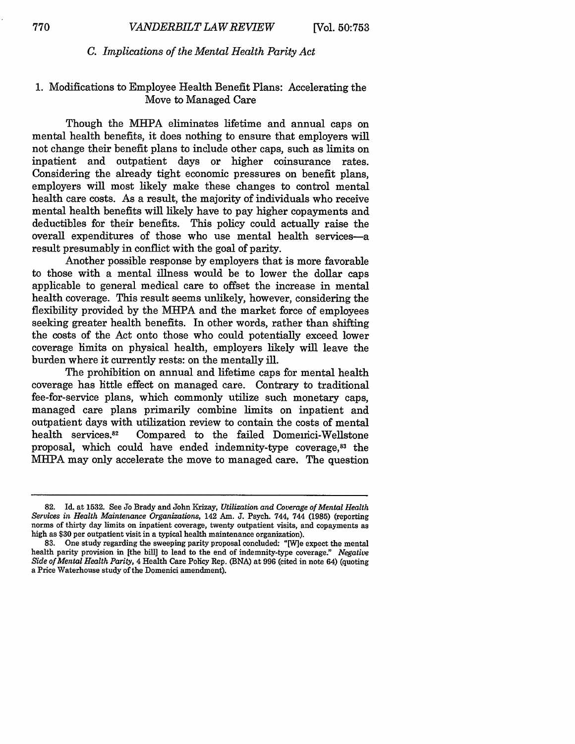### C. Implications of the Mental Health Parity Act

#### 1. Modifications to Employee Health Benefit Plans: Accelerating the Move to Managed Care

Though the MHPA eliminates lifetime and annual caps on mental health benefits, it does nothing to ensure that employers will not change their benefit plans to include other caps, such as limits on inpatient and outpatient days or higher coinsurance rates. Considering the already tight economic pressures on benefit plans, employers will most likely make these changes to control mental health care costs. As a result, the majority of individuals who receive mental health benefits will likely have to pay higher copayments and deductibles for their benefits. This policy could actually raise the overall expenditures of those who use mental health services—a result presumably in conflict with the goal of parity.

Another possible response by employers that is more favorable to those with a mental illness would be to lower the dollar caps applicable to general medical care to offset the increase in mental health coverage. This result seems unlikely, however, considering the flexibility provided by the MHPA and the market force of employees seeking greater health benefits. In other words, rather than shifting the costs of the Act onto those who could potentially exceed lower coverage limits on physical health, employers likely will leave the burden where it currently rests: on the mentally ill.

The prohibition on annual and lifetime caps for mental health coverage has little effect on managed care. Contrary to traditional fee-for-service plans, which commonly utilize such monetary caps, managed care plans primarily combine limits on inpatient and outpatient days with utilization review to contain the costs of mental health services.[82] Compared to the failed Domenici-Wellstone proposal, which could have ended indemnity-type coverage,[83] the MHPA may only accelerate the move to managed care. The question

---

82. Id. at 1532. See Jo Brady and John Krizay, *Utilization and Coverage of Mental Health Services in Health Maintenance Organizations*, 142 Am. J. Psych. 744, 744 (1985) (reporting norms of thirty day limits on inpatient coverage, twenty outpatient visits, and copayments as high as $30 per outpatient visit in a typical health maintenance organization).

83. One study regarding the sweeping parity proposal concluded: "[W]e expect the mental health parity provision in [the bill] to lead to the end of indemnity-type coverage." *Negative Side of Mental Health Parity*, 4 Health Care Policy Rep. (BNA) at 996 (cited in note 64) (quoting a Price Waterhouse study of the Domenici amendment).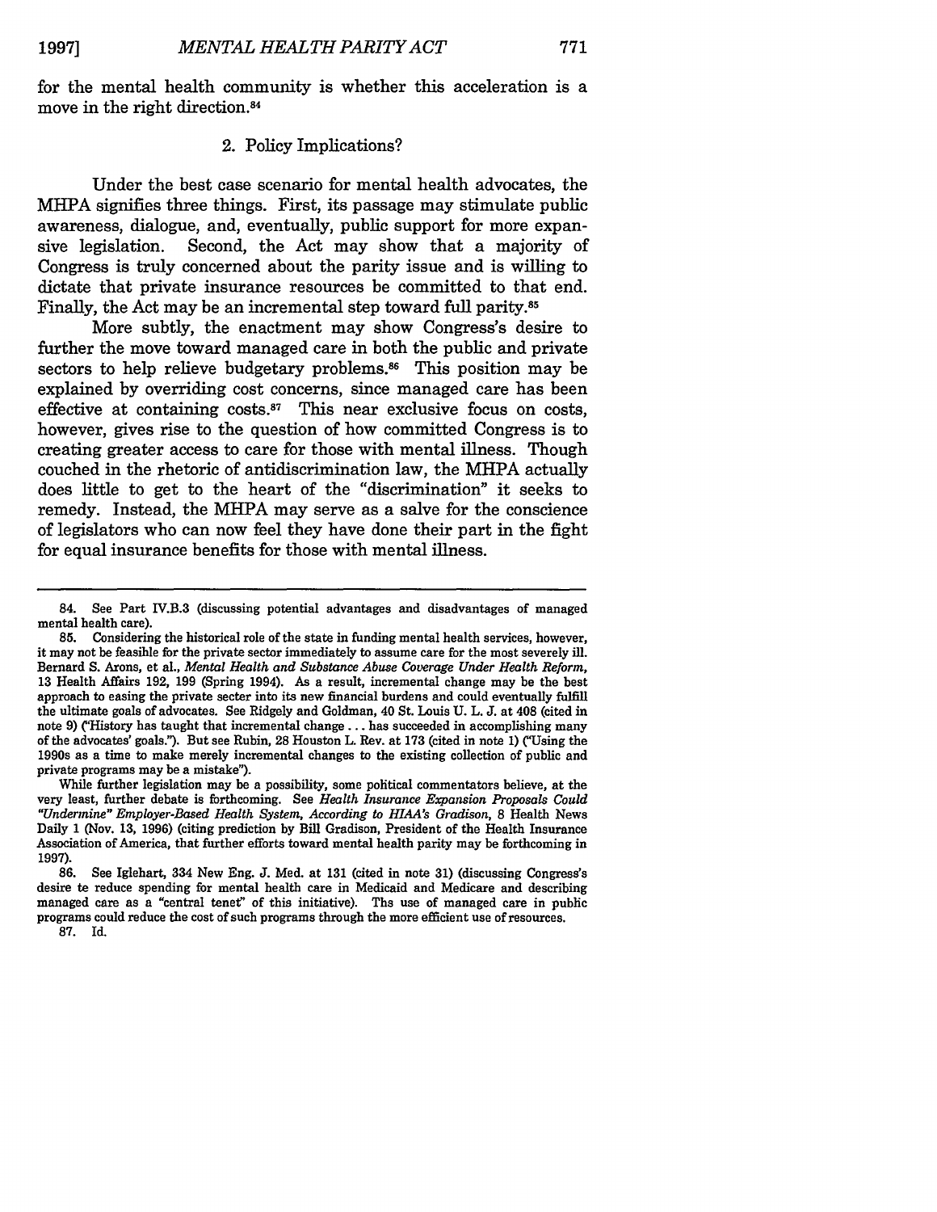for the mental health community is whether this acceleration is a move in the right direction.[84]

### 2. Policy Implications?

Under the best case scenario for mental health advocates, the MHPA signifies three things. First, its passage may stimulate public awareness, dialogue, and, eventually, public support for more expansive legislation. Second, the Act may show that a majority of Congress is truly concerned about the parity issue and is willing to dictate that private insurance resources be committed to that end. Finally, the Act may be an incremental step toward full parity.[85]

More subtly, the enactment may show Congress's desire to further the move toward managed care in both the public and private sectors to help relieve budgetary problems.[86] This position may be explained by overriding cost concerns, since managed care has been effective at containing costs.[87] This near exclusive focus on costs, however, gives rise to the question of how committed Congress is to creating greater access to care for those with mental illness. Though couched in the rhetoric of antidiscrimination law, the MHPA actually does little to get to the heart of the "discrimination" it seeks to remedy. Instead, the MHPA may serve as a salve for the conscience of legislators who can now feel they have done their part in the fight for equal insurance benefits for those with mental illness.

---

84. See Part IV.B.3 (discussing potential advantages and disadvantages of managed mental health care).

85. Considering the historical role of the state in funding mental health services, however, it may not be feasible for the private sector immediately to assume care for the most severely ill. Bernard S. Arons, et al., *Mental Health and Substance Abuse Coverage Under Health Reform*, 13 Health Affairs 192, 199 (Spring 1994). As a result, incremental change may be the best approach to easing the private secter into its new financial burdens and could eventually fulfill the ultimate goals of advocates. See Ridgely and Goldman, 40 St. Louis U. L. J. at 408 (cited in note 9) ("History has taught that incremental change . . . has succeeded in accomplishing many of the advocates' goals."). But see Rubin, 28 Houston L. Rev. at 173 (cited in note 1) ("Using the 1990s as a time to make merely incremental changes to the existing collection of public and private programs may be a mistake").

While further legislation may be a possibility, some political commentators believe, at the very least, further debate is forthcoming. See *Health Insurance Expansion Proposals Could "Undermine" Employer-Based Health System, According to HIAA's Gradison*, 8 Health News Daily 1 (Nov. 13, 1996) (citing prediction by Bill Gradison, President of the Health Insurance Association of America, that further efforts toward mental health parity may be forthcoming in 1997).

86. See Iglehart, 334 New Eng. J. Med. at 131 (cited in note 31) (discussing Congress's desire te reduce spending for mental health care in Medicaid and Medicare and describing managed care as a "central tenet" of this initiative). Ths use of managed care in public programs could reduce the cost of such programs through the more efficient use of resources.

87. Id.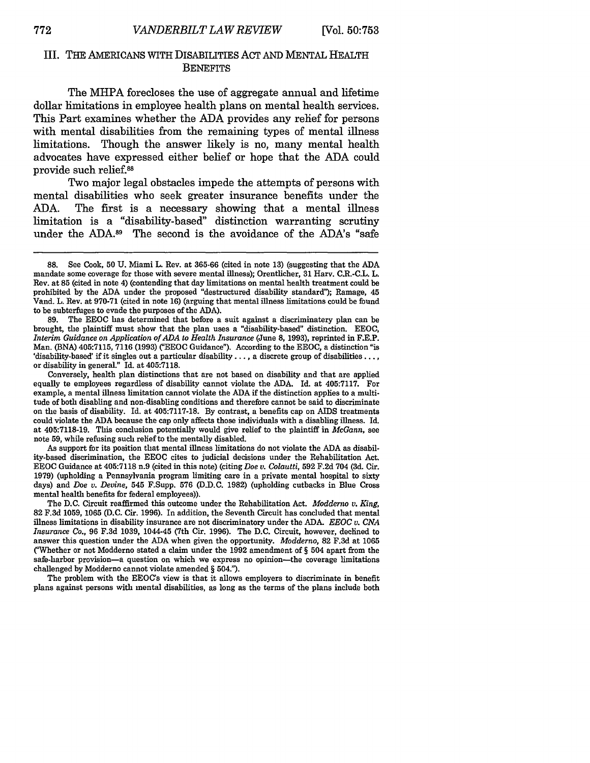## III. THE AMERICANS WITH DISABILITIES ACT AND MENTAL HEALTH BENEFITS

The MHPA forecloses the use of aggregate annual and lifetime dollar limitations in employee health plans on mental health services. This Part examines whether the ADA provides any relief for persons with mental disabilities from the remaining types of mental illness limitations. Though the answer likely is no, many mental health advocates have expressed either belief or hope that the ADA could provide such relief.[88]

Two major legal obstacles impede the attempts of persons with mental disabilities who seek greater insurance benefits under the ADA. The first is a necessary showing that a mental illness limitation is a "disability-based" distinction warranting scrutiny under the ADA.[89] The second is the avoidance of the ADA's "safe

---

88. See Cook, 50 U. Miami L. Rev. at 365-66 (cited in note 13) (suggesting that the ADA mandate some coverage for those with severe mental illness); Orentlicher, 31 Harv. C.R.-C.L. L. Rev. at 85 (cited in note 4) (contending that day limitations on mental health treatment could be prohibited by the ADA under the proposed "destructured disability standard"); Ramage, 45 Vand. L. Rev. at 970-71 (cited in note 16) (arguing that mental illness limitations could be found to be subterfuges to evade the purposes of the ADA).

89. The EEOC has determined that before a suit against a discriminatory plan can be brought, the plaintiff must show that the plan uses a "disability-based" distinction. EEOC, *Interim Guidance on Application of ADA to Health Insurance* (June 8, 1993), reprinted in F.E.P. Man. (BNA) 405:7115, 7116 (1993) ("EEOC Guidance"). According to the EEOC, a distinction "is 'disability-based' if it singles out a particular disability . . . , a discrete group of disabilities . . . , or disability in general." Id. at 405:7118.

Conversely, health plan distinctions that are not based on disability and that are applied equally to employees regardless of disability cannot violate the ADA. Id. at 405:7117. For example, a mental illness limitation cannot violate the ADA if the distinction applies to a multitude of both disabling and non-disabling conditions and therefore cannot be said to discriminate on the basis of disability. Id. at 405:7117-18. By contrast, a benefits cap on AIDS treatments could violate the ADA because the cap only affects those individuals with a disabling illness. Id. at 405:7118-19. This conclusion potentially would give relief to the plaintiff in *McGann*, see note 59, while refusing such relief to the mentally disabled.

As support for its position that mental illness limitations decisions do not violate the ADA as disability-based discrimination, the EEOC cites to judicial decisions under the Rehabilitation Act. EEOC Guidance at 405:7118 n.9 (cited in this note) (citing *Doe v. Colautti*, 592 F.2d 704 (3d. Cir. 1979) (upholding a Pennsylvania program limiting care in a private mental hospital to sixty days) and *Doe v. Devine*, 545 F.Supp. 576 (D.D.C. 1982) (upholding cutbacks in Blue Cross mental health benefits for federal employees)).

The D.C. Circuit reaffirmed this outcome under the Rehabilitation Act. *Modderno v. King*, 82 F.3d 1059, 1065 (D.C. Cir. 1996). In addition, the Seventh Circuit has concluded that mental illness limitations in disability insurance are not discriminatory under the ADA. *EEOC v. CNA Insurance Co.*, 96 F.3d 1039, 1044-45 (7th Cir. 1996). The D.C. Circuit, however, declined to answer this question under the ADA when given the opportunity. *Modderno*, 82 F.3d at 1065 ("Whether or not Modderno stated a claim under the 1992 amendment of § 504 apart from the safe-harbor provision—a question on which we express no opinion—the coverage limitations challenged by Modderno cannot violate amended § 504.").

The problem with the EEOC's view is that it allows employers to discriminate in benefit plans against persons with mental disabilities, as long as the terms of the plans include both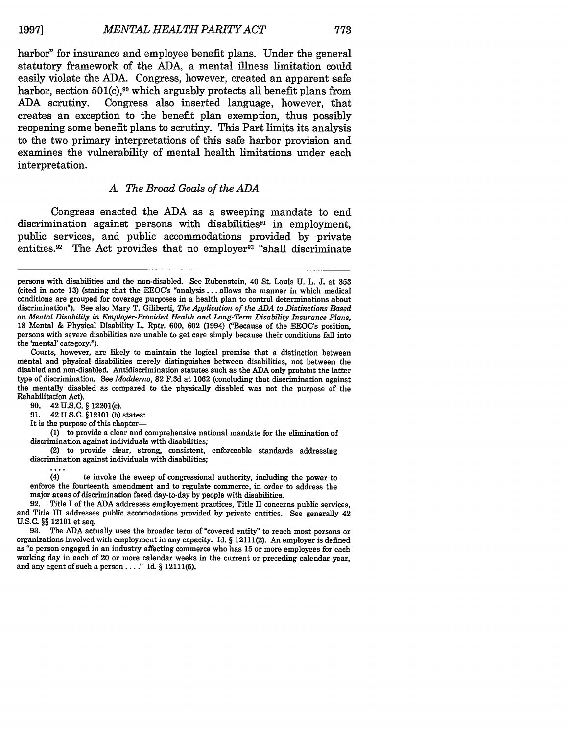harbor" for insurance and employee benefit plans. Under the general statutory framework of the ADA, a mental illness limitation could easily violate the ADA. Congress, however, created an apparent safe harbor, section 501(c),[90] which arguably protects all benefit plans from ADA scrutiny. Congress also inserted language, however, that creates an exception to the benefit plan exemption, thus possibly reopening some benefit plans to scrutiny. This Part limits its analysis to the two primary interpretations of this safe harbor provision and examines the vulnerability of mental health limitations under each interpretation.

### *A. The Broad Goals of the ADA*

Congress enacted the ADA as a sweeping mandate to end discrimination against persons with disabilities[91] in employment, public services, and public accommodations provided by private entities.[92] The Act provides that no employer[93] "shall discriminate

---

persons with disabilities and the non-disabled. See Rubenstein, 40 St. Louis U. L. J. at 353 (cited in note 13) (stating that the EEOC's "analysis . . . allows the manner in which medical conditions are grouped for coverage purposes in a health plan to control determinations about discrimination"). See also Mary T. Giliberti, *The Application of the ADA to Distinctions Based on Mental Disability in Employer-Provided Health and Long-Term Disability Insurance Plans*, 18 Mental & Physical Disability L. Rptr. 600, 602 (1994) ("Because of the EEOC's position, persons with severe disabilities are unable to get care simply because their conditions fall into the 'mental' category.").

Courts, however, are likely to maintain the logical premise that a distinction between mental and physical disabilities merely distinguishes between disabilities, not between the disabled and non-disabled. Antidiscrimination statutes such as the ADA only prohibit the latter type of discrimination. See *Modderno*, 82 F.3d at 1062 (concluding that discrimination against the mentally disabled as compared to the physically disabled was not the purpose of the Rehabilitation Act).

90. 42 U.S.C. § 12201(c).

91. 42 U.S.C. §12101 (b) states:

It is the purpose of this chapter—

(1) to provide a clear and comprehensive national mandate for the elimination of discrimination against individuals with disabilities;

(2) to provide clear, strong, consistent, enforceable standards addressing discrimination against individuals with disabilities;

. . . .

(4) te invoke the sweep of congressional authority, including the power to enforce the fourteenth amendment and to regulate commerce, in order to address the major areas of discrimination faced day-to-day by people with disabilities.

92. Title I of the ADA addresses employement practices, Title II concerns public services, and Title III addresses public accomodations provided by private entities. See generally 42 U.S.C. §§ 12101 et seq.

93. The ADA actually uses the broader term of "covered entity" to reach most persons or organizations involved with employment in any capacity. Id. § 12111(2). An employer is defined as "a person engaged in an industry affecting commerce who has 15 or more employees for each working day in each of 20 or more calendar weeks in the current or preceding calendar year, and any agent of such a person . . . ." Id. § 12111(5).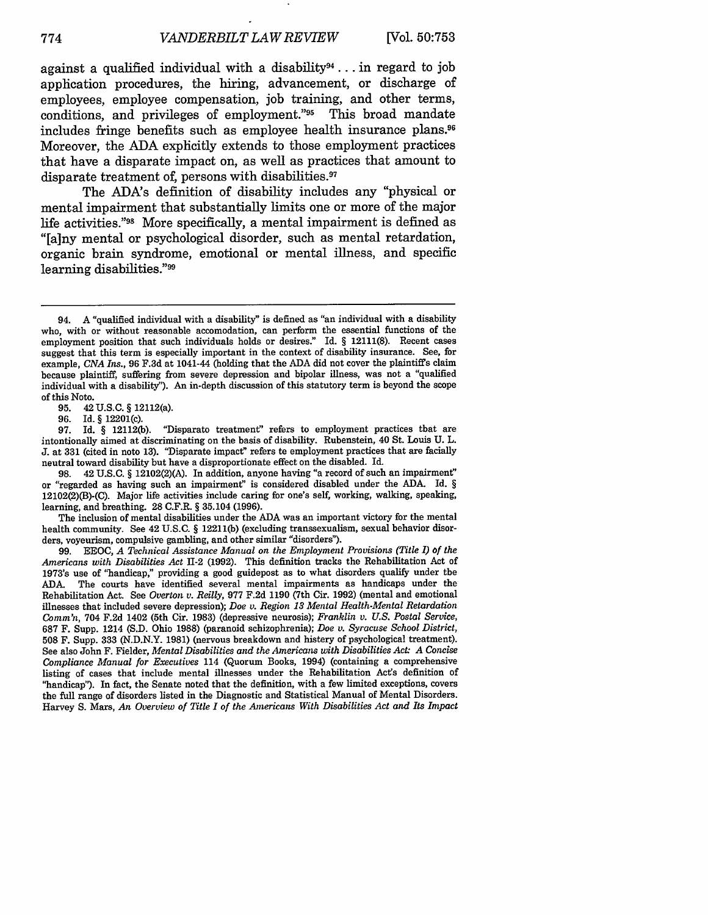against a qualified individual with a disability[94] . . . in regard to job application procedures, the hiring, advancement, or discharge of employees, employee compensation, job training, and other terms, conditions, and privileges of employment."[95] This broad mandate includes fringe benefits such as employee health insurance plans.[96] Moreover, the ADA explicitly extends to those employment practices that have a disparate impact on, as well as practices that amount to disparate treatment of, persons with disabilities.[97]

The ADA's definition of disability includes any "physical or mental impairment that substantially limits one or more of the major life activities."[98] More specifically, a mental impairment is defined as "[a]ny mental or psychological disorder, such as mental retardation, organic brain syndrome, emotional or mental illness, and specific learning disabilities."[99]

---

94. A "qualified individual with a disability" is defined as "an individual with a disability who, with or without reasonable accomodation, can perform the essential functions of the employment position that such individuals holds or desires." Id. § 12111(8). Recent cases suggest that this term is especially important in the context of disability insurance. See, for example, *CNA Ins.*, 96 F.3d at 1041-44 (holding that the ADA did not cover the plaintiff's claim because plaintiff, suffering from severe depression and bipolar illness, was not a "qualified individual with a disability"). An in-depth discussion of this statutory term is beyond the scope of this Noto.

95. 42 U.S.C. § 12112(a).

96. Id. § 12201(c).

97. Id. § 12112(b). "Disparato treatment" refers to employment practices tbat are intontionally aimed at discriminating on the basis of disability. Rubenstein, 40 St. Louis U. L. J. at 331 (cited in noto 13). "Disparate impact" refers te employment practices that are facially neutral toward disability but have a disproportionate effect on the disabled. Id.

98. 42 U.S.C. § 12102(2)(A). In addition, anyone having "a record of such an impairment" or "regarded as having such an impairment" is considered disabled under the ADA. Id. § 12102(2)(B)-(C). Major life activities include caring for one's self, working, walking, speaking, learning, and breathing. 28 C.F.R. § 35.104 (1996).

The inclusion of mental disabilities under the ADA was an important victory for the mental health community. See 42 U.S.C. § 12211(b) (excluding transsexualism, sexual behavior disorders, voyeurism, compulsive gambling, and other similar "disorders").

99. EEOC, *A Technical Assistance Manual on the Employment Provisions (Title I) of the Americans with Disabilities Act* II-2 (1992). This definition tracks the Rehabilitation Act of 1973's use of "handicap," providing a good guidepost as to what disorders qualify under tbe ADA. The courts have identified several mental impairments as handicaps under the Rehabilitation Act. See *Overton v. Reilly*, 977 F.2d 1190 (7th Cir. 1992) (mental and emotional illnesses that included severe depression); *Doe v. Region 13 Mental Health-Mental Retardation Comm'n*, 704 F.2d 1402 (5th Cir. 1983) (depressive neurosis); *Franklin v. U.S. Postal Service*, 687 F. Supp. 1214 (S.D. Ohio 1988) (paranoid schizophrenia); *Doe v. Syracuse School District*, 508 F. Supp. 333 (N.D.N.Y. 1981) (nervous breakdown and history of psychological treatment). See also John F. Fielder, *Mental Disabilities and the Americans with Disabilities Act: A Concise Compliance Manual for Executives* 114 (Quorum Books, 1994) (containing a comprehensive listing of cases that include mental illnesses under the Rehabilitation Act's definition of "handicap"). In fact, the Senate noted that the definition, with a few limited exceptions, covers the full range of disorders listed in the Diagnostic and Statistical Manual of Mental Disorders. Harvey S. Mars, *An Overview of Title I of the Americans With Disabilities Act and Its Impact*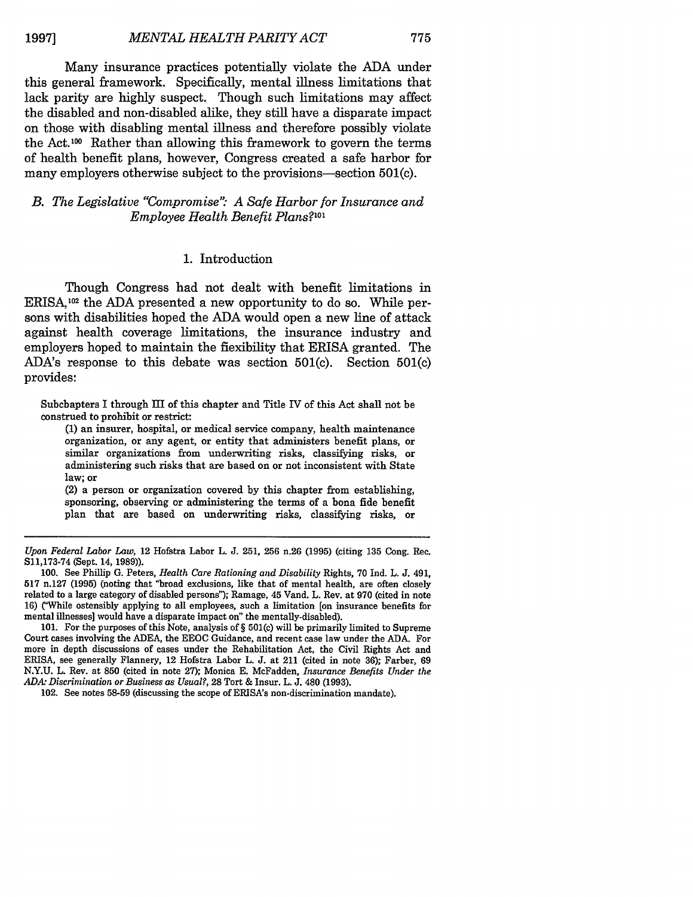Many insurance practices potentially violate the ADA under this general framework. Specifically, mental illness limitations that lack parity are highly suspect. Though such limitations may affect the disabled and non-disabled alike, they still have a disparate impact on those with disabling mental illness and therefore possibly violate the Act.[100] Rather than allowing this framework to govern the terms of health benefit plans, however, Congress created a safe harbor for many employers otherwise subject to the provisions—section 501(c).

### B. *The Legislative "Compromise": A Safe Harbor for Insurance and Employee Health Benefit Plans?*[101]

#### 1. Introduction

Though Congress had not dealt with benefit limitations in ERISA,[102] the ADA presented a new opportunity to do so. While persons with disabilities hoped the ADA would open a new line of attack against health coverage limitations, the insurance industry and employers hoped to maintain the flexibility that ERISA granted. The ADA's response to this debate was section 501(c). Section 501(c) provides:

> Subchapters I through III of this chapter and Title IV of this Act shall not be construed to prohibit or restrict:
>
> (1) an insurer, hospital, or medical service company, health maintenance organization, or any agent, or entity that administers benefit plans, or similar organizations from underwriting risks, classifying risks, or administering such risks that are based on or not inconsistent with State law; or
>
> (2) a person or organization covered by this chapter from establishing, sponsoring, observing or administering the terms of a bona fide benefit plan that are based on underwriting risks, classifying risks, or

---

*Upon Federal Labor Law*, 12 Hofstra Labor L. J. 251, 256 n.26 (1995) (citing 135 Cong. Rec. S11,173-74 (Sept. 14, 1989)).

100. See Phillip G. Peters, *Health Care Rationing and Disability* Rights, 70 Ind. L. J. 491, 517 n.127 (1995) (noting that "broad exclusions, like that of mental health, are often closely related to a large category of disabled persons"); Ramage, 45 Vand. L. Rev. at 970 (cited in note 16) ("While ostensibly applying to all employees, such a limitation [on insurance benefits for mental illnesses] would have a disparate impact on" the mentally-disabled).

101. For the purposes of this Note, analysis of § 501(c) will be primarily limited to Supreme Court cases involving the ADEA, the EEOC Guidance, and recent case law under the ADA. For more in depth discussions of cases under the Rehabilitation Act, the Civil Rights Act and ERISA, see generally Flannery, 12 Hofstra Labor L. J. at 211 (cited in note 36); Farber, 69 N.Y.U. L. Rev. at 850 (cited in note 27); Monica E. McFadden, *Insurance Benefits Under the ADA: Discrimination or Business as Usual?*, 28 Tort & Insur. L. J. 480 (1993).

102. See notes 58-59 (discussing the scope of ERISA's non-discrimination mandate).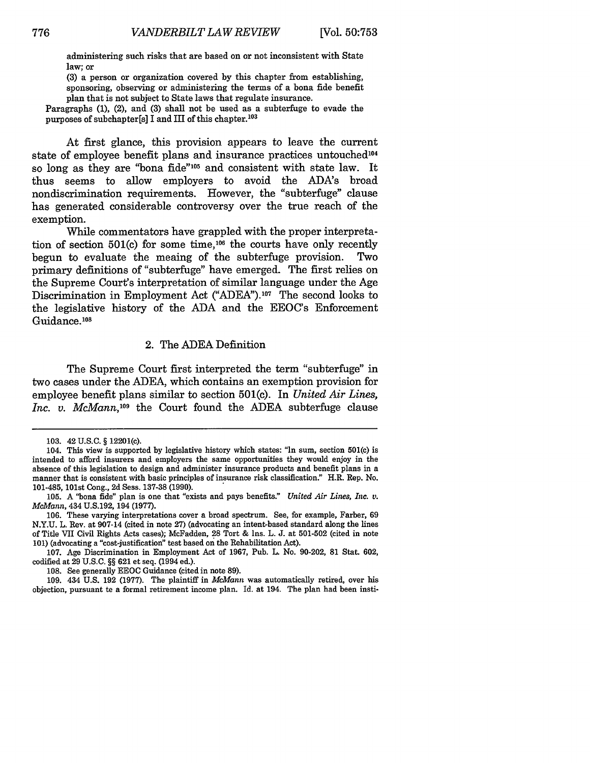> administering such risks that are based on or not inconsistent with State law; or
>
> (3) a person or organization covered by this chapter from establishing, sponsoring, observing or administering the terms of a bona fide benefit plan that is not subject to State laws that regulate insurance.
>
> Paragraphs (1), (2), and (3) shall not be used as a subterfuge to evade the purposes of subchapter[s] I and III of this chapter.[103]

At first glance, this provision appears to leave the current state of employee benefit plans and insurance practices untouched[104] so long as they are "bona fide"[105] and consistent with state law. It thus seems to allow employers to avoid the ADA's broad nondiscrimination requirements. However, the "subterfuge" clause has generated considerable controversy over the true reach of the exemption.

While commentators have grappled with the proper interpretation of section 501(c) for some time,[106] the courts have only recently begun to evaluate the meaing of the subterfuge provision. Two primary definitions of "subterfuge" have emerged. The first relies on the Supreme Court's interpretation of similar language under the Age Discrimination in Employment Act ("ADEA").[107] The second looks to the legislative history of the ADA and the EEOC's Enforcement Guidance.[108]

### 2. The ADEA Definition

The Supreme Court first interpreted the term "subterfuge" in two cases under the ADEA, which contains an exemption provision for employee benefit plans similar to section 501(c). In *United Air Lines, Inc. v. McMann*,[109] the Court found the ADEA subterfuge clause

---

103. 42 U.S.C. § 12201(c).

104. This view is supported by legislative history which states: "In sum, section 501(c) is intended to afford insurers and employers the same opportunities they would enjoy in the absence of this legislation to design and administer insurance products and benefit plans in a manner that is consistent with basic principles of insurance risk classification." H.R. Rep. No. 101-485, 101st Cong., 2d Sess. 137-38 (1990).

105. A "bona fide" plan is one that "exists and pays benefits." *United Air Lines, Inc. v. McMann*, 434 U.S.192, 194 (1977).

106. These varying interpretations cover a broad spectrum. See, for example, Farber, 69 N.Y.U. L. Rev. at 907-14 (cited in note 27) (advocating an intent-based standard along the lines of Title VII Civil Rights Acts cases); McFadden, 28 Tort & Ins. L. J. at 501-502 (cited in note 101) (advocating a "cost-justification" test based on the Rehabilitation Act).

107. Age Discrimination in Employment Act of 1967, Pub. L. No. 90-202, 81 Stat. 602, codified at 29 U.S.C. §§ 621 et seq. (1994 ed.).

108. See generally EEOC Guidance (cited in note 89).

109. 434 U.S. 192 (1977). The plaintiff in *McMann* was automatically retired, over his objection, pursuant te a formal retirement income plan. Id. at 194. The plan had been insti-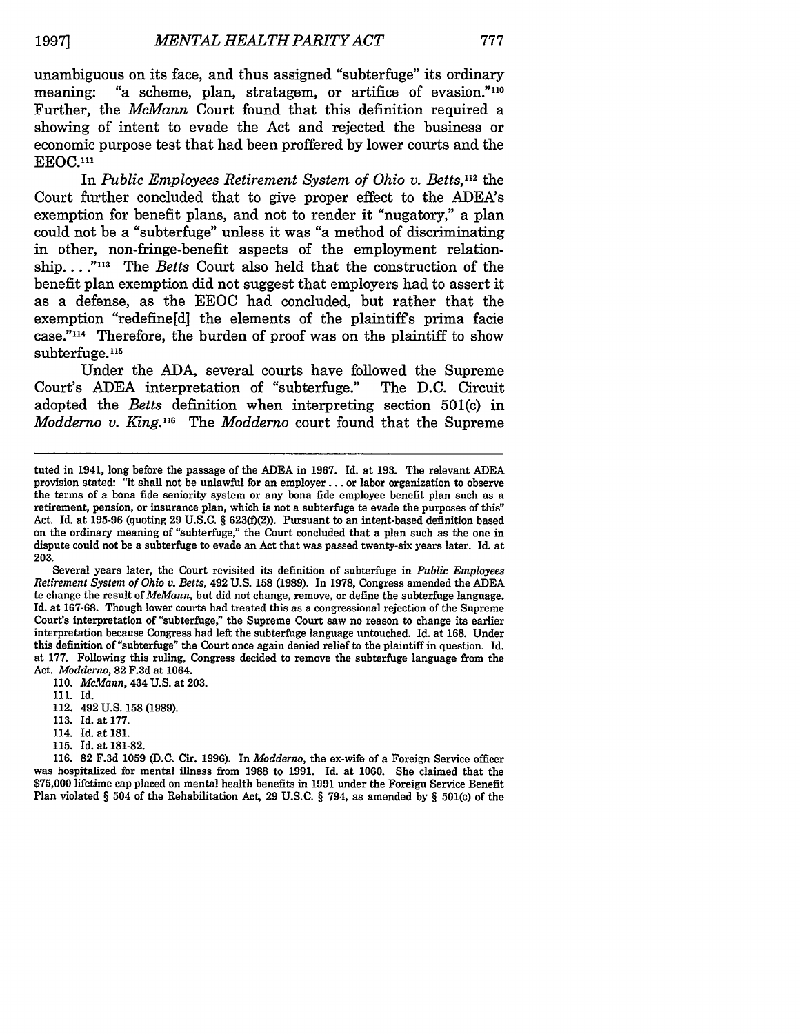unambiguous on its face, and thus assigned "subterfuge" its ordinary meaning: "a scheme, plan, stratagem, or artifice of evasion."[110] Further, the *McMann* Court found that this definition required a showing of intent to evade the Act and rejected the business or economic purpose test that had been proffered by lower courts and the EEOC.[111]

In *Public Employees Retirement System of Ohio v. Betts*,[112] the Court further concluded that to give proper effect to the ADEA's exemption for benefit plans, and not to render it "nugatory," a plan could not be a "subterfuge" unless it was "a method of discriminating in other, non-fringe-benefit aspects of the employment relationship. . . ."[113] The *Betts* Court also held that the construction of the benefit plan exemption did not suggest that employers had to assert it as a defense, as the EEOC had concluded, but rather that the exemption "redefine[d] the elements of the plaintiff's prima facie case."[114] Therefore, the burden of proof was on the plaintiff to show subterfuge.[115]

Under the ADA, several courts have followed the Supreme Court's ADEA interpretation of "subterfuge." The D.C. Circuit adopted the *Betts* definition when interpreting section 501(c) in *Modderno v. King*.[116] The *Modderno* court found that the Supreme

---

tuted in 1941, long before the passage of the ADEA in 1967. Id. at 193. The relevant ADEA provision stated: "it shall not be unlawful for an employer . . . or labor organization to observe the terms of a bona fide seniority system or any bona fide employee benefit plan such as a retirement, pension, or insurance plan, which is not a subterfuge to evade the purposes of this" Act. Id. at 195-96 (quoting 29 U.S.C. § 623(f)(2)). Pursuant to an intent-based definition based on the ordinary meaning of "subterfuge," the Court concluded that a plan such as the one in dispute could not be a subterfuge to evade an Act that was passed twenty-six years later. Id. at 203.

Several years later, the Court revisited its definition of subterfuge in *Public Employees Retirement System of Ohio v. Betts*, 492 U.S. 158 (1989). In 1978, Congress amended the ADEA to change the result of *McMann*, but did not change, remove, or define the subterfuge language. Id. at 167-68. Though lower courts had treated this as a congressional rejection of the Supreme Court's interpretation of "subterfuge," the Supreme Court saw no reason to change its earlier interpretation because Congress had left the subterfuge language untouched. Id. at 168. Under this definition of "subterfuge" the Court once again denied relief to the plaintiff in question. Id. at 177. Following this ruling, Congress decided to remove the subterfuge language from the Act. *Modderno*, 82 F.3d at 1064.

110. *McMann*, 434 U.S. at 203.

111. Id.

112. 492 U.S. 158 (1989).

113. Id. at 177.

114. Id. at 181.

115. Id. at 181-82.

116. 82 F.3d 1059 (D.C. Cir. 1996). In *Modderno*, the ex-wife of a Foreign Service officer was hospitalized for mental illness from 1988 to 1991. Id. at 1060. She claimed that the $75,000 lifetime cap placed on mental health benefits in 1991 under the Foreign Service Benefit Plan violated § 504 of the Rehabilitation Act, 29 U.S.C. § 794, as amended by § 501(c) of the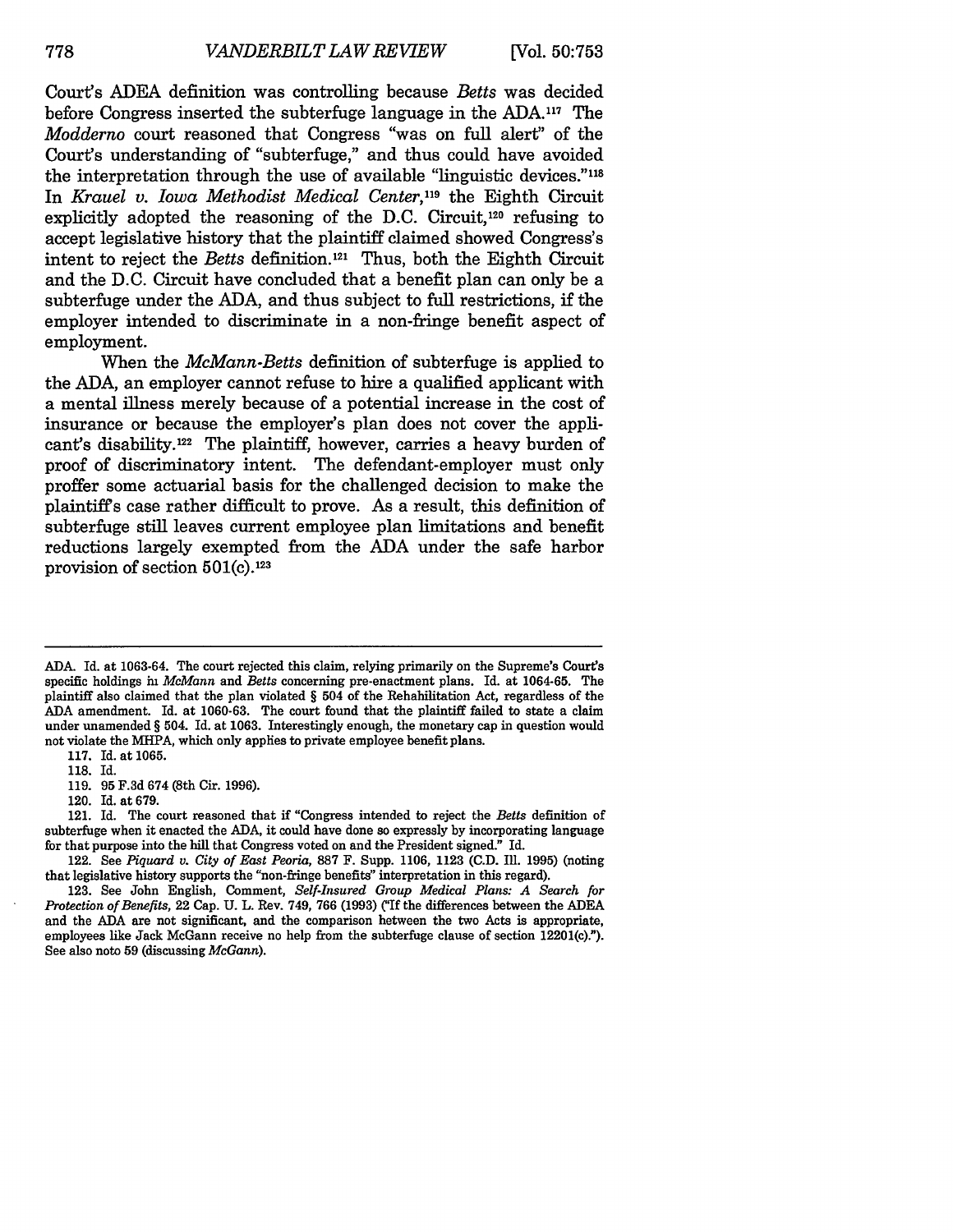Court's ADEA definition was controlling because *Betts* was decided before Congress inserted the subterfuge language in the ADA.[117] The *Modderno* court reasoned that Congress "was on full alert" of the Court's understanding of "subterfuge," and thus could have avoided the interpretation through the use of available "linguistic devices."[118] In *Krauel v. Iowa Methodist Medical Center*,[119] the Eighth Circuit explicitly adopted the reasoning of the D.C. Circuit,[120] refusing to accept legislative history that the plaintiff claimed showed Congress's intent to reject the *Betts* definition.[121] Thus, both the Eighth Circuit and the D.C. Circuit have concluded that a benefit plan can only be a subterfuge under the ADA, and thus subject to full restrictions, if the employer intended to discriminate in a non-fringe benefit aspect of employment.

When the *McMann-Betts* definition of subterfuge is applied to the ADA, an employer cannot refuse to hire a qualified applicant with a mental illness merely because of a potential increase in the cost of insurance or because the employer's plan does not cover the applicant's disability.[122] The plaintiff, however, carries a heavy burden of proof of discriminatory intent. The defendant-employer must only proffer some actuarial basis for the challenged decision to make the plaintiff's case rather difficult to prove. As a result, this definition of subterfuge still leaves current employee plan limitations and benefit reductions largely exempted from the ADA under the safe harbor provision of section 501(c).[123]

---

ADA. Id. at 1063-64. The court rejected this claim, relying primarily on the Supreme's Court's specific holdings in *McMann* and *Betts* concerning pre-enactment plans. Id. at 1064-65. The plaintiff also claimed that the plan violated § 504 of the Rehabilitation Act, regardless of the ADA amendment. Id. at 1060-63. The court found that the plaintiff failed to state a claim under unamended § 504. Id. at 1063. Interestingly enough, the monetary cap in question would not violate the MHPA, which only applies to private employee benefit plans.

117. Id. at 1065.

118. Id.

119. 95 F.3d 674 (8th Cir. 1996).

120. Id. at 679.

121. Id. The court reasoned that if "Congress intended to reject the *Betts* definition of subterfuge when it enacted the ADA, it could have done so expressly by incorporating language for that purpose into the bill that Congress voted on and the President signed." Id.

122. See *Piquard v. City of East Peoria*, 887 F. Supp. 1106, 1123 (C.D. Ill. 1995) (noting that legislative history supports the "non-fringe benefits" interpretation in this regard).

123. See John English, Comment, *Self-Insured Group Medical Plans: A Search for Protection of Benefits*, 22 Cap. U. L. Rev. 749, 766 (1993) ("If the differences between the ADEA and the ADA are not significant, and the comparison between the two Acts is appropriate, employees like Jack McGann receive no help from the subterfuge clause of section 12201(c)."). See also note 59 (discussing *McGann*).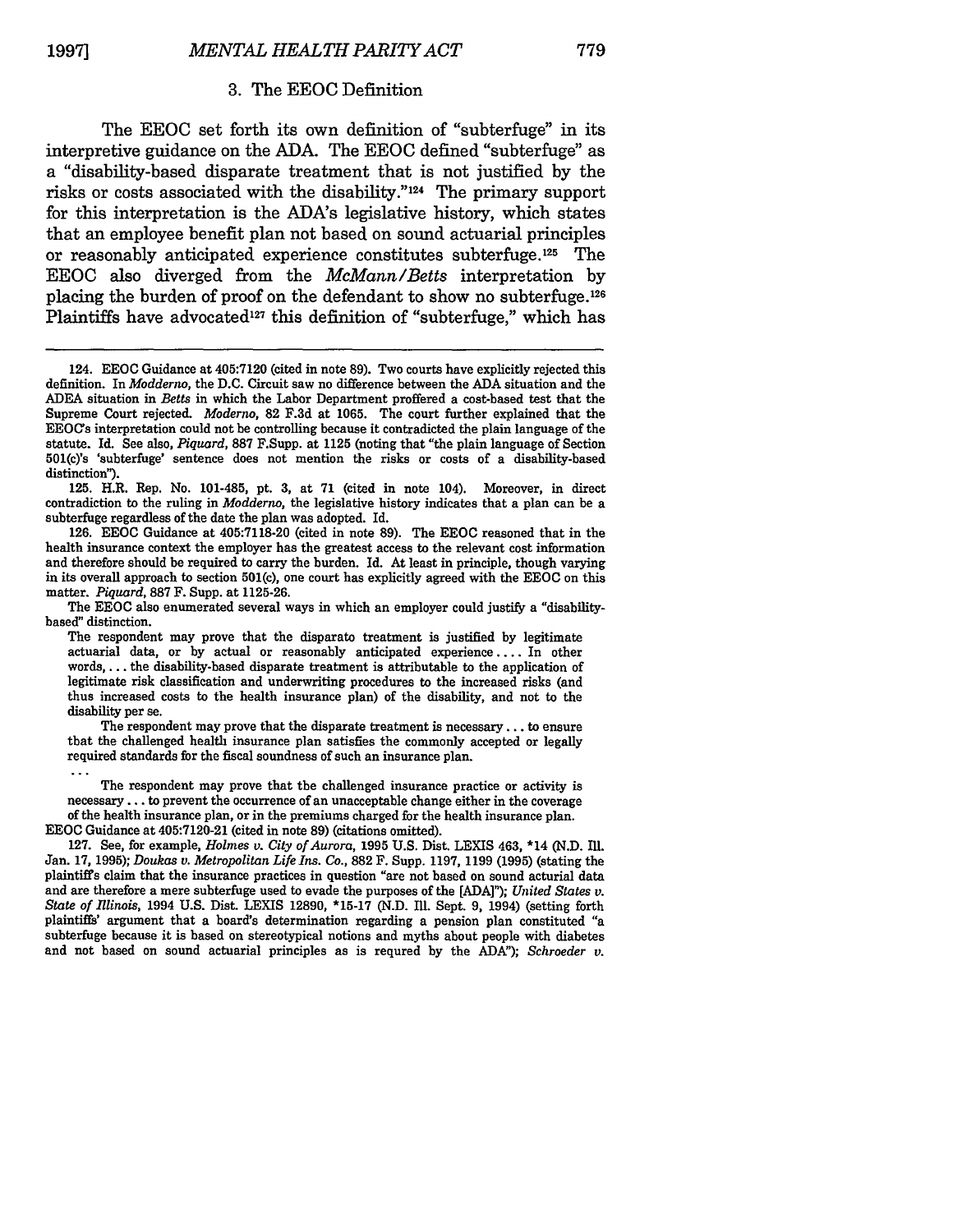### 3. The EEOC Definition

The EEOC set forth its own definition of "subterfuge" in its interpretive guidance on the ADA. The EEOC defined "subterfuge" as a "disability-based disparate treatment that is not justified by the risks or costs associated with the disability."[124] The primary support for this interpretation is the ADA's legislative history, which states that an employee benefit plan not based on sound actuarial principles or reasonably anticipated experience constitutes subterfuge.[125] The EEOC also diverged from the *McMann/Betts* interpretation by placing the burden of proof on the defendant to show no subterfuge.[126] Plaintiffs have advocated[127] this definition of "subterfuge," which has

---

124. EEOC Guidance at 405:7120 (cited in note 89). Two courts have explicitly rejected this definition. In *Modderno*, the D.C. Circuit saw no difference between the ADA situation and the ADEA situation in *Betts* in which the Labor Department proffered a cost-based test that the Supreme Court rejected. *Moderno*, 82 F.3d at 1065. The court further explained that the EEOC's interpretation could not be controlling because it contradicted the plain language of the statute. Id. See also, *Piquard*, 887 F.Supp. at 1125 (noting that "the plain language of Section 501(c)'s 'subterfuge' sentence does not mention the risks or costs of a disability-based distinction").

125. H.R. Rep. No. 101-485, pt. 3, at 71 (cited in note 104). Moreover, in direct contradiction to the ruling in *Modderno*, the legislative history indicates that a plan can be a subterfuge regardless of the date the plan was adopted. Id.

126. EEOC Guidance at 405:7118-20 (cited in note 89). The EEOC reasoned that in the health insurance context the employer has the greatest access to the relevant cost information and therefore should be required to carry the burden. Id. At least in principle, though varying in its overall approach to section 501(c), one court has explicitly agreed with the EEOC on this matter. *Piquard*, 887 F. Supp. at 1125-26.

The EEOC also enumerated several ways in which an employer could justify a "disability-based" distinction.

> The respondent may prove that the disparato treatment is justified by legitimate actuarial data, or by actual or reasonably anticipated experience.... In other words, ... the disability-based disparate treatment is attributable to the application of legitimate risk classification and underwriting procedures to the increased risks (and thus increased costs to the health insurance plan) of the disability, and not to the disability per se.
>
> The respondent may prove that the disparate treatment is necessary ... to ensure tbat the challenged health insurance plan satisfies the commonly accepted or legally required standards for the fiscal soundness of such an insurance plan.
>
> ...
>
> The respondent may prove that tbe challenged insurance practice or activity is necessary ... to prevent the occurrence of an unacceptable change either in the coverage of the health insurance plan, or in the premiums charged for the health insurance plan.

EEOC Guidance at 405:7120-21 (cited in note 89) (citations omitted).

127. See, for example, *Holmes v. City of Aurora*, 1995 U.S. Dist. LEXIS 463, *14 (N.D. Ill. Jan. 17, 1995); *Doukas v. Metropolitan Life Ins. Co.*, 882 F. Supp. 1197, 1199 (1995) (stating the plaintiff's claim that the insurance practices in question "are not based on sound acturial data and are therefore a mere subterfuge used to evade the purposes of the [ADA]"); *United States v. State of Illinois*, 1994 U.S. Dist. LEXIS 12890, *15-17 (N.D. Ill. Sept. 9, 1994) (setting forth plaintiffs' argument that a board's determination regarding a pension plan constituted "a subterfuge because it is based on stereotypical notions and myths about people with diabetes and not based on sound actuarial principles as is requred by the ADA"); *Schroeder v.*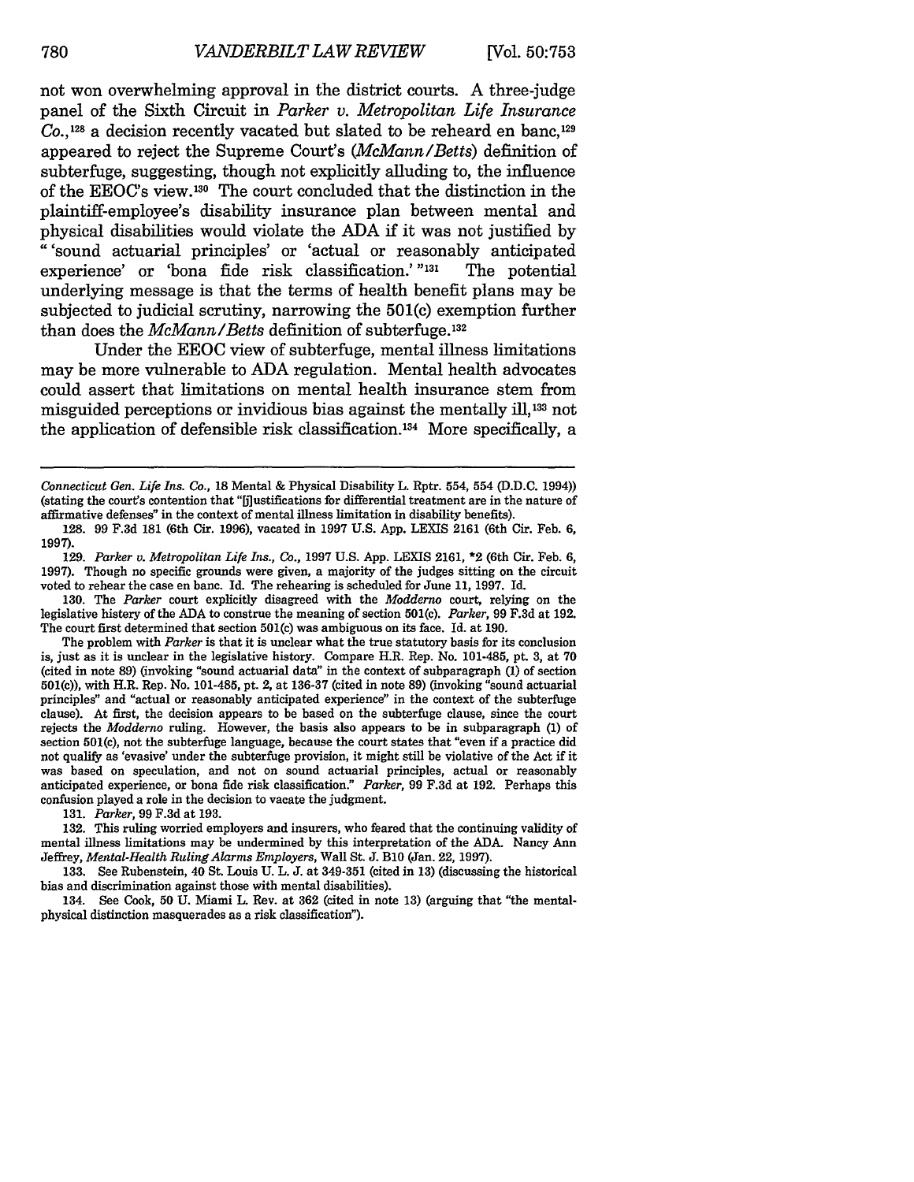not won overwhelming approval in the district courts. A three-judge panel of the Sixth Circuit in *Parker v. Metropolitan Life Insurance Co.*,[128] a decision recently vacated but slated to be reheard en banc,[129] appeared to reject the Supreme Court's (*McMann/Betts*) definition of subterfuge, suggesting, though not explicitly alluding to, the influence of the EEOC's view.[130] The court concluded that the distinction in the plaintiff-employee's disability insurance plan between mental and physical disabilities would violate the ADA if it was not justified by "'sound actuarial principles' or 'actual or reasonably anticipated experience' or 'bona fide risk classification.'"[131] The potential underlying message is that the terms of health benefit plans may be subjected to judicial scrutiny, narrowing the 501(c) exemption further than does the *McMann/Betts* definition of subterfuge.[132]

Under the EEOC view of subterfuge, mental illness limitations may be more vulnerable to ADA regulation. Mental health advocates could assert that limitations on mental health insurance stem from misguided perceptions or invidious bias against the mentally ill,[133] not the application of defensible risk classification.[134] More specifically, a

---

*Connecticut Gen. Life Ins. Co.*, 18 Mental & Physical Disability L. Rptr. 554, 554 (D.D.C. 1994)) (stating the court's contention that "[j]ustifications for differential treatment are in the nature of affirmative defenses" in the context of mental illness limitation in disability benefits).

128. 99 F.3d 181 (6th Cir. 1996), vacated in 1997 U.S. App. LEXIS 2161 (6th Cir. Feb. 6, 1997).

129. *Parker v. Metropolitan Life Ins., Co.*, 1997 U.S. App. LEXIS 2161, *2 (6th Cir. Feb. 6, 1997). Though no specific grounds were given, a majority of the judges sitting on the circuit voted to rehear the case en banc. Id. The rehearing is scheduled for June 11, 1997. Id.

130. The *Parker* court explicitly disagreed with the *Modderno* court, relying on the legislative history of the ADA to construe the meaning of section 501(c). *Parker*, 99 F.3d at 192. The court first determined that section 501(c) was ambiguous on its face. Id. at 190.

The problem with *Parker* is that it is unclear what the true statutory basis for its conclusion is, just as it is unclear in the legislative history. Compare H.R. Rep. No. 101-485, pt. 3, at 70 (cited in note 89) (invoking "sound actuarial data" in the context of subparagraph (1) of section 501(c)), with H.R. Rep. No. 101-485, pt. 2, at 136-37 (cited in note 89) (invoking "sound actuarial principles" and "actual or reasonably anticipated experience" in the context of the subterfuge clause). At first, the decision appears to be based on the subterfuge clause, since the court rejects the *Modderno* ruling. However, the basis also appears to be in subparagraph (1) of section 501(c), not the subterfuge language, because the court states that "even if a practice did not qualify as 'evasive' under the subterfuge provision, it might still be violative of the Act if it was based on speculation, and not on sound actuarial principles, actual or reasonably anticipated experience, or bona fide risk classification." *Parker*, 99 F.3d at 192. Perhaps this confusion played a role in the decision to vacate the judgment.

131. *Parker*, 99 F.3d at 193.

132. This ruling worried employers and insurers, who feared that the continuing validity of mental illness limitations may be undermined by this interpretation of the ADA. Nancy Ann Jeffrey, *Mental-Health Ruling Alarms Employers*, Wall St. J. B10 (Jan. 22, 1997).

133. See Rubenstein, 40 St. Louis U. L. J. at 349-351 (cited in 13) (discussing the historical bias and discrimination against those with mental disabilities).

134. See Cook, 50 U. Miami L. Rev. at 362 (cited in note 13) (arguing that "the mental-physical distinction masquerades as a risk classification").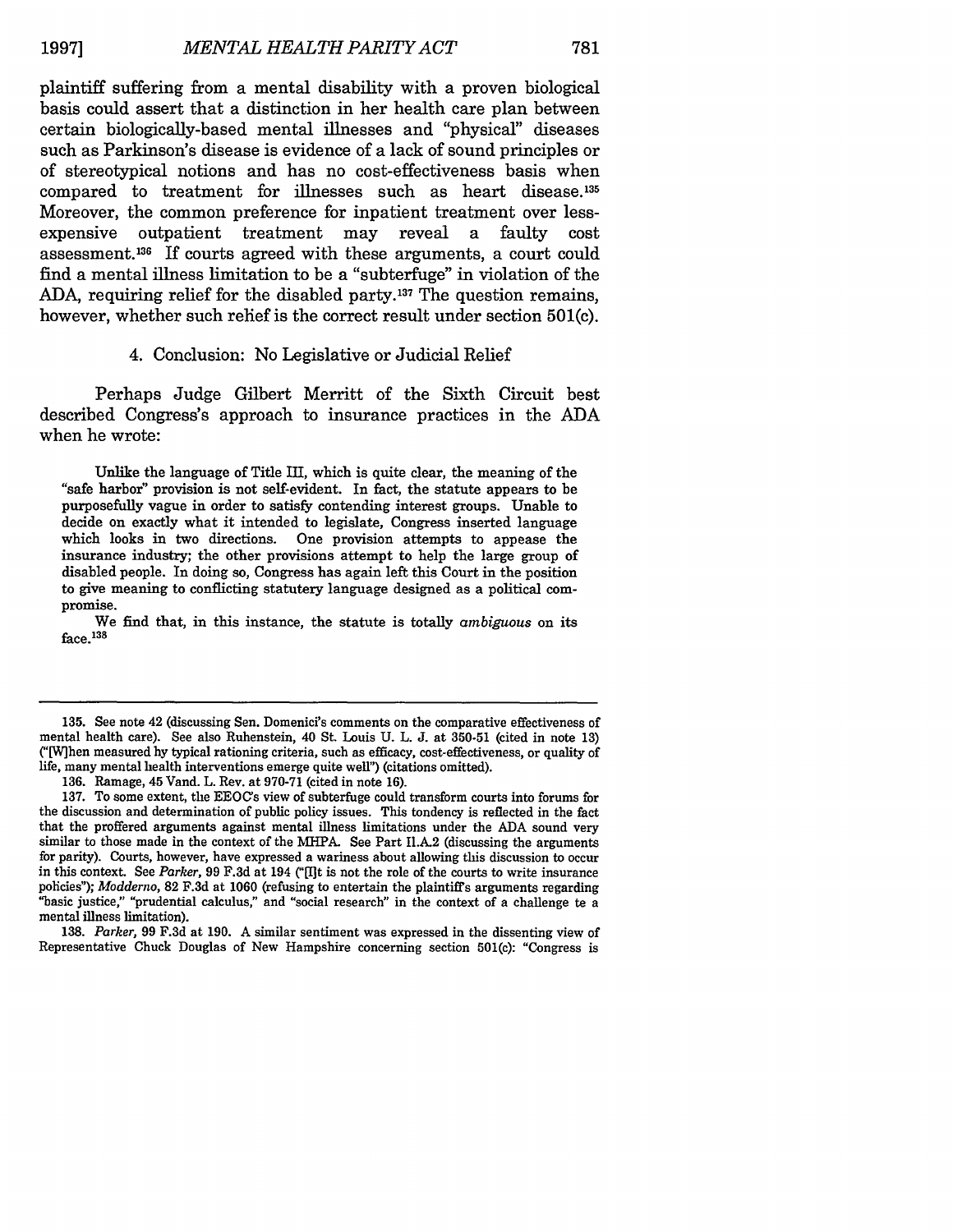plaintiff suffering from a mental disability with a proven biological basis could assert that a distinction in her health care plan between certain biologically-based mental illnesses and "physical" diseases such as Parkinson's disease is evidence of a lack of sound principles or of stereotypical notions and has no cost-effectiveness basis when compared to treatment for illnesses such as heart disease.[135] Moreover, the common preference for inpatient treatment over less-expensive outpatient treatment may reveal a faulty cost assessment.[136] If courts agreed with these arguments, a court could find a mental illness limitation to be a "subterfuge" in violation of the ADA, requiring relief for the disabled party.[137] The question remains, however, whether such relief is the correct result under section 501(c).

#### 4. Conclusion: No Legislative or Judicial Relief

Perhaps Judge Gilbert Merritt of the Sixth Circuit best described Congress's approach to insurance practices in the ADA when he wrote:

> Unlike the language of Title III, which is quite clear, the meaning of the "safe harbor" provision is not self-evident. In fact, the statute appears to be purposefully vague in order to satisfy contending interest groups. Unable to decide on exactly what it intended to legislate, Congress inserted language which looks in two directions. One provision attempts to appease the insurance industry; the other provisions attempt to help the large group of disabled people. In doing so, Congress has again left this Court in the position to give meaning to conflicting statutery language designed as a political compromise.
>
> We find that, in this instance, the statute is totally *ambiguous* on its face.[138]

---

135. See note 42 (discussing Sen. Domenici's comments on the comparative effectiveness of mental health care). See also Ruhenstein, 40 St. Louis U. L. J. at 350-51 (cited in note 13) ("[W]hen measured by typical rationing criteria, such as efficacy, cost-effectiveness, or quality of life, many mental health interventions emerge quite well") (citations omitted).

136. Ramage, 45 Vand. L. Rev. at 970-71 (cited in note 16).

137. To some extent, the EEOC's view of subterfuge could transform courts into forums for the discussion and determination of public policy issues. This tendency is reflected in the fact that the proffered arguments against mental illness limitations under the ADA sound very similar to those made in the context of the MHPA. See Part II.A.2 (discussing the arguments for parity). Courts, however, have expressed a wariness about allowing this discussion to occur in this context. See *Parker*, 99 F.3d at 194 ("[I]t is not the role of the courts to write insurance policies"); *Modderno*, 82 F.3d at 1060 (refusing to entertain the plaintiff's arguments regarding "basic justice," "prudential calculus," and "social research" in the context of a challenge te a mental illness limitation).

138. *Parker*, 99 F.3d at 190. A similar sentiment was expressed in the dissenting view of Representative Chuck Douglas of New Hampshire concerning section 501(c): "Congress is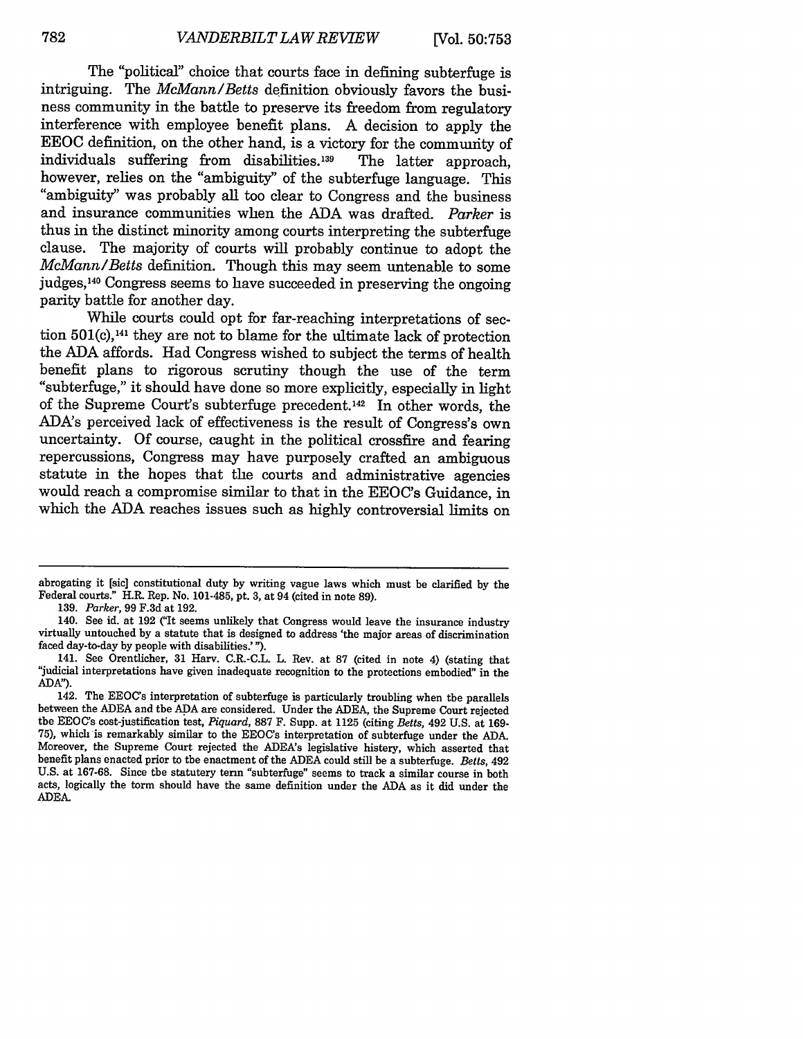The "political" choice that courts face in defining subterfuge is intriguing. The *McMann/Betts* definition obviously favors the business community in the battle to preserve its freedom from regulatory interference with employee benefit plans. A decision to apply the EEOC definition, on the other hand, is a victory for the community of individuals suffering from disabilities.[139] The latter approach, however, relies on the "ambiguity" of the subterfuge language. This "ambiguity" was probably all too clear to Congress and the business and insurance communities when the ADA was drafted. *Parker* is thus in the distinct minority among courts interpreting the subterfuge clause. The majority of courts will probably continue to adopt the *McMann/Betts* definition. Though this may seem untenable to some judges,[140] Congress seems to have succeeded in preserving the ongoing parity battle for another day.

While courts could opt for far-reaching interpretations of section 501(c),[141] they are not to blame for the ultimate lack of protection the ADA affords. Had Congress wished to subject the terms of health benefit plans to rigorous scrutiny though the use of the term "subterfuge," it should have done so more explicitly, especially in light of the Supreme Court's subterfuge precedent.[142] In other words, the ADA's perceived lack of effectiveness is the result of Congress's own uncertainty. Of course, caught in the political crossfire and fearing repercussions, Congress may have purposely crafted an ambiguous statute in the hopes that the courts and administrative agencies would reach a compromise similar to that in the EEOC's Guidance, in which the ADA reaches issues such as highly controversial limits on

---

abrogating it [sic] constitutional duty by writing vague laws which must be clarified by the Federal courts." H.R. Rep. No. 101-485, pt. 3, at 94 (cited in note 89).

139. *Parker*, 99 F.3d at 192.

140. See id. at 192 ("It seems unlikely that Congress would leave the insurance industry virtually untouched by a statute that is designed to address 'the major areas of discrimination faced day-to-day by people with disabilities.' ").

141. See Orentlicher, 31 Harv. C.R.-C.L. L. Rev. at 87 (cited in note 4) (stating that "judicial interpretations have given inadequate recognition to the protections embodied" in the ADA").

142. The EEOC's interpretation of subterfuge is particularly troubling when the parallels between the ADEA and the ADA are considered. Under the ADEA, the Supreme Court rejected the EEOC's cost-justification test, *Piquard*, 887 F. Supp. at 1125 (citing *Betts*, 492 U.S. at 169-75), which is remarkably similar to the EEOC's interpretation of subterfuge under the ADA. Moreover, the Supreme Court rejected the ADEA's legislative history, which asserted that benefit plans enacted prior to the enactment of the ADEA could still be a subterfuge. *Betts*, 492 U.S. at 167-68. Since the statutery term "subterfuge" seems to track a similar course in both acts, logically the torm should have the same definition under the ADA as it did under the ADEA.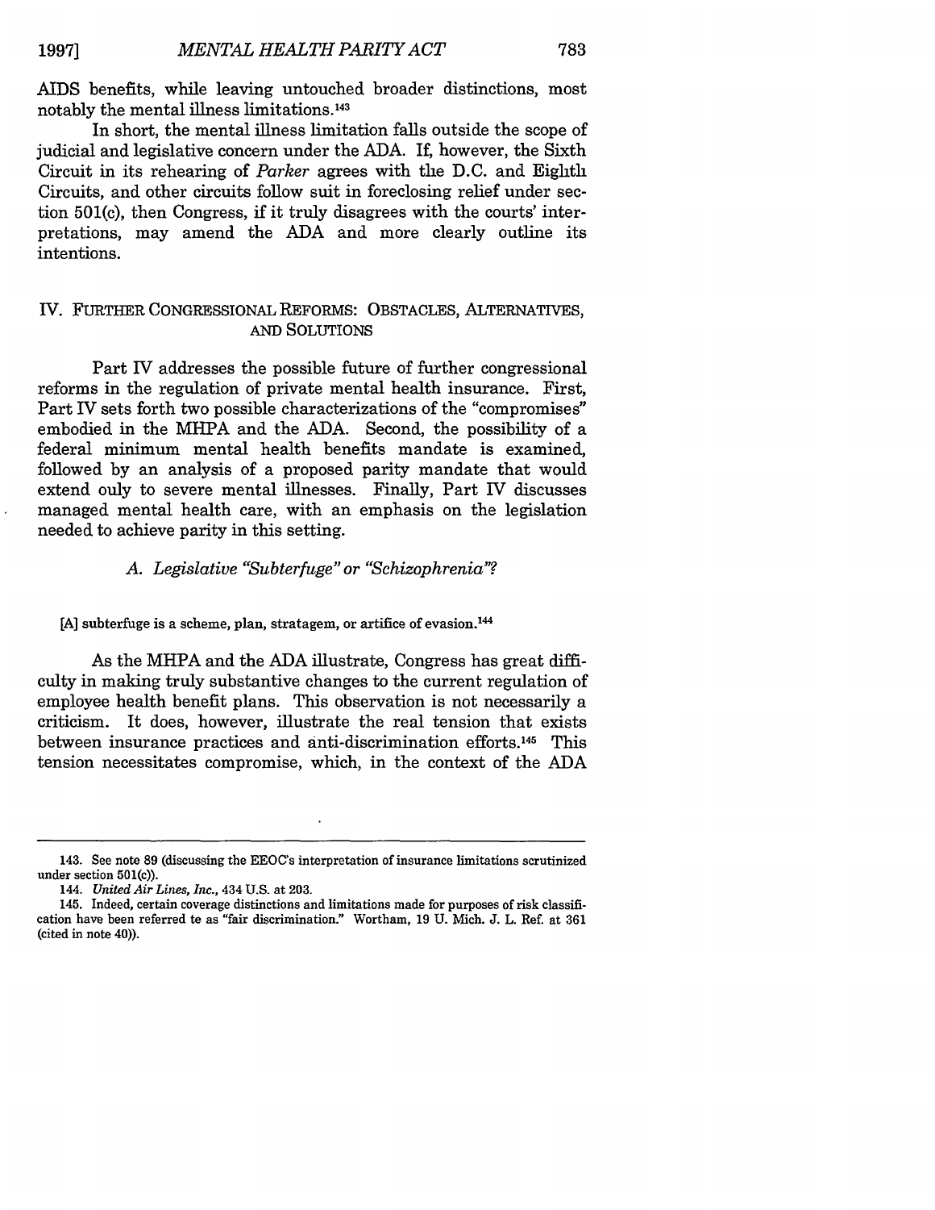AIDS benefits, while leaving untouched broader distinctions, most notably the mental illness limitations.[143]

In short, the mental illness limitation falls outside the scope of judicial and legislative concern under the ADA. If, however, the Sixth Circuit in its rehearing of *Parker* agrees with the D.C. and Eighth Circuits, and other circuits follow suit in foreclosing relief under section 501(c), then Congress, if it truly disagrees with the courts' interpretations, may amend the ADA and more clearly outline its intentions.

## IV. FURTHER CONGRESSIONAL REFORMS: OBSTACLES, ALTERNATIVES, AND SOLUTIONS

Part IV addresses the possible future of further congressional reforms in the regulation of private mental health insurance. First, Part IV sets forth two possible characterizations of the "compromises" embodied in the MHPA and the ADA. Second, the possibility of a federal minimum mental health benefits mandate is examined, followed by an analysis of a proposed parity mandate that would extend only to severe mental illnesses. Finally, Part IV discusses managed mental health care, with an emphasis on the legislation needed to achieve parity in this setting.

### *A. Legislative "Subterfuge" or "Schizophrenia"?*

[A] subterfuge is a scheme, plan, stratagem, or artifice of evasion.[144]

As the MHPA and the ADA illustrate, Congress has great difficulty in making truly substantive changes to the current regulation of employee health benefit plans. This observation is not necessarily a criticism. It does, however, illustrate the real tension that exists between insurance practices and anti-discrimination efforts.[145] This tension necessitates compromise, which, in the context of the ADA

---

143. See note 89 (discussing the EEOC's interpretation of insurance limitations scrutinized under section 501(c)).

144. *United Air Lines, Inc.*, 434 U.S. at 203.

145. Indeed, certain coverage distinctions and limitations made for purposes of risk classification have been referred te as "fair discrimination." Wortham, 19 U. Mich. J. L. Ref. at 361 (cited in note 40)).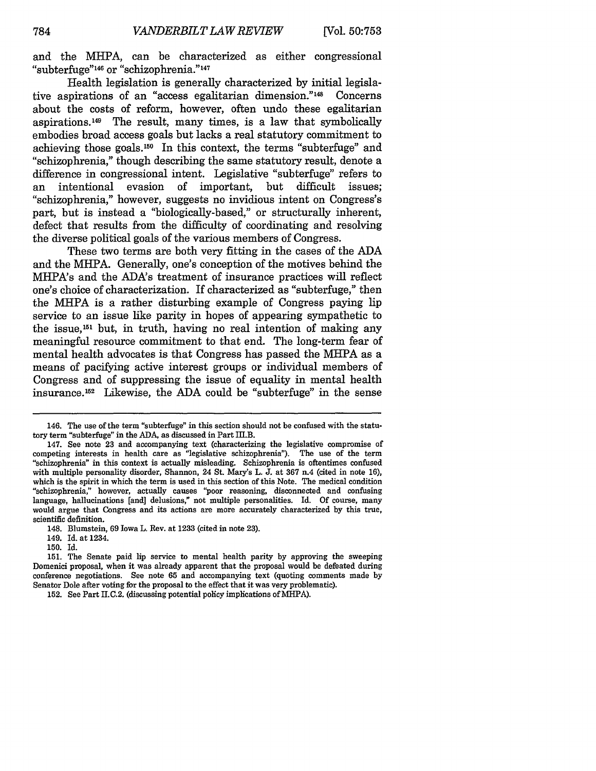and the MHPA, can be characterized as either congressional "subterfuge"[146] or "schizophrenia."[147]

Health legislation is generally characterized by initial legislative aspirations of an "access egalitarian dimension."[148] Concerns about the costs of reform, however, often undo these egalitarian aspirations.[149] The result, many times, is a law that symbolically embodies broad access goals but lacks a real statutory commitment to achieving those goals.[150] In this context, the terms "subterfuge" and "schizophrenia," though describing the same statutory result, denote a difference in congressional intent. Legislative "subterfuge" refers to an intentional evasion of important, but difficult issues; "schizophrenia," however, suggests no invidious intent on Congress's part, but is instead a "biologically-based," or structurally inherent, defect that results from the difficulty of coordinating and resolving the diverse political goals of the various members of Congress.

These two terms are both very fitting in the cases of the ADA and the MHPA. Generally, one's conception of the motives behind the MHPA's and the ADA's treatment of insurance practices will reflect one's choice of characterization. If characterized as "subterfuge," then the MHPA is a rather disturbing example of Congress paying lip service to an issue like parity in hopes of appearing sympathetic to the issue,[151] but, in truth, having no real intention of making any meaningful resource commitment to that end. The long-term fear of mental health advocates is that Congress has passed the MHPA as a means of pacifying active interest groups or individual members of Congress and of suppressing the issue of equality in mental health insurance.[152] Likewise, the ADA could be "subterfuge" in the sense

---

146. The use of the term "subterfuge" in this section should not be confused with the statutory term "subterfuge" in the ADA, as discussed in Part III.B.

147. See note 23 and accompanying text (characterizing the legislative compromise of competing interests in health care as "legislative schizophrenia"). The use of the term "schizophrenia" in this context is actually misleading. Schizophrenia is oftentimes confused with multiple personality disorder, Shannon, 24 St. Mary's L. J. at 367 n.4 (cited in note 16), which is the spirit in which the term is used in this section of this Note. The medical condition "schizophrenia," however, actually causes "poor reasoning, disconnected and confusing language, hallucinations [and] delusions," not multiple personalities. Id. Of course, many would argue that Congress and its actions are more accurately characterized by this true, scientific definition.

148. Blumstein, 69 Iowa L. Rev. at 1233 (cited in note 23).

149. Id. at 1234.

150. Id.

151. The Senate paid lip service to mental health parity by approving the sweeping Domenici proposal, when it was already apparent that the proposal would be defeated during conference negotiations. See note 65 and accompanying text (quoting comments made by Senator Dole after voting for the proposal to the effect that it was very problematic).

152. See Part II.C.2. (discussing potential policy implications of MHPA).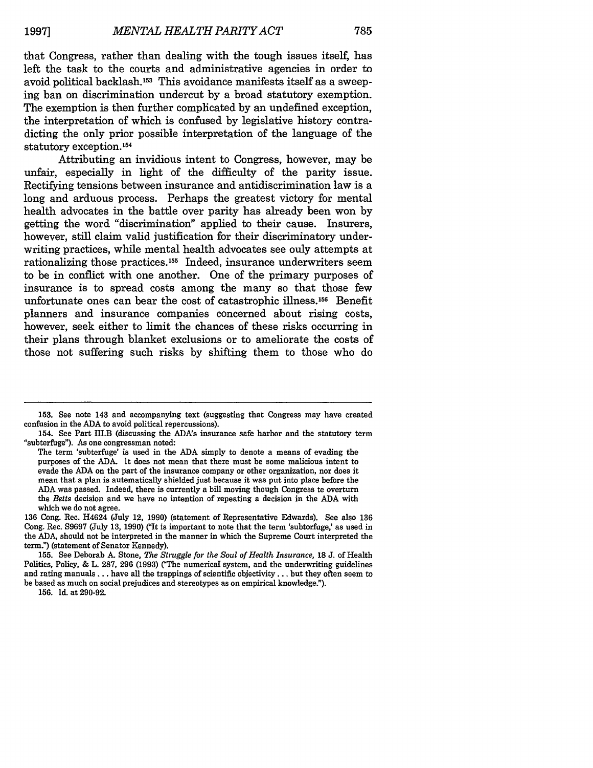that Congress, rather than dealing with the tough issues itself, has left the task to the courts and administrative agencies in order to avoid political backlash.[153] This avoidance manifests itself as a sweeping ban on discrimination undercut by a broad statutory exemption. The exemption is then further complicated by an undefined exception, the interpretation of which is confused by legislative history contradicting the only prior possible interpretation of the language of the statutory exception.[154]

Attributing an invidious intent to Congress, however, may be unfair, especially in light of the difficulty of the parity issue. Rectifying tensions between insurance and antidiscrimination law is a long and arduous process. Perhaps the greatest victory for mental health advocates in the battle over parity has already been won by getting the word "discrimination" applied to their cause. Insurers, however, still claim valid justification for their discriminatory underwriting practices, while mental health advocates see ouly attempts at rationalizing those practices.[155] Indeed, insurance underwriters seem to be in conflict with one another. One of the primary purposes of insurance is to spread costs among the many so that those few unfortunate ones can bear the cost of catastrophic illness.[156] Benefit planners and insurance companies concerned about rising costs, however, seek either to limit the chances of these risks occurring in their plans through blanket exclusions or to ameliorate the costs of those not suffering such risks by shifting them to those who do

---

153. See note 143 and accompanying text (suggesting that Congress may have created confusion in the ADA to avoid political repercussions).

154. See Part III.B (discussing the ADA's insurance safe harbor and the statutory term "subterfuge"). As one congressman noted:

> The term 'subterfuge' is used in the ADA simply to denote a means of evading the purposes of the ADA. It does not mean that there must be some malicious intent to evade the ADA on the part of the insurance company or other organization, nor does it mean that a plan is autematically shielded just because it was put into place before the ADA was passed. Indeed, there is currently a bill moving though Congress te overturn the *Betts* decision and we have no intention of repeating a decision in the ADA with which we do not agree.

136 Cong. Rec. H4624 (July 12, 1990) (statement of Representative Edwards). See also 136 Cong. Rec. S9697 (July 13, 1990) ("It is important to note that the term 'subtorfuge,' as used in the ADA, should not be interpreted in the manner in which the Supreme Court interpreted the term.") (statement of Senator Kennedy).

155. See Deborah A. Stone, *The Struggle for the Soul of Health Insurance*, 18 J. of Health Politics, Policy, & L. 287, 296 (1993) ("The numerical system, and the underwriting guidelines and rating manuals . . . have all the trappings of scientific objectivity . . . but they often seem to be based as much on social prejudices and stereotypes as on empirical knowledge.").

156. Id. at 290-92.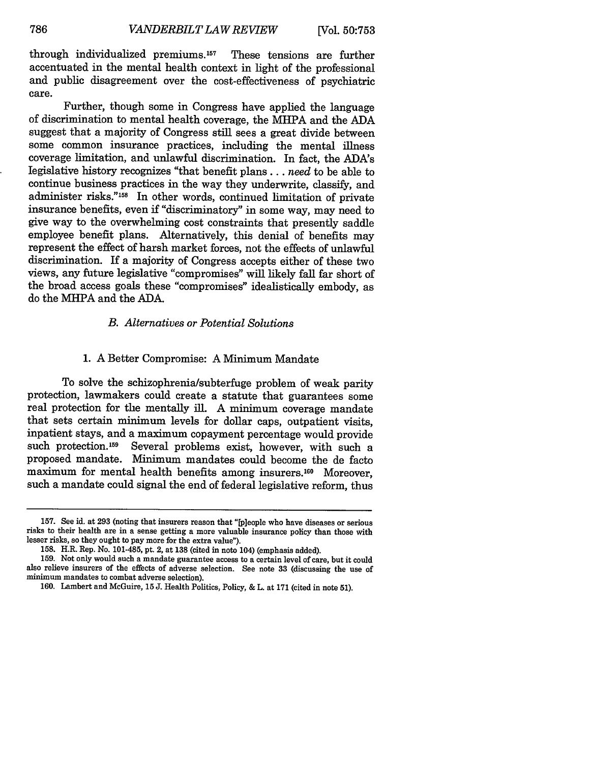through individualized premiums.[157] These tensions are further accentuated in the mental health context in light of the professional and public disagreement over the cost-effectiveness of psychiatric care.

Further, though some in Congress have applied the language of discrimination to mental health coverage, the MHPA and the ADA suggest that a majority of Congress still sees a great divide between some common insurance practices, including the mental illness coverage limitation, and unlawful discrimination. In fact, the ADA's legislative history recognizes "that benefit plans . . . *need* to be able to continue business practices in the way they underwrite, classify, and administer risks."[158] In other words, continued limitation of private insurance benefits, even if "discriminatory" in some way, may need to give way to the overwhelming cost constraints that presently saddle employee benefit plans. Alternatively, this denial of benefits may represent the effect of harsh market forces, not the effects of unlawful discrimination. If a majority of Congress accepts either of these two views, any future legislative "compromises" will likely fall far short of the broad access goals these "compromises" idealistically embody, as do the MHPA and the ADA.

### *B. Alternatives or Potential Solutions*

#### 1. A Better Compromise: A Minimum Mandate

To solve the schizophrenia/subterfuge problem of weak parity protection, lawmakers could create a statute that guarantees some real protection for the mentally ill. A minimum coverage mandate that sets certain minimum levels for dollar caps, outpatient visits, inpatient stays, and a maximum copayment percentage would provide such protection.[159] Several problems exist, however, with such a proposed mandate. Minimum mandates could become the de facto maximum for mental health benefits among insurers.[160] Moreover, such a mandate could signal the end of federal legislative reform, thus

---

157. See id. at 293 (noting that insurers reason that "[p]eople who have diseases or serious risks to their health are in a sense getting a more valuable insurance policy than those with lesser risks, so they ought to pay more for the extra value").

158. H.R. Rep. No. 101-485, pt. 2, at 138 (cited in note 104) (emphasis added).

159. Not only would such a mandate guarantee access to a certain level of care, but it could also relieve insurers of the effects of adverse selection. See note 33 (discussing the use of minimum mandates to combat adverse selection).

160. Lambert and McGuire, 15 J. Health Politics, Policy, & L. at 171 (cited in note 51).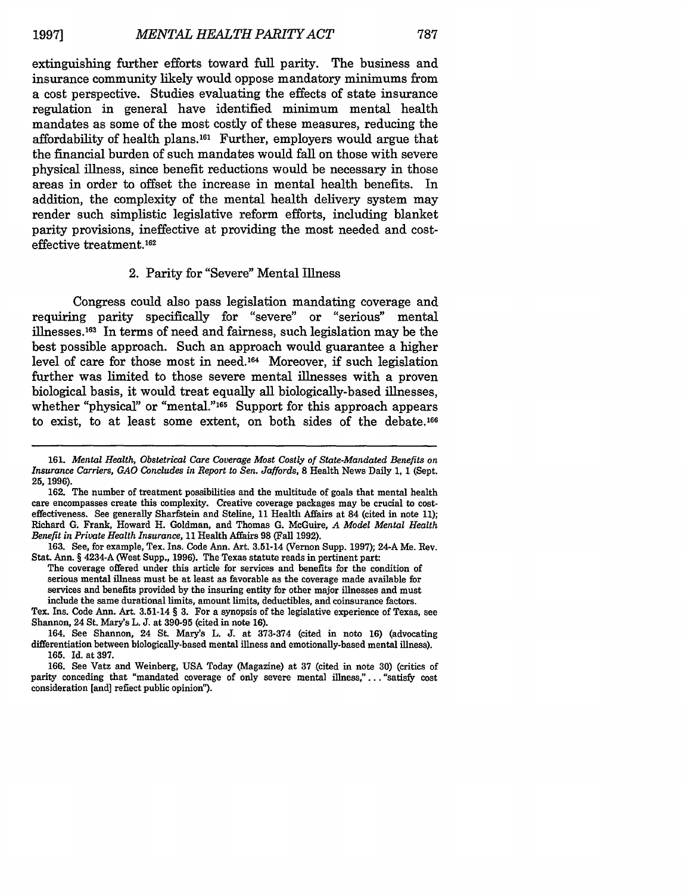extinguishing further efforts toward full parity. The business and insurance community likely would oppose mandatory minimums from a cost perspective. Studies evaluating the effects of state insurance regulation in general have identified minimum mental health mandates as some of the most costly of these measures, reducing the affordability of health plans.[161] Further, employers would argue that the financial burden of such mandates would fall on those with severe physical illness, since benefit reductions would be necessary in those areas in order to offset the increase in mental health benefits. In addition, the complexity of the mental health delivery system may render such simplistic legislative reform efforts, including blanket parity provisions, ineffective at providing the most needed and cost-effective treatment.[162]

### 2. Parity for "Severe" Mental Illness

Congress could also pass legislation mandating coverage and requiring parity specifically for "severe" or "serious" mental illnesses.[163] In terms of need and fairness, such legislation may be the best possible approach. Such an approach would guarantee a higher level of care for those most in need.[164] Moreover, if such legislation further was limited to those severe mental illnesses with a proven biological basis, it would treat equally all biologically-based illnesses, whether "physical" or "mental."[165] Support for this approach appears to exist, to at least some extent, on both sides of the debate.[166]

---

161. *Mental Health, Obstetrical Care Coverage Most Costly of State-Mandated Benefits on Insurance Carriers, GAO Concludes in Report to Sen. Jaffords*, 8 Health News Daily 1, 1 (Sept. 25, 1996).

162. The number of treatment possibilities and the multitude of goals that mental health care encompasses create this complexity. Creative coverage packages may be crucial to cost-effectiveness. See generally Sharfstein and Steline, 11 Health Affairs at 84 (cited in note 11); Richard G. Frank, Howard H. Goldman, and Thomas G. McGuire, *A Model Mental Health Benefit in Private Health Insurance*, 11 Health Affairs 98 (Fall 1992).

163. See, for example, Tex. Ins. Code Ann. Art. 3.51-14 (Vernon Supp. 1997); 24-A Me. Rev. Stat. Ann. § 4234-A (West Supp., 1996). The Texas statute reads in pertinent part:

> The coverage offered under this article for services and benefits for the condition of serious mental illness must be at least as favorable as the coverage made available for services and benefits provided by the insuring entity for other major illnesses and must include the same durational limits, amount limits, deductibles, and coinsurance factors.

Tex. Ins. Code Ann. Art. 3.51-14 § 3. For a synopsis of the legislative experience of Texas, see Shannon, 24 St. Mary's L. J. at 390-95 (cited in note 16).

164. See Shannon, 24 St. Mary's L. J. at 373-374 (cited in noto 16) (advocating differentiation between biologically-based mental illness and emotionally-based mental illness).

165. Id. at 397.

166. See Vatz and Weinberg, USA Today (Magazine) at 37 (cited in note 30) (critics of parity conceding that "mandated coverage of only severe mental illness," . . . "satisfy cost consideration [and] reflect public opinion").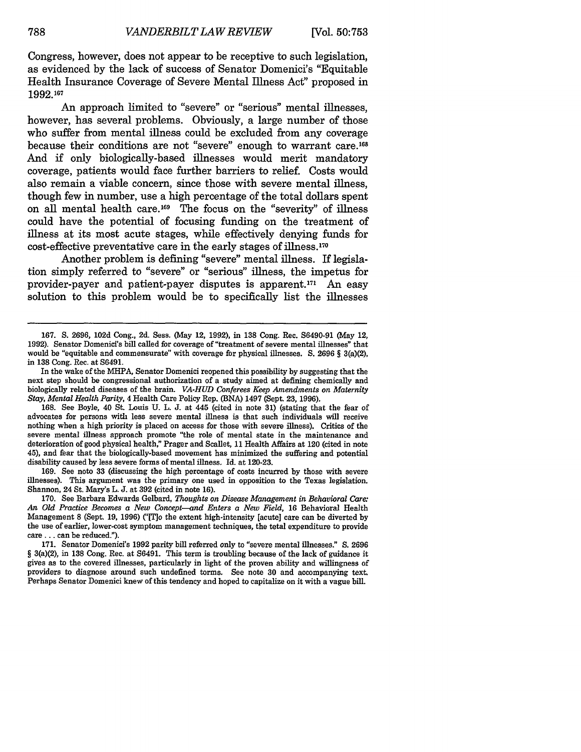Congress, however, does not appear to be receptive to such legislation, as evidenced by the lack of success of Senator Domenici's "Equitable Health Insurance Coverage of Severe Mental Illness Act" proposed in 1992.[167]

An approach limited to "severe" or "serious" mental illnesses, however, has several problems. Obviously, a large number of those who suffer from mental illness could be excluded from any coverage because their conditions are not "severe" enough to warrant care.[168] And if only biologically-based illnesses would merit mandatory coverage, patients would face further barriers to relief. Costs would also remain a viable concern, since those with severe mental illness, though few in number, use a high percentage of the total dollars spent on all mental health care.[169] The focus on the "severity" of illness could have the potential of focusing funding on the treatment of illness at its most acute stages, while effectively denying funds for cost-effective preventative care in the early stages of illness.[170]

Another problem is defining "severe" mental illness. If legislation simply referred to "severe" or "serious" illness, the impetus for provider-payer and patient-payer disputes is apparent.[171] An easy solution to this problem would be to specifically list the illnesses

---

167. S. 2696, 102d Cong., 2d. Sess. (May 12, 1992), in 138 Cong. Rec. S6490-91 (May 12, 1992). Senator Domenici's bill called for coverage of "treatment of severe mental illnesses" that would be "equitable and commensurate" with coverage for physical illnesses. S. 2696 § 3(a)(2), in 138 Cong. Rec. at S6491.

In the wake of the MHPA, Senator Domenici reopened this possibility by suggesting that the next step should be congressional authorization of a study aimed at defining chemically and biologically related diseases of the brain. *VA-HUD Conferees Keep Amendments on Maternity Stay, Mental Health Parity*, 4 Health Care Policy Rep. (BNA) 1497 (Sept. 23, 1996).

168. See Boyle, 40 St. Louis U. L. J. at 445 (cited in note 31) (stating that the fear of advocates for persons with less severe mental illness is that such individuals will receive nothing when a high priority is placed on access for those with severe illness). Critics of the severe mental illness approach promote "the role of mental state in the maintenance and deterioration of good physical health," Prager and Scallet, 11 Health Affairs at 120 (cited in note 45), and fear that the biologically-based movement has minimized the suffering and potential disability caused by less severe forms of mental illness. Id. at 120-23.

169. See note 33 (discussing the high percentage of costs incurred by those with severe illnesses). This argument was the primary one used in opposition to the Texas legislation. Shannon, 24 St. Mary's L. J. at 392 (cited in note 16).

170. See Barbara Edwards Gelbard, *Thoughts on Disease Management in Behavioral Care: An Old Practice Becomes a New Concept—and Enters a New Field*, 16 Behavioral Health Management 8 (Sept. 19, 1996) ("[T]o the extent high-intensity [acute] care can be diverted by the use of earlier, lower-cost symptom management techniques, the total expenditure to provide care . . . can be reduced.").

171. Senator Domenici's 1992 parity bill referred only to "severe mental illnesses." S. 2696 § 3(a)(2), in 138 Cong. Rec. at S6491. This term is troubling because of the lack of guidance it gives as to the covered illnesses, particularly in light of the proven ability and willingness of providers to diagnose around such undefined terms. See note 30 and accompanying text. Perhaps Senator Domenici knew of this tendency and hoped to capitalize on it with a vague bill.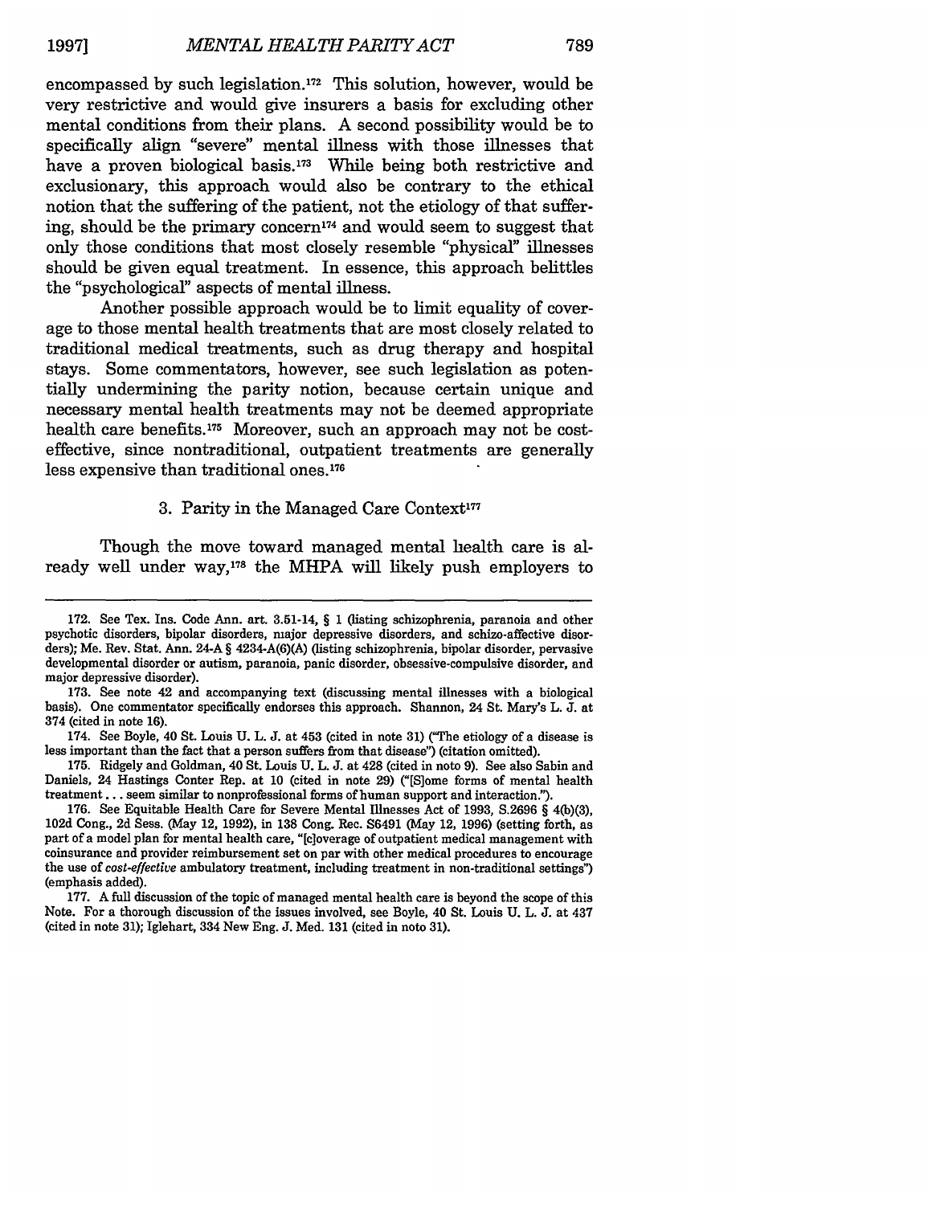encompassed by such legislation.[172] This solution, however, would be very restrictive and would give insurers a basis for excluding other mental conditions from their plans. A second possibility would be to specifically align "severe" mental illness with those illnesses that have a proven biological basis.[173] While being both restrictive and exclusionary, this approach would also be contrary to the ethical notion that the suffering of the patient, not the etiology of that suffering, should be the primary concern[174] and would seem to suggest that only those conditions that most closely resemble "physical" illnesses should be given equal treatment. In essence, this approach belittles the "psychological" aspects of mental illness.

Another possible approach would be to limit equality of coverage to those mental health treatments that are most closely related to traditional medical treatments, such as drug therapy and hospital stays. Some commentators, however, see such legislation as potentially undermining the parity notion, because certain unique and necessary mental health treatments may not be deemed appropriate health care benefits.[175] Moreover, such an approach may not be cost-effective, since nontraditional, outpatient treatments are generally less expensive than traditional ones.[176]

### 3. Parity in the Managed Care Context[177]

Though the move toward managed mental health care is already well under way,[178] the MHPA will likely push employers to

---

172. See Tex. Ins. Code Ann. art. 3.51-14, § 1 (listing schizophrenia, paranoia and other psychotic disorders, bipolar disorders, major depressive disorders, and schizo-affective disorders); Me. Rev. Stat. Ann. 24-A § 4234-A(6)(A) (listing schizophrenia, bipolar disorder, pervasive developmental disorder or autism, paranoia, panic disorder, obsessive-compulsive disorder, and major depressive disorder).

173. See note 42 and accompanying text (discussing mental illnesses with a biological basis). One commentator specifically endorses this approach. Shannon, 24 St. Mary's L. J. at 374 (cited in note 16).

174. See Boyle, 40 St. Louis U. L. J. at 453 (cited in note 31) ("The etiology of a disease is less important than the fact that a person suffers from that disease") (citation omitted).

175. Ridgely and Goldman, 40 St. Louis U. L. J. at 428 (cited in noto 9). See also Sabin and Daniels, 24 Hastings Conter Rep. at 10 (cited in note 29) ("[S]ome forms of mental health treatment . . . seem similar to nonprofessional forms of human support and interaction.").

176. See Equitable Health Care for Severe Mental Illnesses Act of 1993, S.2696 § 4(b)(3), 102d Cong., 2d Sess. (May 12, 1992), in 138 Cong. Rec. S6491 (May 12, 1996) (setting forth, as part of a model plan for mental health care, "[c]overage of outpatient medical management with coinsurance and provider reimbursement set on par with other medical procedures to encourage the use of *cost-effective* ambulatory treatment, including treatment in non-traditional settings") (emphasis added).

177. A full discussion of the topic of managed mental health care is beyond the scope of this Note. For a thorough discussion of the issues involved, see Boyle, 40 St. Louis U. L. J. at 437 (cited in note 31); Iglehart, 334 New Eng. J. Med. 131 (cited in noto 31).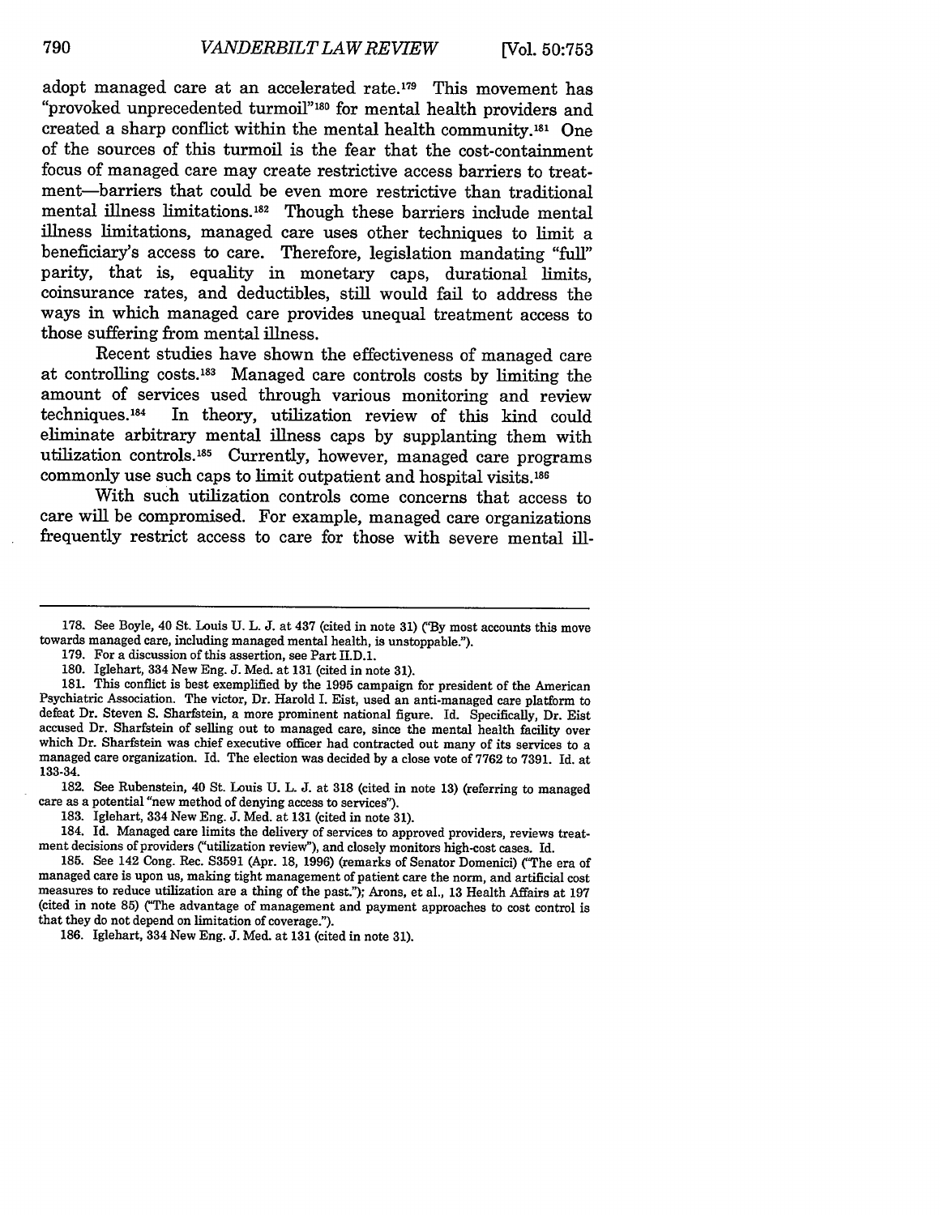adopt managed care at an accelerated rate.[179] This movement has "provoked unprecedented turmoil"[180] for mental health providers and created a sharp conflict within the mental health community.[181] One of the sources of this turmoil is the fear that the cost-containment focus of managed care may create restrictive access barriers to treatment—barriers that could be even more restrictive than traditional mental illness limitations.[182] Though these barriers include mental illness limitations, managed care uses other techniques to limit a beneficiary's access to care. Therefore, legislation mandating "full" parity, that is, equality in monetary caps, durational limits, coinsurance rates, and deductibles, still would fail to address the ways in which managed care provides unequal treatment access to those suffering from mental illness.

Recent studies have shown the effectiveness of managed care at controlling costs.[183] Managed care controls costs by limiting the amount of services used through various monitoring and review techniques.[184] In theory, utilization review of this kind could eliminate arbitrary mental illness caps by supplanting them with utilization controls.[185] Currently, however, managed care programs commonly use such caps to limit outpatient and hospital visits.[186]

With such utilization controls come concerns that access to care will be compromised. For example, managed care organizations frequently restrict access to care for those with severe mental ill-

---

178. See Boyle, 40 St. Louis U. L. J. at 437 (cited in note 31) ("By most accounts this move towards managed care, including managed mental health, is unstoppable.").

179. For a discussion of this assertion, see Part II.D.1.

180. Iglehart, 334 New Eng. J. Med. at 131 (cited in note 31).

181. This conflict is best exemplified by the 1995 campaign for president of the American Psychiatric Association. The victor, Dr. Harold I. Eist, used an anti-managed care platform to defeat Dr. Steven S. Sharfstein, a more prominent national figure. Id. Specifically, Dr. Eist accused Dr. Sharfstein of selling out to managed care, since the mental health facility over which Dr. Sharfstein was chief executive officer had contracted out many of its services to a managed care organization. Id. The election was decided by a close vote of 7762 to 7391. Id. at 133-34.

182. See Rubenstein, 40 St. Louis U. L. J. at 318 (cited in note 13) (referring to managed care as a potential "new method of denying access to services").

183. Iglehart, 334 New Eng. J. Med. at 131 (cited in note 31).

184. Id. Managed care limits the delivery of services to approved providers, reviews treatment decisions of providers ("utilization review"), and closely monitors high-cost cases. Id.

185. See 142 Cong. Rec. S3591 (Apr. 18, 1996) (remarks of Senator Domenici) ("The era of managed care is upon us, making tight management of patient care the norm, and artificial cost measures to reduce utilization are a thing of the past."); Arons, et al., 13 Health Affairs at 197 (cited in note 85) ("The advantage of management and payment approaches to cost control is that they do not depend on limitation of coverage.").

186. Iglehart, 334 New Eng. J. Med. at 131 (cited in note 31).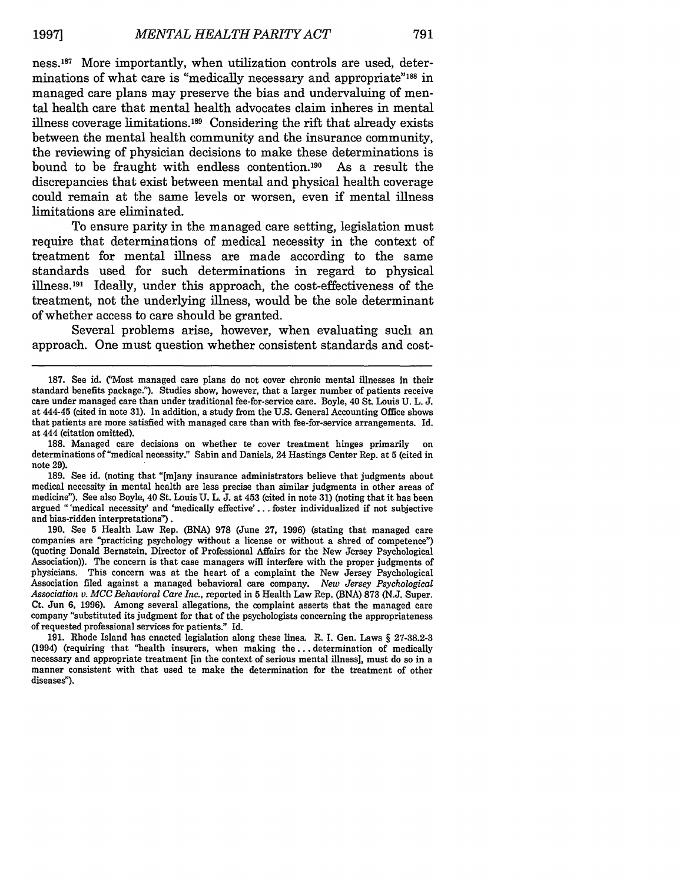ness.[187] More importantly, when utilization controls are used, determinations of what care is "medically necessary and appropriate"[188] in managed care plans may preserve the bias and undervaluing of mental health care that mental health advocates claim inheres in mental illness coverage limitations.[189] Considering the rift that already exists between the mental health community and the insurance community, the reviewing of physician decisions to make these determinations is bound to be fraught with endless contention.[190] As a result the discrepancies that exist between mental and physical health coverage could remain at the same levels or worsen, even if mental illness limitations are eliminated.

To ensure parity in the managed care setting, legislation must require that determinations of medical necessity in the context of treatment for mental illness are made according to the same standards used for such determinations in regard to physical illness.[191] Ideally, under this approach, the cost-effectiveness of the treatment, not the underlying illness, would be the sole determinant of whether access to care should be granted.

Several problems arise, however, when evaluating such an approach. One must question whether consistent standards and cost-

---

187. See id. ("Most managed care plans do not cover chronic mental illnesses in their standard benefits package."). Studies show, however, that a larger number of patients receive care under managed care than under traditional fee-for-service care. Boyle, 40 St. Louis U. L. J. at 444-45 (cited in note 31). In addition, a study from the U.S. General Accounting Office shows that patients are more satisfied with managed care than with fee-for-service arrangements. Id. at 444 (citation omitted).

188. Managed care decisions on whether te cover treatment hinges primarily on determinations of "medical necessity." Sabin and Daniels, 24 Hastings Center Rep. at 5 (cited in note 29).

189. See id. (noting that "[m]any insurance administrators believe that judgments about medical necessity in mental health are less precise than similar judgments in other areas of medicine"). See also Boyle, 40 St. Louis U. L. J. at 453 (cited in note 31) (noting that it has been argued "'medical necessity' and 'medically effective' . . . foster individualized if not subjective and bias-ridden interpretations").

190. See 5 Health Law Rep. (BNA) 978 (June 27, 1996) (stating that managed care companies are "practicing psychology without a license or without a shred of competence") (quoting Donald Bernstein, Director of Professional Affairs for the New Jersey Psychological Association)). The concern is that case managers will interfere with the proper judgments of physicians. This concern was at the heart of a complaint the New Jersey Psychological Association filed against a managed behavioral care company. *New Jersey Psychological Association v. MCC Behavioral Care Inc.*, reported in 5 Health Law Rep. (BNA) 873 (N.J. Super. Ct. Jun 6, 1996). Among several allegations, the complaint asserts that the managed care company "substituted its judgment for that of the psychologists concerning the appropriateness of requested professional services for patients." Id.

191. Rhode Island has enacted legislation along these lines. R. I. Gen. Laws § 27-38.2-3 (1994) (requiring that "health insurers, when making the . . . determination of medically necessary and appropriate treatment [in the context of serious mental illness], must do so in a manner consistent with that used te make the determination for the treatment of other diseases").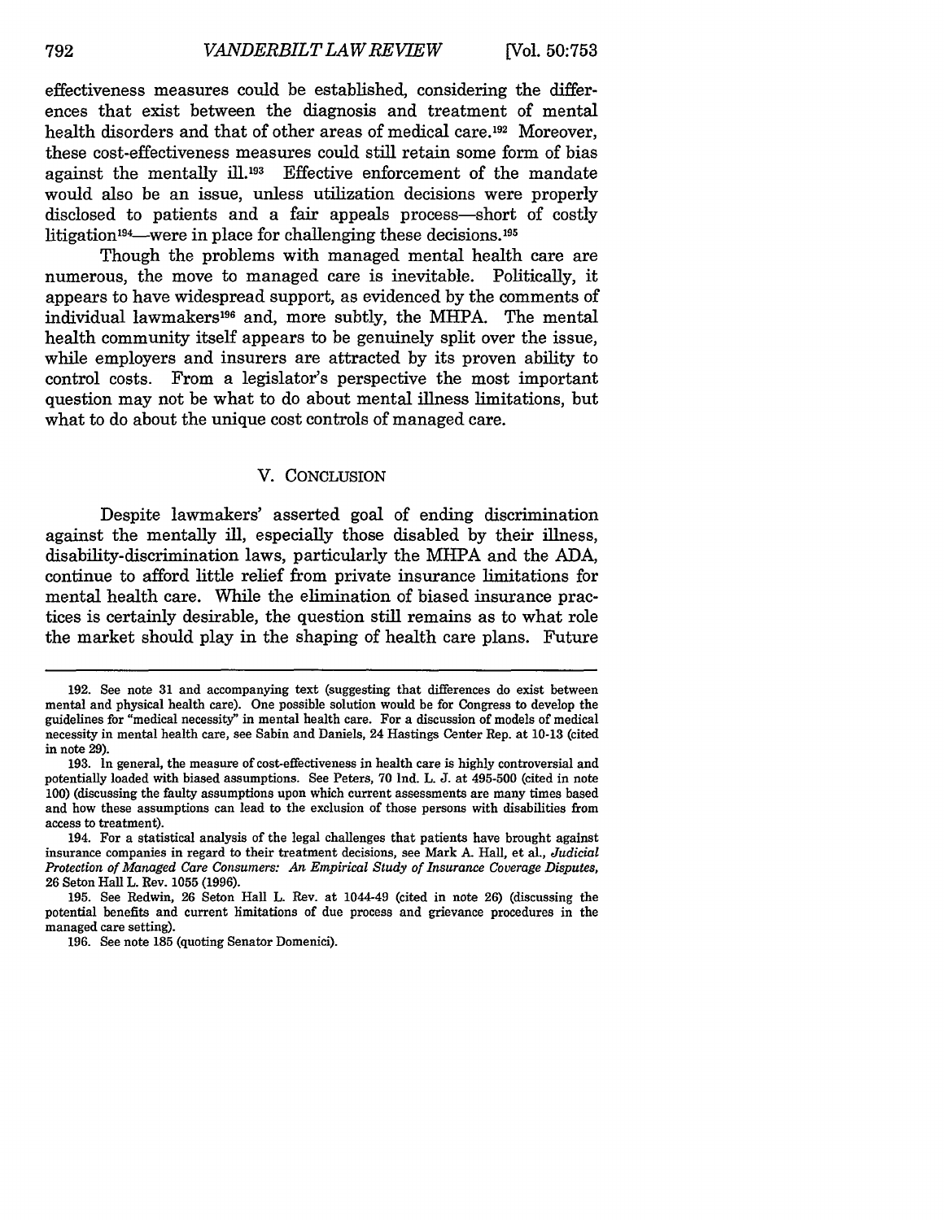effectiveness measures could be established, considering the differences that exist between the diagnosis and treatment of mental health disorders and that of other areas of medical care.[192] Moreover, these cost-effectiveness measures could still retain some form of bias against the mentally ill.[193] Effective enforcement of the mandate would also be an issue, unless utilization decisions were properly disclosed to patients and a fair appeals process—short of costly litigation[194]—were in place for challenging these decisions.[195]

Though the problems with managed mental health care are numerous, the move to managed care is inevitable. Politically, it appears to have widespread support, as evidenced by the comments of individual lawmakers[196] and, more subtly, the MHPA. The mental health community itself appears to be genuinely split over the issue, while employers and insurers are attracted by its proven ability to control costs. From a legislator's perspective the most important question may not be what to do about mental illness limitations, but what to do about the unique cost controls of managed care.

## V. CONCLUSION

Despite lawmakers' asserted goal of ending discrimination against the mentally ill, especially those disabled by their illness, disability-discrimination laws, particularly the MHPA and the ADA, continue to afford little relief from private insurance limitations for mental health care. While the elimination of biased insurance practices is certainly desirable, the question still remains as to what role the market should play in the shaping of health care plans. Future

---

192. See note 31 and accompanying text (suggesting that differences do exist between mental and physical health care). One possible solution would be for Congress to develop the guidelines for "medical necessity" in mental health care. For a discussion of models of medical necessity in mental health care, see Sabin and Daniels, 24 Hastings Center Rep. at 10-13 (cited in note 29).

193. In general, the measure of cost-effectiveness in health care is highly controversial and potentially loaded with biased assumptions. See Peters, 70 Ind. L. J. at 495-500 (cited in note 100) (discussing the faulty assumptions upon which current assessments are many times based and how these assumptions can lead to the exclusion of those persons with disabilities from access to treatment).

194. For a statistical analysis of the legal challenges that patients have brought against insurance companies in regard to their treatment decisions, see Mark A. Hall, et al., *Judicial Protection of Managed Care Consumers: An Empirical Study of Insurance Coverage Disputes*, 26 Seton Hall L. Rev. 1055 (1996).

195. See Redwin, 26 Seton Hall L. Rev. at 1044-49 (cited in note 26) (discussing the potential benefits and current limitations of due process and grievance procedures in the managed care setting).

196. See note 185 (quoting Senator Domenici).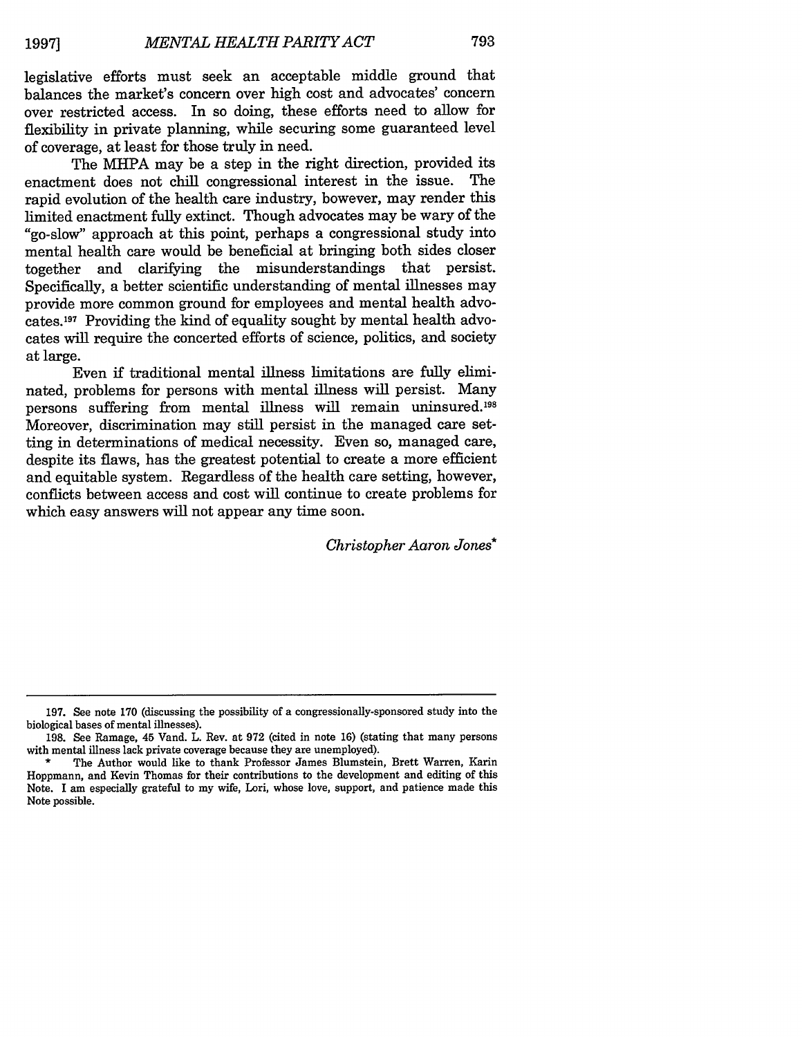legislative efforts must seek an acceptable middle ground that balances the market's concern over high cost and advocates' concern over restricted access. In so doing, these efforts need to allow for flexibility in private planning, while securing some guaranteed level of coverage, at least for those truly in need.

The MHPA may be a step in the right direction, provided its enactment does not chill congressional interest in the issue. The rapid evolution of the health care industry, however, may render this limited enactment fully extinct. Though advocates may be wary of the "go-slow" approach at this point, perhaps a congressional study into mental health care would be beneficial at bringing both sides closer together and clarifying the misunderstandings that persist. Specifically, a better scientific understanding of mental illnesses may provide more common ground for employees and mental health advocates.[197] Providing the kind of equality sought by mental health advocates will require the concerted efforts of science, politics, and society at large.

Even if traditional mental illness limitations are fully eliminated, problems for persons with mental illness will persist. Many persons suffering from mental illness will remain uninsured.[198] Moreover, discrimination may still persist in the managed care setting in determinations of medical necessity. Even so, managed care, despite its flaws, has the greatest potential to create a more efficient and equitable system. Regardless of the health care setting, however, conflicts between access and cost will continue to create problems for which easy answers will not appear any time soon.

*Christopher Aaron Jones*[*]

---

197. See note 170 (discussing the possibility of a congressionally-sponsored study into the biological bases of mental illnesses).

198. See Ramage, 45 Vand. L. Rev. at 972 (cited in note 16) (stating that many persons with mental illness lack private coverage because they are unemployed).

\* The Author would like to thank Professor James Blumstein, Brett Warren, Karin Hoppmann, and Kevin Thomas for their contributions to the development and editing of this Note. I am especially grateful to my wife, Lori, whose love, support, and patience made this Note possible.